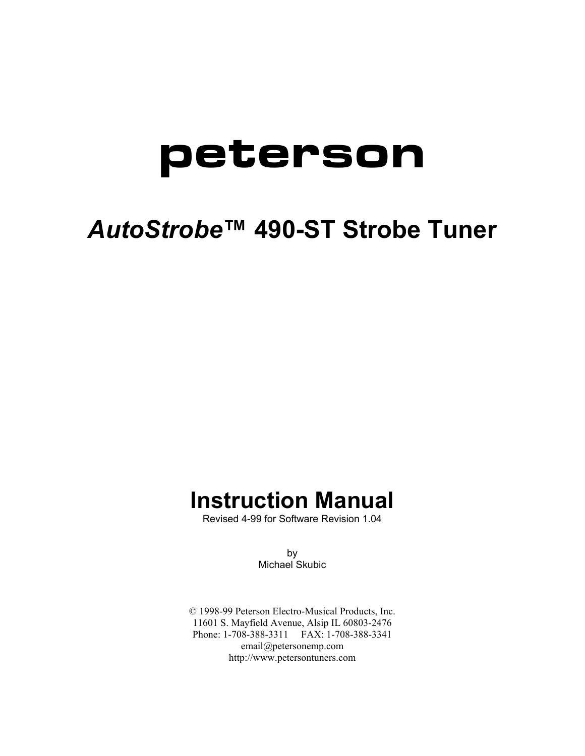# peterson

## *AutoStrobe*™ 490-ST Strobe Tuner

## Instruction Manual

Revised 4-99 for Software Revision 1.04

by
Michael Skubic

© 1998-99 Peterson Electro-Musical Products, Inc.
11601 S. Mayfield Avenue, Alsip IL 60803-2476
Phone: 1-708-388-3311 FAX: 1-708-388-3341
email@petersonemp.com
http://www.petersontuners.com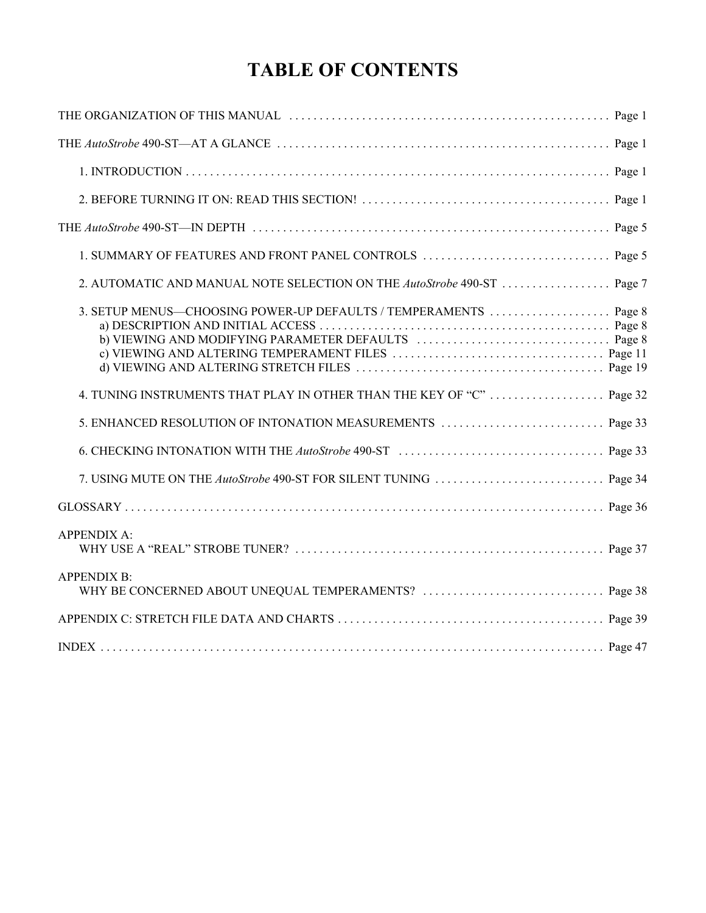# TABLE OF CONTENTS

THE ORGANIZATION OF THIS MANUAL . . . . . . . . . . . . . . . . . . . . . . . . . . . . . . . . . . . . . . . . . . . . . . . . . . . . Page 1

THE *AutoStrobe* 490-ST—AT A GLANCE . . . . . . . . . . . . . . . . . . . . . . . . . . . . . . . . . . . . . . . . . . . . . . . . . . . . . Page 1

1. INTRODUCTION . . . . . . . . . . . . . . . . . . . . . . . . . . . . . . . . . . . . . . . . . . . . . . . . . . . . . . . . . . . . . . . . . . . . . . Page 1

2. BEFORE TURNING IT ON: READ THIS SECTION! . . . . . . . . . . . . . . . . . . . . . . . . . . . . . . . . . . . . . . . . . Page 1

THE *AutoStrobe* 490-ST—IN DEPTH . . . . . . . . . . . . . . . . . . . . . . . . . . . . . . . . . . . . . . . . . . . . . . . . . . . . . . . . . . . Page 5

1. SUMMARY OF FEATURES AND FRONT PANEL CONTROLS . . . . . . . . . . . . . . . . . . . . . . . . . . . . . . Page 5

2. AUTOMATIC AND MANUAL NOTE SELECTION ON THE *AutoStrobe* 490-ST . . . . . . . . . . . . . . . . . . Page 7

3. SETUP MENUS—CHOOSING POWER-UP DEFAULTS / TEMPERAMENTS . . . . . . . . . . . . . . . . . . . . Page 8
   - a) DESCRIPTION AND INITIAL ACCESS . . . . . . . . . . . . . . . . . . . . . . . . . . . . . . . . . . . . . . . . . . . . . . . . Page 8
   - b) VIEWING AND MODIFYING PARAMETER DEFAULTS . . . . . . . . . . . . . . . . . . . . . . . . . . . . . . . . Page 8
   - c) VIEWING AND ALTERING TEMPERAMENT FILES . . . . . . . . . . . . . . . . . . . . . . . . . . . . . . . . . . . Page 11
   - d) VIEWING AND ALTERING STRETCH FILES . . . . . . . . . . . . . . . . . . . . . . . . . . . . . . . . . . . . . . . . . Page 19

4. TUNING INSTRUMENTS THAT PLAY IN OTHER THAN THE KEY OF "C" . . . . . . . . . . . . . . . . . . . Page 32

5. ENHANCED RESOLUTION OF INTONATION MEASUREMENTS . . . . . . . . . . . . . . . . . . . . . . . . . . . Page 33

6. CHECKING INTONATION WITH THE *AutoStrobe* 490-ST . . . . . . . . . . . . . . . . . . . . . . . . . . . . . . . . . . Page 33

7. USING MUTE ON THE *AutoStrobe* 490-ST FOR SILENT TUNING . . . . . . . . . . . . . . . . . . . . . . . . . . . . Page 34

GLOSSARY . . . . . . . . . . . . . . . . . . . . . . . . . . . . . . . . . . . . . . . . . . . . . . . . . . . . . . . . . . . . . . . . . . . . . . . . . . . . . Page 36

APPENDIX A:
WHY USE A "REAL" STROBE TUNER? . . . . . . . . . . . . . . . . . . . . . . . . . . . . . . . . . . . . . . . . . . . . . . . . . . . Page 37

APPENDIX B:
WHY BE CONCERNED ABOUT UNEQUAL TEMPERAMENTS? . . . . . . . . . . . . . . . . . . . . . . . . . . . . . . Page 38

APPENDIX C: STRETCH FILE DATA AND CHARTS . . . . . . . . . . . . . . . . . . . . . . . . . . . . . . . . . . . . . . . . . . . . Page 39

INDEX . . . . . . . . . . . . . . . . . . . . . . . . . . . . . . . . . . . . . . . . . . . . . . . . . . . . . . . . . . . . . . . . . . . . . . . . . . . . . . . . . . Page 47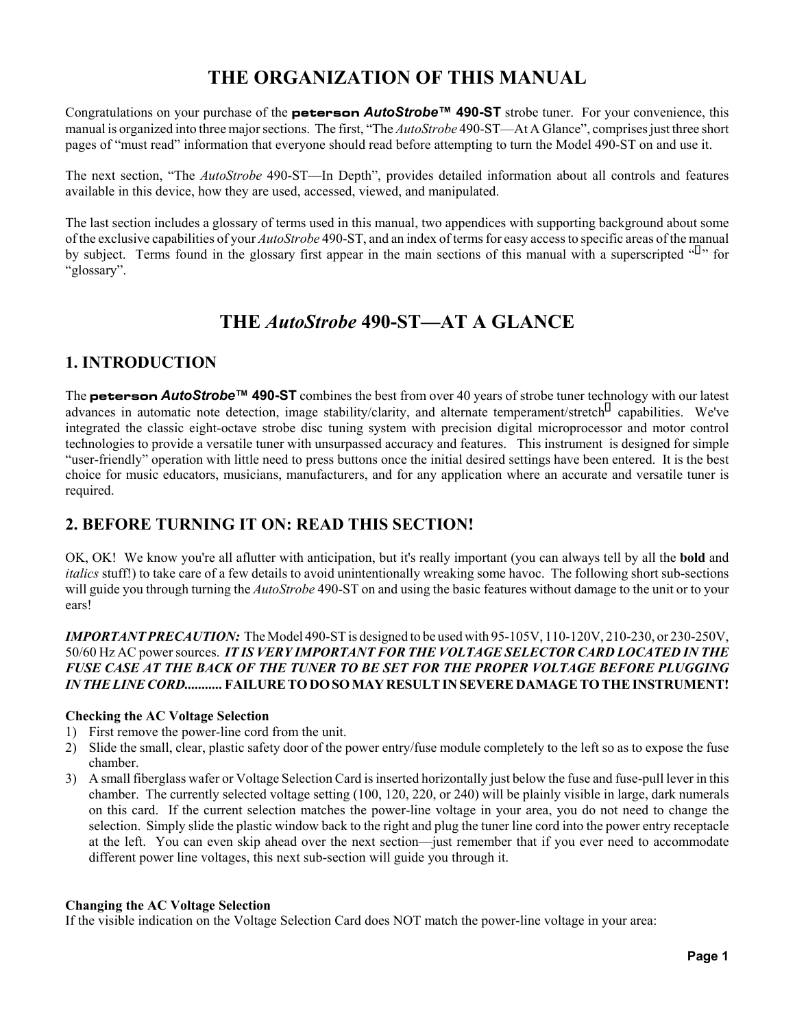# THE ORGANIZATION OF THIS MANUAL

Congratulations on your purchase of the **peterson** ***AutoStrobe*™ 490-ST** strobe tuner. For your convenience, this manual is organized into three major sections. The first, "The *AutoStrobe* 490-ST—At A Glance", comprises just three short pages of "must read" information that everyone should read before attempting to turn the Model 490-ST on and use it.

The next section, "The *AutoStrobe* 490-ST—In Depth", provides detailed information about all controls and features available in this device, how they are used, accessed, viewed, and manipulated.

The last section includes a glossary of terms used in this manual, two appendices with supporting background about some of the exclusive capabilities of your *AutoStrobe* 490-ST, and an index of terms for easy access to specific areas of the manual by subject. Terms found in the glossary first appear in the main sections of this manual with a superscripted "" for "glossary".

# THE *AutoStrobe* 490-ST—AT A GLANCE

## 1. INTRODUCTION

The **peterson** ***AutoStrobe*™ 490-ST** combines the best from over 40 years of strobe tuner technology with our latest advances in automatic note detection, image stability/clarity, and alternate temperament/stretch capabilities. We've integrated the classic eight-octave strobe disc tuning system with precision digital microprocessor and motor control technologies to provide a versatile tuner with unsurpassed accuracy and features. This instrument is designed for simple "user-friendly" operation with little need to press buttons once the initial desired settings have been entered. It is the best choice for music educators, musicians, manufacturers, and for any application where an accurate and versatile tuner is required.

## 2. BEFORE TURNING IT ON: READ THIS SECTION!

OK, OK! We know you're all aflutter with anticipation, but it's really important (you can always tell by all the **bold** and *italics* stuff!) to take care of a few details to avoid unintentionally wreaking some havoc. The following short sub-sections will guide you through turning the *AutoStrobe* 490-ST on and using the basic features without damage to the unit or to your ears!

***IMPORTANT PRECAUTION:*** The Model 490-ST is designed to be used with 95-105V, 110-120V, 210-230, or 230-250V, 50/60 Hz AC power sources. ***IT IS VERY IMPORTANT FOR THE VOLTAGE SELECTOR CARD LOCATED IN THE FUSE CASE AT THE BACK OF THE TUNER TO BE SET FOR THE PROPER VOLTAGE BEFORE PLUGGING IN THE LINE CORD...........*** **FAILURE TO DO SO MAY RESULT IN SEVERE DAMAGE TO THE INSTRUMENT!**

**Checking the AC Voltage Selection**

1) First remove the power-line cord from the unit.
2) Slide the small, clear, plastic safety door of the power entry/fuse module completely to the left so as to expose the fuse chamber.
3) A small fiberglass wafer or Voltage Selection Card is inserted horizontally just below the fuse and fuse-pull lever in this chamber. The currently selected voltage setting (100, 120, 220, or 240) will be plainly visible in large, dark numerals on this card. If the current selection matches the power-line voltage in your area, you do not need to change the selection. Simply slide the plastic window back to the right and plug the tuner line cord into the power entry receptacle at the left. You can even skip ahead over the next section—just remember that if you ever need to accommodate different power line voltages, this next sub-section will guide you through it.

**Changing the AC Voltage Selection**

If the visible indication on the Voltage Selection Card does NOT match the power-line voltage in your area: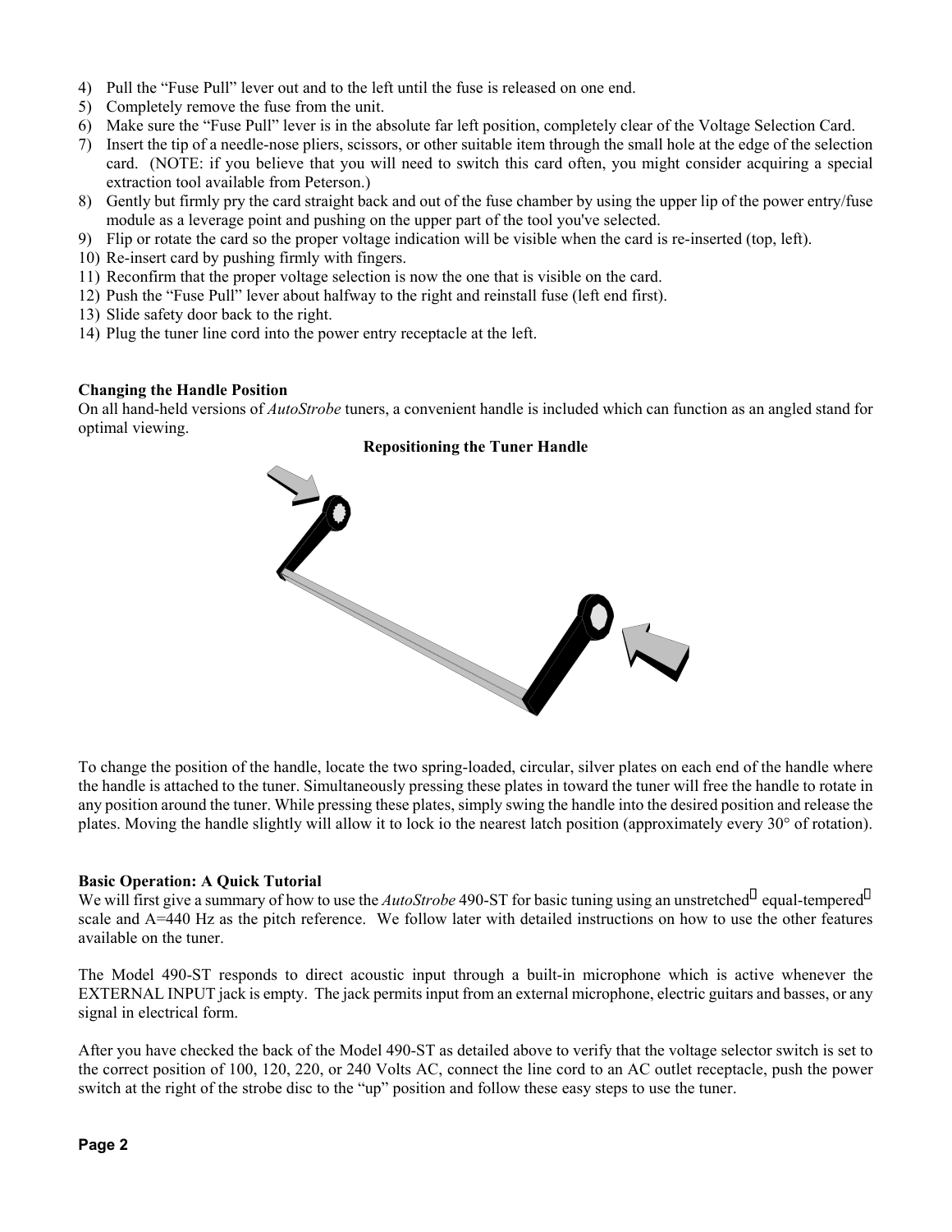4) Pull the "Fuse Pull" lever out and to the left until the fuse is released on one end.
5) Completely remove the fuse from the unit.
6) Make sure the "Fuse Pull" lever is in the absolute far left position, completely clear of the Voltage Selection Card.
7) Insert the tip of a needle-nose pliers, scissors, or other suitable item through the small hole at the edge of the selection card. (NOTE: if you believe that you will need to switch this card often, you might consider acquiring a special extraction tool available from Peterson.)
8) Gently but firmly pry the card straight back and out of the fuse chamber by using the upper lip of the power entry/fuse module as a leverage point and pushing on the upper part of the tool you've selected.
9) Flip or rotate the card so the proper voltage indication will be visible when the card is re-inserted (top, left).
10) Re-insert card by pushing firmly with fingers.
11) Reconfirm that the proper voltage selection is now the one that is visible on the card.
12) Push the "Fuse Pull" lever about halfway to the right and reinstall fuse (left end first).
13) Slide safety door back to the right.
14) Plug the tuner line cord into the power entry receptacle at the left.

**Changing the Handle Position**

On all hand-held versions of *AutoStrobe* tuners, a convenient handle is included which can function as an angled stand for optimal viewing.

**Repositioning the Tuner Handle**

To change the position of the handle, locate the two spring-loaded, circular, silver plates on each end of the handle where the handle is attached to the tuner. Simultaneously pressing these plates in toward the tuner will free the handle to rotate in any position around the tuner. While pressing these plates, simply swing the handle into the desired position and release the plates. Moving the handle slightly will allow it to lock io the nearest latch position (approximately every 30° of rotation).

**Basic Operation: A Quick Tutorial**

We will first give a summary of how to use the *AutoStrobe* 490-ST for basic tuning using an unstretched equal-tempered scale and A=440 Hz as the pitch reference. We follow later with detailed instructions on how to use the other features available on the tuner.

The Model 490-ST responds to direct acoustic input through a built-in microphone which is active whenever the EXTERNAL INPUT jack is empty. The jack permits input from an external microphone, electric guitars and basses, or any signal in electrical form.

After you have checked the back of the Model 490-ST as detailed above to verify that the voltage selector switch is set to the correct position of 100, 120, 220, or 240 Volts AC, connect the line cord to an AC outlet receptacle, push the power switch at the right of the strobe disc to the "up" position and follow these easy steps to use the tuner.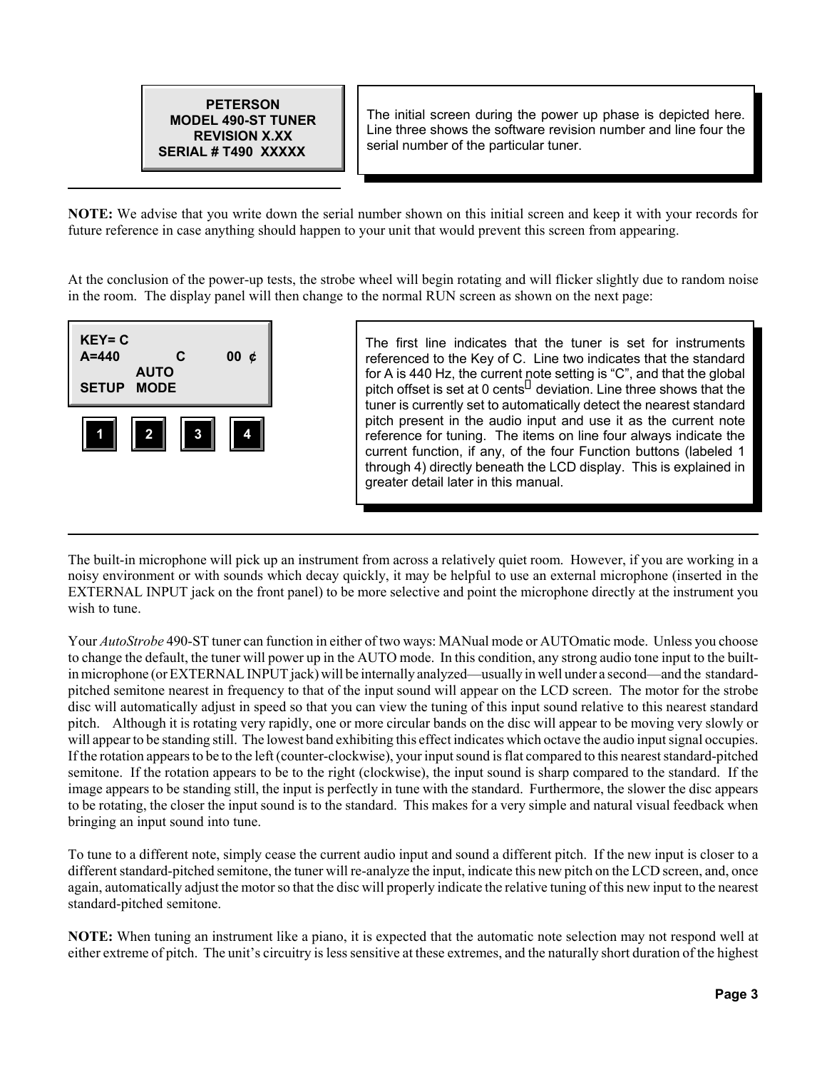```
PETERSON
MODEL 490-ST TUNER
REVISION X.XX
SERIAL # T490  XXXXX
```

The initial screen during the power up phase is depicted here. Line three shows the software revision number and line four the serial number of the particular tuner.

---

**NOTE:** We advise that you write down the serial number shown on this initial screen and keep it with your records for future reference in case anything should happen to your unit that would prevent this screen from appearing.

At the conclusion of the power-up tests, the strobe wheel will begin rotating and will flicker slightly due to random noise in the room. The display panel will then change to the normal RUN screen as shown on the next page:

```
KEY= C
A=440          C        00 ¢
         AUTO
SETUP   MODE

[1]   [2]   [3]   [4]
```

The first line indicates that the tuner is set for instruments referenced to the Key of C. Line two indicates that the standard for A is 440 Hz, the current note setting is "C", and that the global pitch offset is set at 0 cents deviation. Line three shows that the tuner is currently set to automatically detect the nearest standard pitch present in the audio input and use it as the current note reference for tuning. The items on line four always indicate the current function, if any, of the four Function buttons (labeled 1 through 4) directly beneath the LCD display. This is explained in greater detail later in this manual.

---

The built-in microphone will pick up an instrument from across a relatively quiet room. However, if you are working in a noisy environment or with sounds which decay quickly, it may be helpful to use an external microphone (inserted in the EXTERNAL INPUT jack on the front panel) to be more selective and point the microphone directly at the instrument you wish to tune.

Your *AutoStrobe* 490-ST tuner can function in either of two ways: MANual mode or AUTOmatic mode. Unless you choose to change the default, the tuner will power up in the AUTO mode. In this condition, any strong audio tone input to the built-in microphone (or EXTERNAL INPUT jack) will be internally analyzed—usually in well under a second—and the standard-pitched semitone nearest in frequency to that of the input sound will appear on the LCD screen. The motor for the strobe disc will automatically adjust in speed so that you can view the tuning of this input sound relative to this nearest standard pitch. Although it is rotating very rapidly, one or more circular bands on the disc will appear to be moving very slowly or will appear to be standing still. The lowest band exhibiting this effect indicates which octave the audio input signal occupies. If the rotation appears to be to the left (counter-clockwise), your input sound is flat compared to this nearest standard-pitched semitone. If the rotation appears to be to the right (clockwise), the input sound is sharp compared to the standard. If the image appears to be standing still, the input is perfectly in tune with the standard. Furthermore, the slower the disc appears to be rotating, the closer the input sound is to the standard. This makes for a very simple and natural visual feedback when bringing an input sound into tune.

To tune to a different note, simply cease the current audio input and sound a different pitch. If the new input is closer to a different standard-pitched semitone, the tuner will re-analyze the input, indicate this new pitch on the LCD screen, and, once again, automatically adjust the motor so that the disc will properly indicate the relative tuning of this new input to the nearest standard-pitched semitone.

**NOTE:** When tuning an instrument like a piano, it is expected that the automatic note selection may not respond well at either extreme of pitch. The unit's circuitry is less sensitive at these extremes, and the naturally short duration of the highest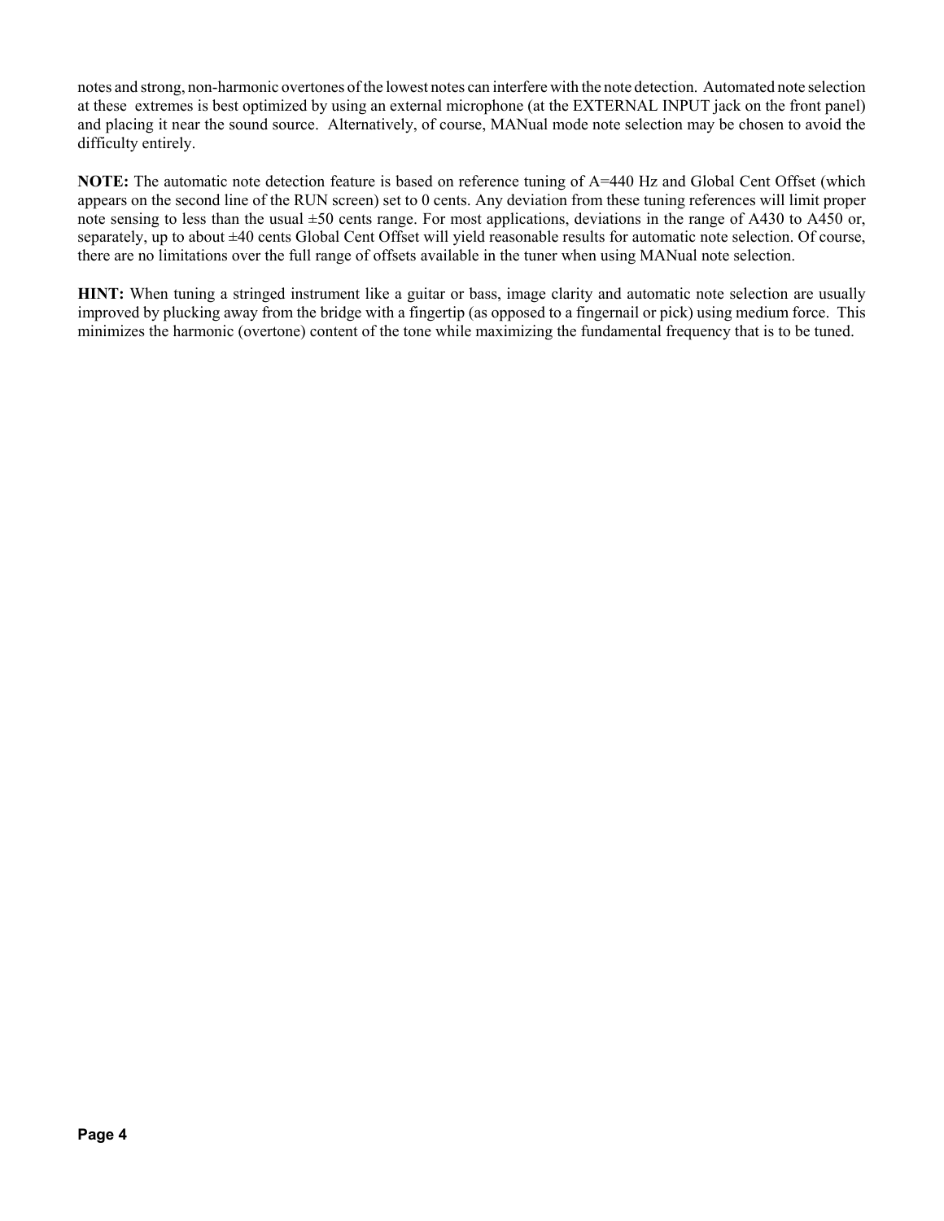notes and strong, non-harmonic overtones of the lowest notes can interfere with the note detection. Automated note selection at these extremes is best optimized by using an external microphone (at the EXTERNAL INPUT jack on the front panel) and placing it near the sound source. Alternatively, of course, MANual mode note selection may be chosen to avoid the difficulty entirely.

**NOTE:** The automatic note detection feature is based on reference tuning of A=440 Hz and Global Cent Offset (which appears on the second line of the RUN screen) set to 0 cents. Any deviation from these tuning references will limit proper note sensing to less than the usual ±50 cents range. For most applications, deviations in the range of A430 to A450 or, separately, up to about ±40 cents Global Cent Offset will yield reasonable results for automatic note selection. Of course, there are no limitations over the full range of offsets available in the tuner when using MANual note selection.

**HINT:** When tuning a stringed instrument like a guitar or bass, image clarity and automatic note selection are usually improved by plucking away from the bridge with a fingertip (as opposed to a fingernail or pick) using medium force. This minimizes the harmonic (overtone) content of the tone while maximizing the fundamental frequency that is to be tuned.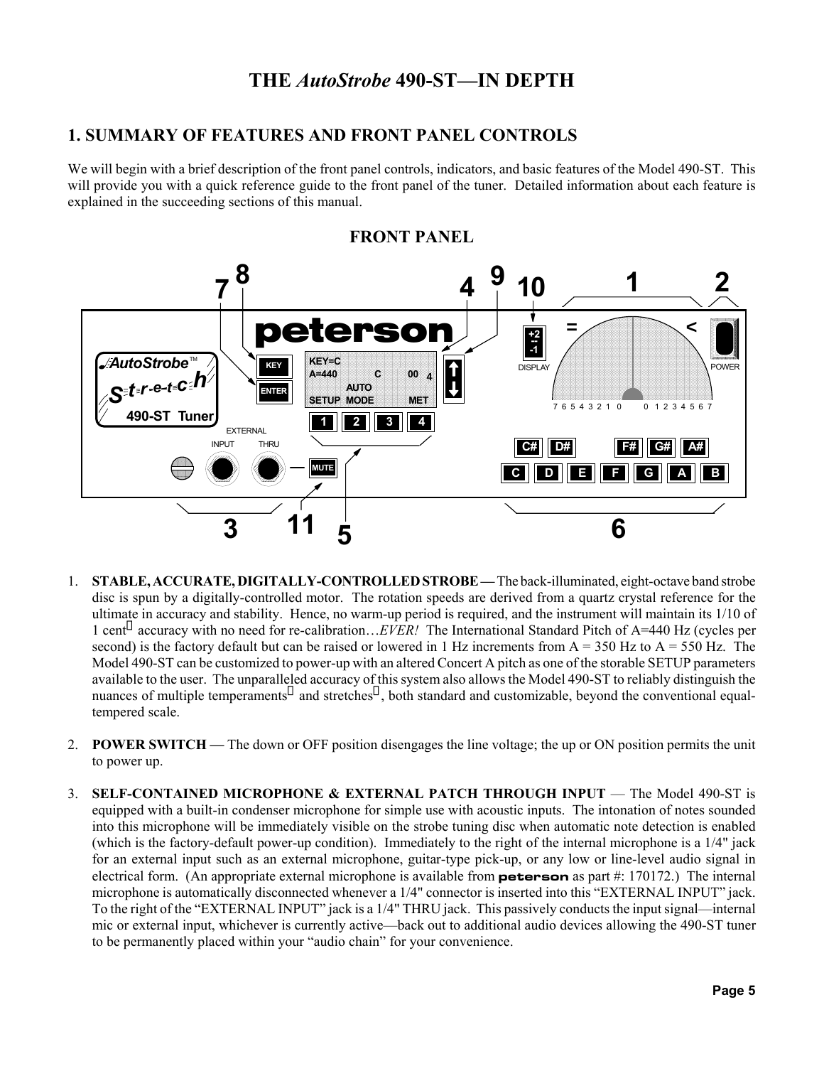# THE *AutoStrobe* 490-ST—IN DEPTH

## 1. SUMMARY OF FEATURES AND FRONT PANEL CONTROLS

We will begin with a brief description of the front panel controls, indicators, and basic features of the Model 490-ST. This will provide you with a quick reference guide to the front panel of the tuner. Detailed information about each feature is explained in the succeeding sections of this manual.

### FRONT PANEL

1. **STABLE, ACCURATE, DIGITALLY-CONTROLLED STROBE —** The back-illuminated, eight-octave band strobe disc is spun by a digitally-controlled motor. The rotation speeds are derived from a quartz crystal reference for the ultimate in accuracy and stability. Hence, no warm-up period is required, and the instrument will maintain its 1/10 of 1 cent accuracy with no need for re-calibration…*EVER!* The International Standard Pitch of A=440 Hz (cycles per second) is the factory default but can be raised or lowered in 1 Hz increments from A = 350 Hz to A = 550 Hz. The Model 490-ST can be customized to power-up with an altered Concert A pitch as one of the storable SETUP parameters available to the user. The unparalleled accuracy of this system also allows the Model 490-ST to reliably distinguish the nuances of multiple temperaments and stretches, both standard and customizable, beyond the conventional equal-tempered scale.

2. **POWER SWITCH —** The down or OFF position disengages the line voltage; the up or ON position permits the unit to power up.

3. **SELF-CONTAINED MICROPHONE & EXTERNAL PATCH THROUGH INPUT** — The Model 490-ST is equipped with a built-in condenser microphone for simple use with acoustic inputs. The intonation of notes sounded into this microphone will be immediately visible on the strobe tuning disc when automatic note detection is enabled (which is the factory-default power-up condition). Immediately to the right of the internal microphone is a 1/4" jack for an external input such as an external microphone, guitar-type pick-up, or any low or line-level audio signal in electrical form. (An appropriate external microphone is available from **peterson** as part #: 170172.) The internal microphone is automatically disconnected whenever a 1/4" connector is inserted into this "EXTERNAL INPUT" jack. To the right of the "EXTERNAL INPUT" jack is a 1/4" THRU jack. This passively conducts the input signal—internal mic or external input, whichever is currently active—back out to additional audio devices allowing the 490-ST tuner to be permanently placed within your "audio chain" for your convenience.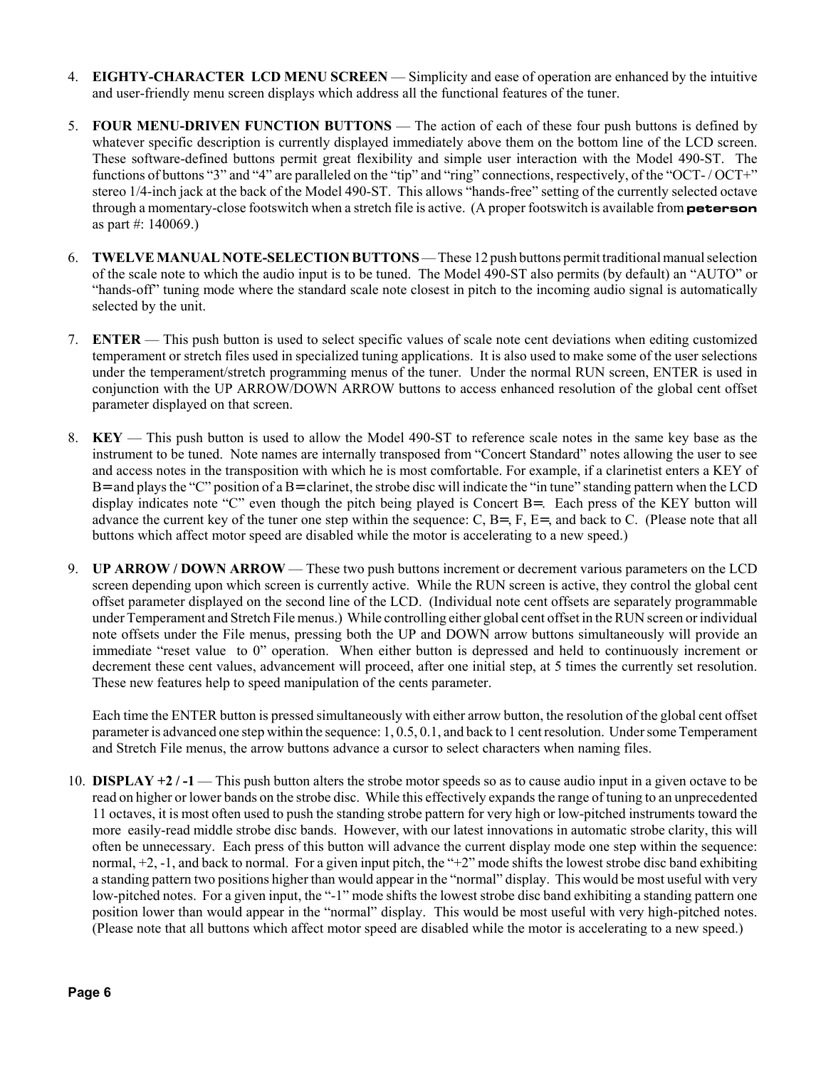4. **EIGHTY-CHARACTER LCD MENU SCREEN** — Simplicity and ease of operation are enhanced by the intuitive and user-friendly menu screen displays which address all the functional features of the tuner.

5. **FOUR MENU-DRIVEN FUNCTION BUTTONS** — The action of each of these four push buttons is defined by whatever specific description is currently displayed immediately above them on the bottom line of the LCD screen. These software-defined buttons permit great flexibility and simple user interaction with the Model 490-ST. The functions of buttons "3" and "4" are paralleled on the "tip" and "ring" connections, respectively, of the "OCT- / OCT+" stereo 1/4-inch jack at the back of the Model 490-ST. This allows "hands-free" setting of the currently selected octave through a momentary-close footswitch when a stretch file is active. (A proper footswitch is available from **peterson** as part #: 140069.)

6. **TWELVE MANUAL NOTE-SELECTION BUTTONS** — These 12 push buttons permit traditional manual selection of the scale note to which the audio input is to be tuned. The Model 490-ST also permits (by default) an "AUTO" or "hands-off" tuning mode where the standard scale note closest in pitch to the incoming audio signal is automatically selected by the unit.

7. **ENTER** — This push button is used to select specific values of scale note cent deviations when editing customized temperament or stretch files used in specialized tuning applications. It is also used to make some of the user selections under the temperament/stretch programming menus of the tuner. Under the normal RUN screen, ENTER is used in conjunction with the UP ARROW/DOWN ARROW buttons to access enhanced resolution of the global cent offset parameter displayed on that screen.

8. **KEY** — This push button is used to allow the Model 490-ST to reference scale notes in the same key base as the instrument to be tuned. Note names are internally transposed from "Concert Standard" notes allowing the user to see and access notes in the transposition with which he is most comfortable. For example, if a clarinetist enters a KEY of B♭ and plays the "C" position of a B♭ clarinet, the strobe disc will indicate the "in tune" standing pattern when the LCD display indicates note "C" even though the pitch being played is Concert B♭. Each press of the KEY button will advance the current key of the tuner one step within the sequence: C, B♭, F, E♭, and back to C. (Please note that all buttons which affect motor speed are disabled while the motor is accelerating to a new speed.)

9. **UP ARROW / DOWN ARROW** — These two push buttons increment or decrement various parameters on the LCD screen depending upon which screen is currently active. While the RUN screen is active, they control the global cent offset parameter displayed on the second line of the LCD. (Individual note cent offsets are separately programmable under Temperament and Stretch File menus.) While controlling either global cent offset in the RUN screen or individual note offsets under the File menus, pressing both the UP and DOWN arrow buttons simultaneously will provide an immediate "reset value to 0" operation. When either button is depressed and held to continuously increment or decrement these cent values, advancement will proceed, after one initial step, at 5 times the currently set resolution. These new features help to speed manipulation of the cents parameter.

   Each time the ENTER button is pressed simultaneously with either arrow button, the resolution of the global cent offset parameter is advanced one step within the sequence: 1, 0.5, 0.1, and back to 1 cent resolution. Under some Temperament and Stretch File menus, the arrow buttons advance a cursor to select characters when naming files.

10. **DISPLAY +2 / -1** — This push button alters the strobe motor speeds so as to cause audio input in a given octave to be read on higher or lower bands on the strobe disc. While this effectively expands the range of tuning to an unprecedented 11 octaves, it is most often used to push the standing strobe pattern for very high or low-pitched instruments toward the more easily-read middle strobe disc bands. However, with our latest innovations in automatic strobe clarity, this will often be unnecessary. Each press of this button will advance the current display mode one step within the sequence: normal, +2, -1, and back to normal. For a given input pitch, the "+2" mode shifts the lowest strobe disc band exhibiting a standing pattern two positions higher than would appear in the "normal" display. This would be most useful with very low-pitched notes. For a given input, the "-1" mode shifts the lowest strobe disc band exhibiting a standing pattern one position lower than would appear in the "normal" display. This would be most useful with very high-pitched notes. (Please note that all buttons which affect motor speed are disabled while the motor is accelerating to a new speed.)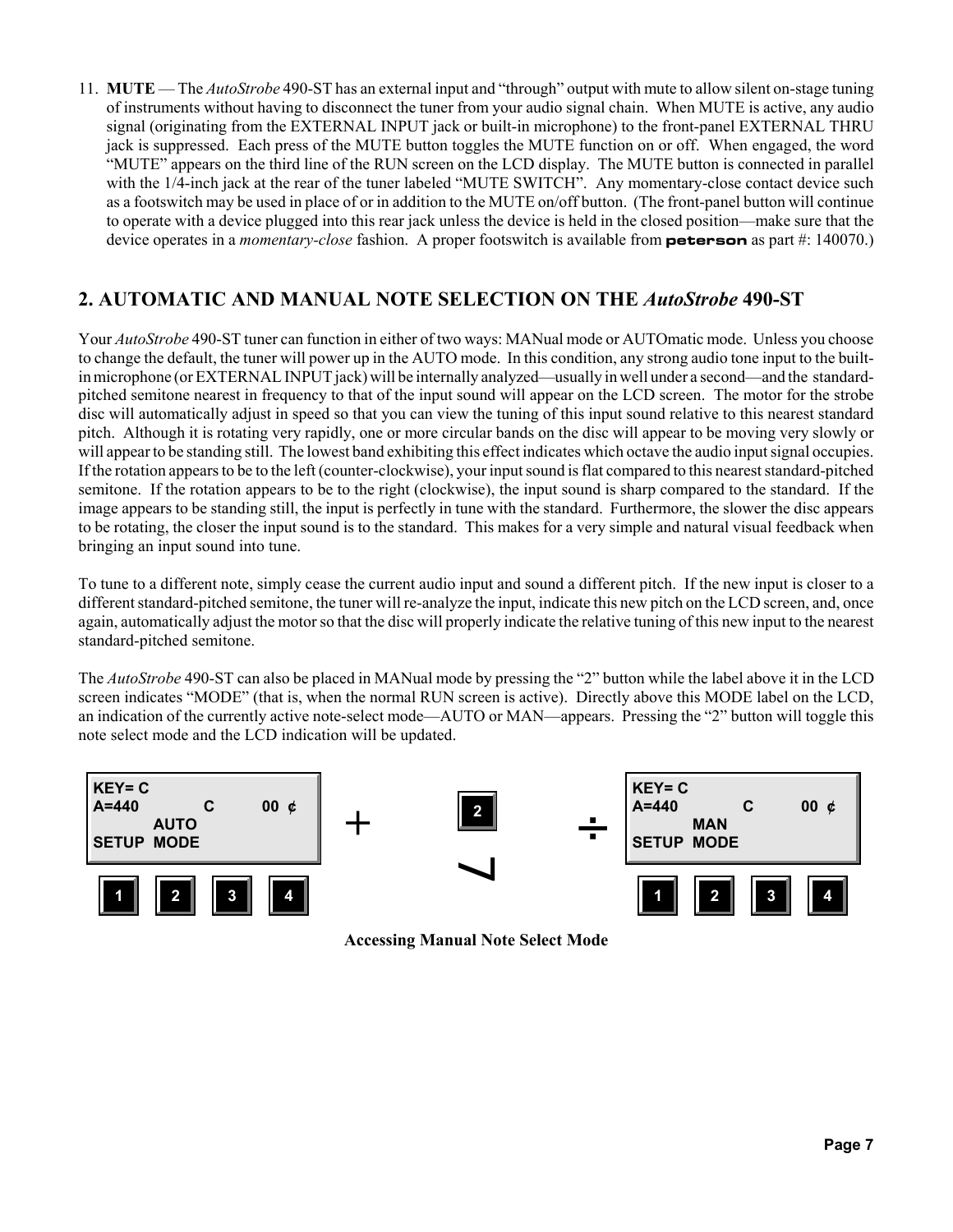11. **MUTE** — The *AutoStrobe* 490-ST has an external input and "through" output with mute to allow silent on-stage tuning of instruments without having to disconnect the tuner from your audio signal chain. When MUTE is active, any audio signal (originating from the EXTERNAL INPUT jack or built-in microphone) to the front-panel EXTERNAL THRU jack is suppressed. Each press of the MUTE button toggles the MUTE function on or off. When engaged, the word "MUTE" appears on the third line of the RUN screen on the LCD display. The MUTE button is connected in parallel with the 1/4-inch jack at the rear of the tuner labeled "MUTE SWITCH". Any momentary-close contact device such as a footswitch may be used in place of or in addition to the MUTE on/off button. (The front-panel button will continue to operate with a device plugged into this rear jack unless the device is held in the closed position—make sure that the device operates in a *momentary-close* fashion. A proper footswitch is available from **peterson** as part #: 140070.)

## 2. AUTOMATIC AND MANUAL NOTE SELECTION ON THE *AutoStrobe* 490-ST

Your *AutoStrobe* 490-ST tuner can function in either of two ways: MANual mode or AUTOmatic mode. Unless you choose to change the default, the tuner will power up in the AUTO mode. In this condition, any strong audio tone input to the built-in microphone (or EXTERNAL INPUT jack) will be internally analyzed—usually in well under a second—and the standard-pitched semitone nearest in frequency to that of the input sound will appear on the LCD screen. The motor for the strobe disc will automatically adjust in speed so that you can view the tuning of this input sound relative to this nearest standard pitch. Although it is rotating very rapidly, one or more circular bands on the disc will appear to be moving very slowly or will appear to be standing still. The lowest band exhibiting this effect indicates which octave the audio input signal occupies. If the rotation appears to be to the left (counter-clockwise), your input sound is flat compared to this nearest standard-pitched semitone. If the rotation appears to be to the right (clockwise), the input sound is sharp compared to the standard. If the image appears to be standing still, the input is perfectly in tune with the standard. Furthermore, the slower the disc appears to be rotating, the closer the input sound is to the standard. This makes for a very simple and natural visual feedback when bringing an input sound into tune.

To tune to a different note, simply cease the current audio input and sound a different pitch. If the new input is closer to a different standard-pitched semitone, the tuner will re-analyze the input, indicate this new pitch on the LCD screen, and, once again, automatically adjust the motor so that the disc will properly indicate the relative tuning of this new input to the nearest standard-pitched semitone.

The *AutoStrobe* 490-ST can also be placed in MANual mode by pressing the "2" button while the label above it in the LCD screen indicates "MODE" (that is, when the normal RUN screen is active). Directly above this MODE label on the LCD, an indication of the currently active note-select mode—AUTO or MAN—appears. Pressing the "2" button will toggle this note select mode and the LCD indication will be updated.

```
KEY= C                         KEY= C
A=440      C     00 ¢          A=440      C     00 ¢
      AUTO           +  [2]  =       MAN
SETUP MODE                     SETUP MODE
[1] [2] [3] [4]                [1] [2] [3] [4]
```

**Accessing Manual Note Select Mode**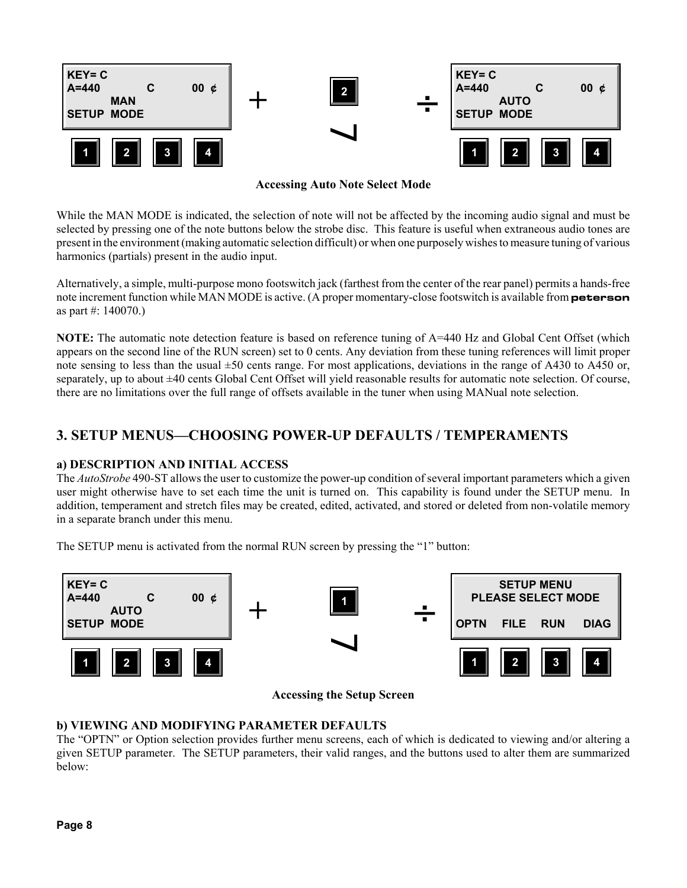**Accessing Auto Note Select Mode**

While the MAN MODE is indicated, the selection of note will not be affected by the incoming audio signal and must be selected by pressing one of the note buttons below the strobe disc. This feature is useful when extraneous audio tones are present in the environment (making automatic selection difficult) or when one purposely wishes to measure tuning of various harmonics (partials) present in the audio input.

Alternatively, a simple, multi-purpose mono footswitch jack (farthest from the center of the rear panel) permits a hands-free note increment function while MAN MODE is active. (A proper momentary-close footswitch is available from **peterson** as part #: 140070.)

**NOTE:** The automatic note detection feature is based on reference tuning of A=440 Hz and Global Cent Offset (which appears on the second line of the RUN screen) set to 0 cents. Any deviation from these tuning references will limit proper note sensing to less than the usual ±50 cents range. For most applications, deviations in the range of A430 to A450 or, separately, up to about ±40 cents Global Cent Offset will yield reasonable results for automatic note selection. Of course, there are no limitations over the full range of offsets available in the tuner when using MANual note selection.

## 3. SETUP MENUS—CHOOSING POWER-UP DEFAULTS / TEMPERAMENTS

### a) DESCRIPTION AND INITIAL ACCESS

The *AutoStrobe* 490-ST allows the user to customize the power-up condition of several important parameters which a given user might otherwise have to set each time the unit is turned on. This capability is found under the SETUP menu. In addition, temperament and stretch files may be created, edited, activated, and stored or deleted from non-volatile memory in a separate branch under this menu.

The SETUP menu is activated from the normal RUN screen by pressing the "1" button:

**Accessing the Setup Screen**

### b) VIEWING AND MODIFYING PARAMETER DEFAULTS

The "OPTN" or Option selection provides further menu screens, each of which is dedicated to viewing and/or altering a given SETUP parameter. The SETUP parameters, their valid ranges, and the buttons used to alter them are summarized below: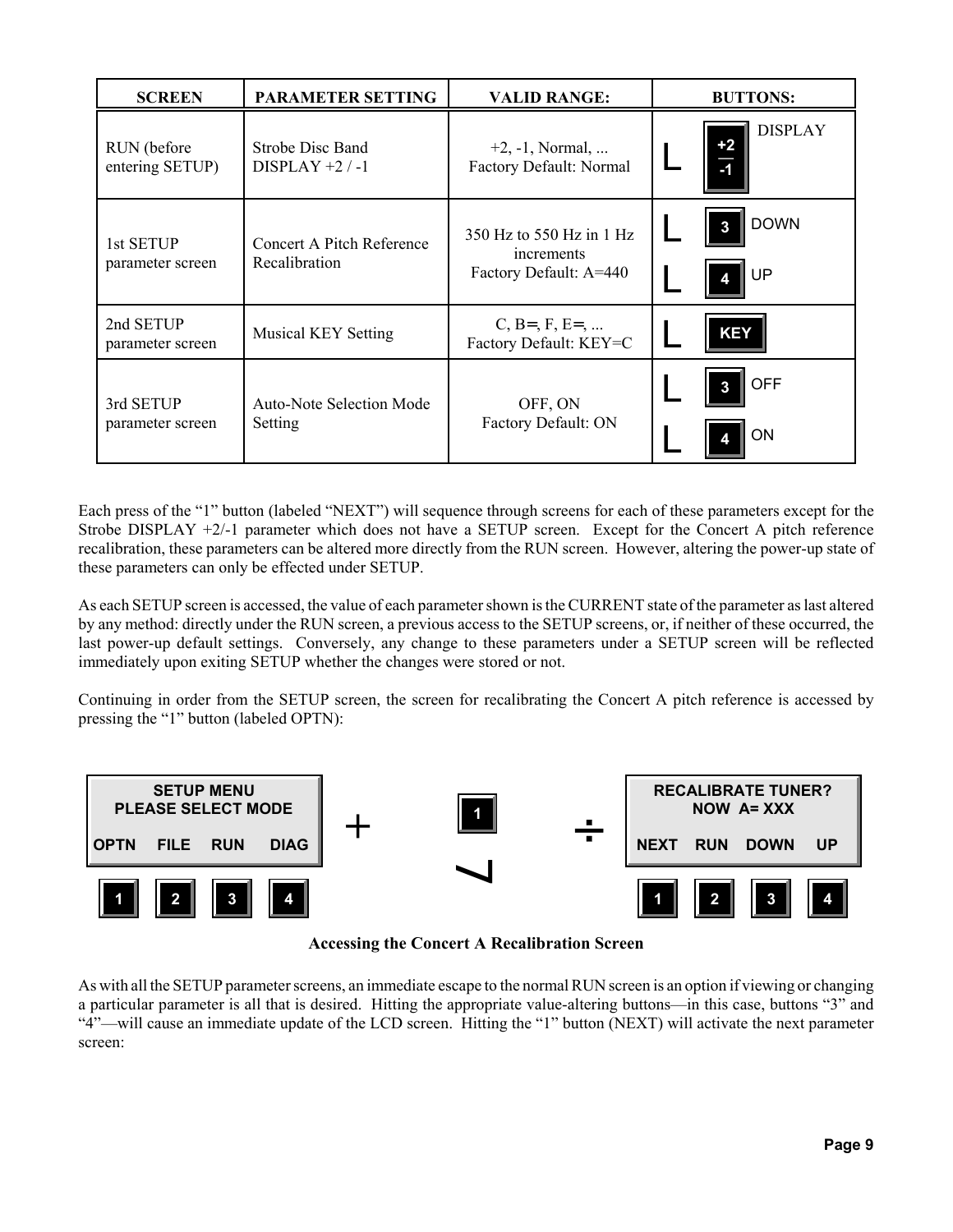| SCREEN | PARAMETER SETTING | VALID RANGE: | BUTTONS: |
|---|---|---|---|
| RUN (before entering SETUP) | Strobe Disc Band DISPLAY +2 / -1 | +2, -1, Normal, ... Factory Default: Normal | +2/-1 DISPLAY |
| 1st SETUP parameter screen | Concert A Pitch Reference Recalibration | 350 Hz to 550 Hz in 1 Hz increments Factory Default: A=440 | 3 DOWN, 4 UP |
| 2nd SETUP parameter screen | Musical KEY Setting | C, B♭, F, E♭, ... Factory Default: KEY=C | KEY |
| 3rd SETUP parameter screen | Auto-Note Selection Mode Setting | OFF, ON Factory Default: ON | 3 OFF, 4 ON |

Each press of the "1" button (labeled "NEXT") will sequence through screens for each of these parameters except for the Strobe DISPLAY +2/-1 parameter which does not have a SETUP screen. Except for the Concert A pitch reference recalibration, these parameters can be altered more directly from the RUN screen. However, altering the power-up state of these parameters can only be effected under SETUP.

As each SETUP screen is accessed, the value of each parameter shown is the CURRENT state of the parameter as last altered by any method: directly under the RUN screen, a previous access to the SETUP screens, or, if neither of these occurred, the last power-up default settings. Conversely, any change to these parameters under a SETUP screen will be reflected immediately upon exiting SETUP whether the changes were stored or not.

Continuing in order from the SETUP screen, the screen for recalibrating the Concert A pitch reference is accessed by pressing the "1" button (labeled OPTN):

```
SETUP MENU                              RECALIBRATE TUNER?
PLEASE SELECT MODE                      NOW  A= XXX
OPTN  FILE  RUN  DIAG    +   [1]   ÷    NEXT  RUN  DOWN  UP
[1]   [2]   [3]  [4]                    [1]   [2]  [3]   [4]
```

**Accessing the Concert A Recalibration Screen**

As with all the SETUP parameter screens, an immediate escape to the normal RUN screen is an option if viewing or changing a particular parameter is all that is desired. Hitting the appropriate value-altering buttons—in this case, buttons "3" and "4"—will cause an immediate update of the LCD screen. Hitting the "1" button (NEXT) will activate the next parameter screen: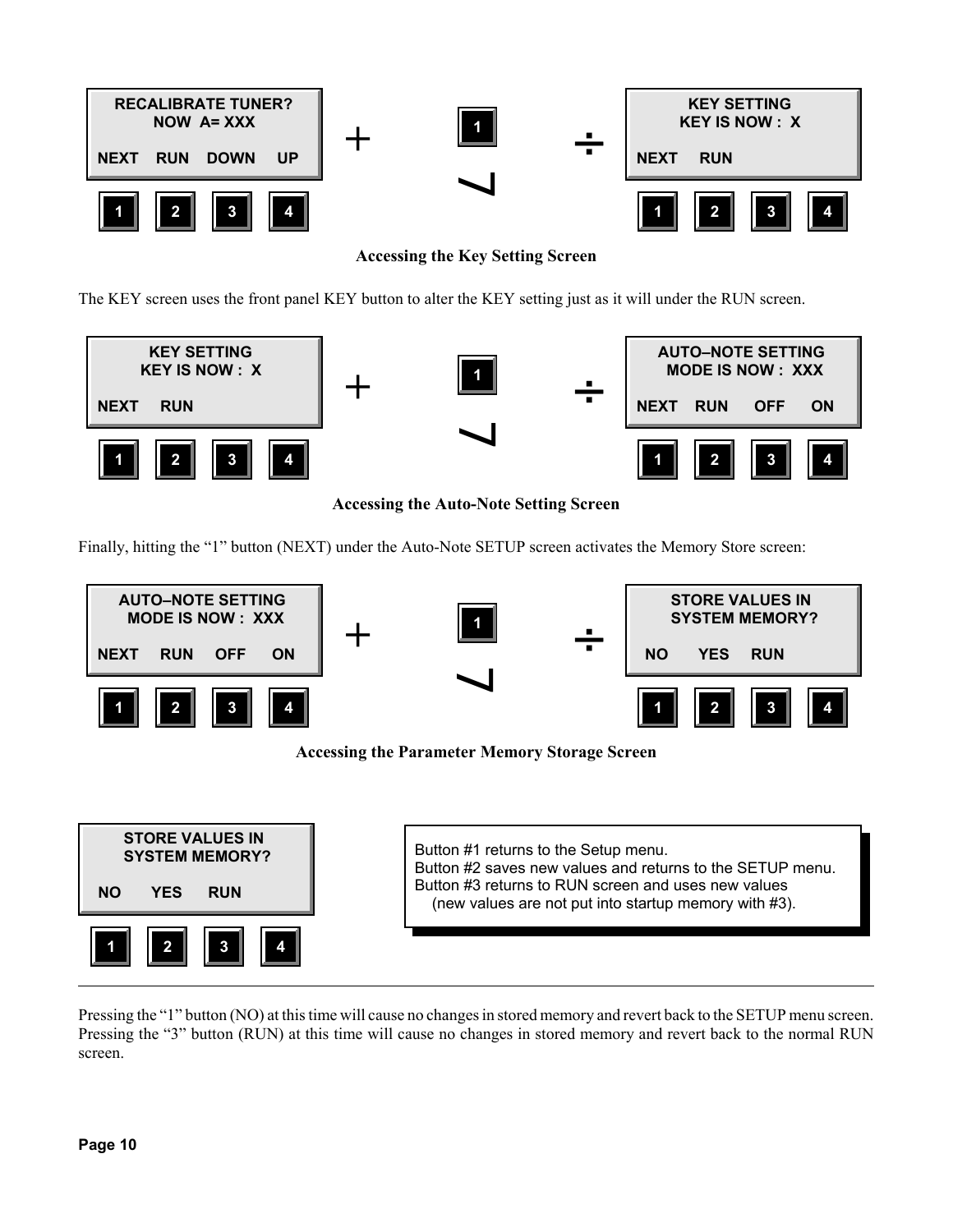RECALIBRATE TUNER?
NOW A= XXX
NEXT RUN DOWN UP

1 2 3 4

+ 1 ⇒

KEY SETTING
KEY IS NOW : X
NEXT RUN

1 2 3 4

**Accessing the Key Setting Screen**

The KEY screen uses the front panel KEY button to alter the KEY setting just as it will under the RUN screen.

KEY SETTING
KEY IS NOW : X
NEXT RUN

1 2 3 4

+ 1 ⇒

AUTO–NOTE SETTING
MODE IS NOW : XXX
NEXT RUN OFF ON

1 2 3 4

**Accessing the Auto-Note Setting Screen**

Finally, hitting the "1" button (NEXT) under the Auto-Note SETUP screen activates the Memory Store screen:

AUTO–NOTE SETTING
MODE IS NOW : XXX
NEXT RUN OFF ON

1 2 3 4

+ 1 ⇒

STORE VALUES IN
SYSTEM MEMORY?
NO YES RUN

1 2 3 4

**Accessing the Parameter Memory Storage Screen**

STORE VALUES IN
SYSTEM MEMORY?
NO YES RUN

1 2 3 4

Button #1 returns to the Setup menu.
Button #2 saves new values and returns to the SETUP menu.
Button #3 returns to RUN screen and uses new values
(new values are not put into startup memory with #3).

---

Pressing the "1" button (NO) at this time will cause no changes in stored memory and revert back to the SETUP menu screen. Pressing the "3" button (RUN) at this time will cause no changes in stored memory and revert back to the normal RUN screen.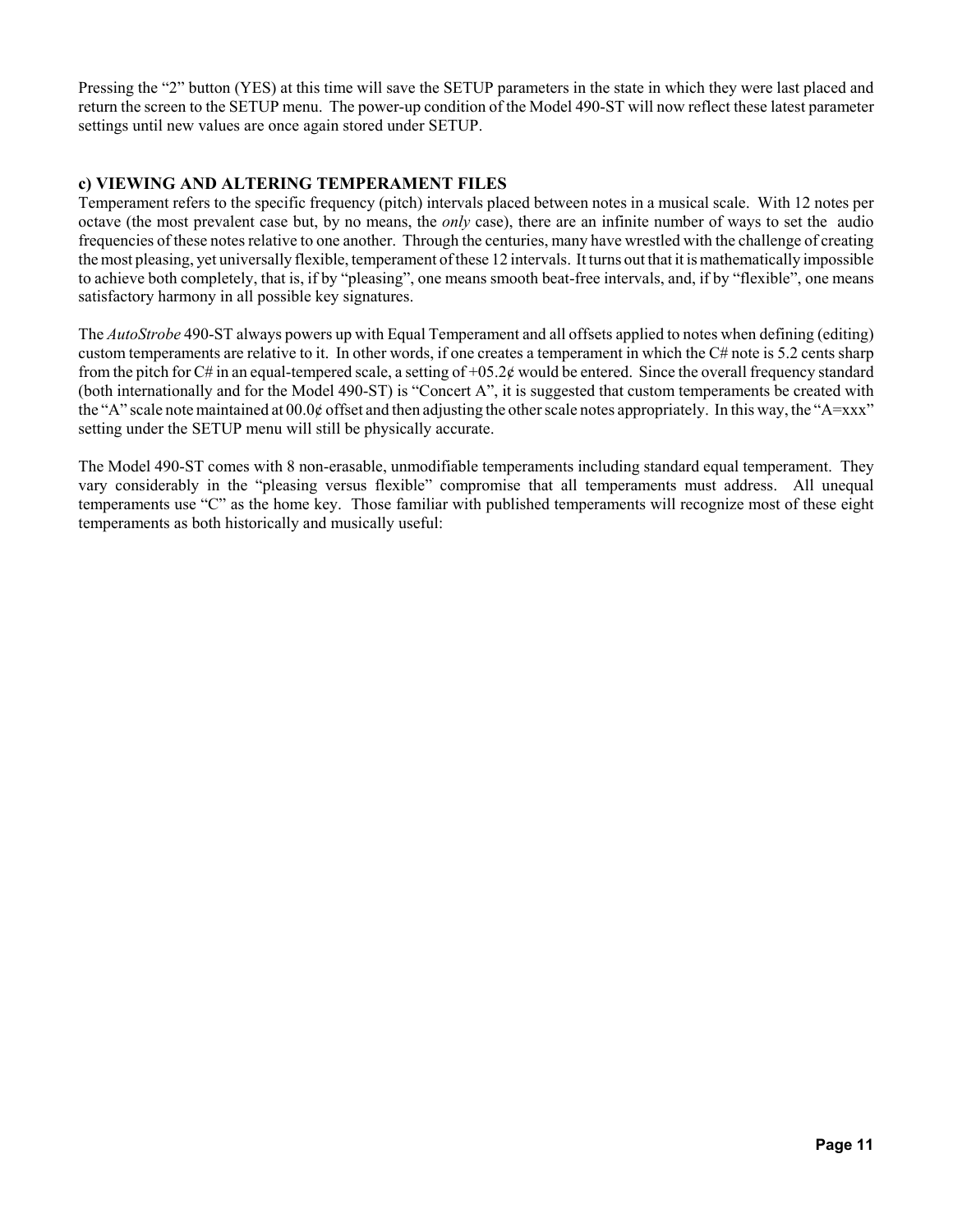Pressing the "2" button (YES) at this time will save the SETUP parameters in the state in which they were last placed and return the screen to the SETUP menu. The power-up condition of the Model 490-ST will now reflect these latest parameter settings until new values are once again stored under SETUP.

### c) VIEWING AND ALTERING TEMPERAMENT FILES

Temperament refers to the specific frequency (pitch) intervals placed between notes in a musical scale. With 12 notes per octave (the most prevalent case but, by no means, the *only* case), there are an infinite number of ways to set the audio frequencies of these notes relative to one another. Through the centuries, many have wrestled with the challenge of creating the most pleasing, yet universally flexible, temperament of these 12 intervals. It turns out that it is mathematically impossible to achieve both completely, that is, if by "pleasing", one means smooth beat-free intervals, and, if by "flexible", one means satisfactory harmony in all possible key signatures.

The *AutoStrobe* 490-ST always powers up with Equal Temperament and all offsets applied to notes when defining (editing) custom temperaments are relative to it. In other words, if one creates a temperament in which the C# note is 5.2 cents sharp from the pitch for C# in an equal-tempered scale, a setting of +05.2¢ would be entered. Since the overall frequency standard (both internationally and for the Model 490-ST) is "Concert A", it is suggested that custom temperaments be created with the "A" scale note maintained at 00.0¢ offset and then adjusting the other scale notes appropriately. In this way, the "A=xxx" setting under the SETUP menu will still be physically accurate.

The Model 490-ST comes with 8 non-erasable, unmodifiable temperaments including standard equal temperament. They vary considerably in the "pleasing versus flexible" compromise that all temperaments must address. All unequal temperaments use "C" as the home key. Those familiar with published temperaments will recognize most of these eight temperaments as both historically and musically useful: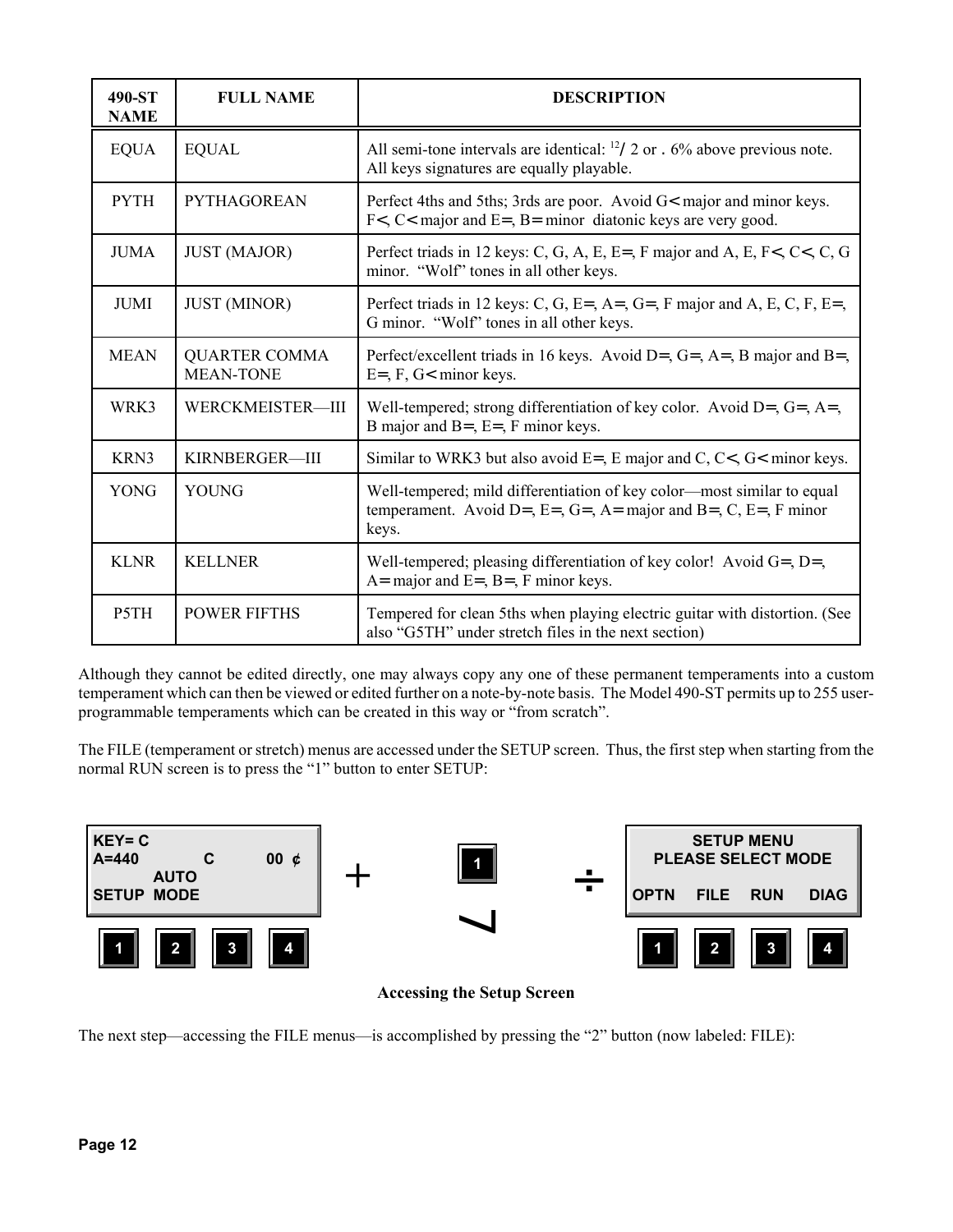| 490-ST NAME | FULL NAME | DESCRIPTION |
|---|---|---|
| EQUA | EQUAL | All semi-tone intervals are identical: $^{12}$/ 2 or . 6% above previous note. All keys signatures are equally playable. |
| PYTH | PYTHAGOREAN | Perfect 4ths and 5ths; 3rds are poor. Avoid G< major and minor keys. F<, C< major and E=, B= minor diatonic keys are very good. |
| JUMA | JUST (MAJOR) | Perfect triads in 12 keys: C, G, A, E, E=, F major and A, E, F<, C<, C, G minor. "Wolf" tones in all other keys. |
| JUMI | JUST (MINOR) | Perfect triads in 12 keys: C, G, E=, A=, G=, F major and A, E, C, F, E=, G minor. "Wolf" tones in all other keys. |
| MEAN | QUARTER COMMA MEAN-TONE | Perfect/excellent triads in 16 keys. Avoid D=, G=, A=, B major and B=, E=, F, G< minor keys. |
| WRK3 | WERCKMEISTER—III | Well-tempered; strong differentiation of key color. Avoid D=, G=, A=, B major and B=, E=, F minor keys. |
| KRN3 | KIRNBERGER—III | Similar to WRK3 but also avoid E=, E major and C, C<, G< minor keys. |
| YONG | YOUNG | Well-tempered; mild differentiation of key color—most similar to equal temperament. Avoid D=, E=, G=, A= major and B=, C, E=, F minor keys. |
| KLNR | KELLNER | Well-tempered; pleasing differentiation of key color! Avoid G=, D=, A= major and E=, B=, F minor keys. |
| P5TH | POWER FIFTHS | Tempered for clean 5ths when playing electric guitar with distortion. (See also "G5TH" under stretch files in the next section) |

Although they cannot be edited directly, one may always copy any one of these permanent temperaments into a custom temperament which can then be viewed or edited further on a note-by-note basis. The Model 490-ST permits up to 255 user-programmable temperaments which can be created in this way or "from scratch".

The FILE (temperament or stretch) menus are accessed under the SETUP screen. Thus, the first step when starting from the normal RUN screen is to press the "1" button to enter SETUP:

```
KEY= C
A=440         C        00 ¢
      AUTO
SETUP MODE
[1] [2] [3] [4]
```

[1]

```
      SETUP MENU
  PLEASE SELECT MODE

OPTN   FILE   RUN   DIAG
[1]    [2]    [3]   [4]
```

**Accessing the Setup Screen**

The next step—accessing the FILE menus—is accomplished by pressing the "2" button (now labeled: FILE):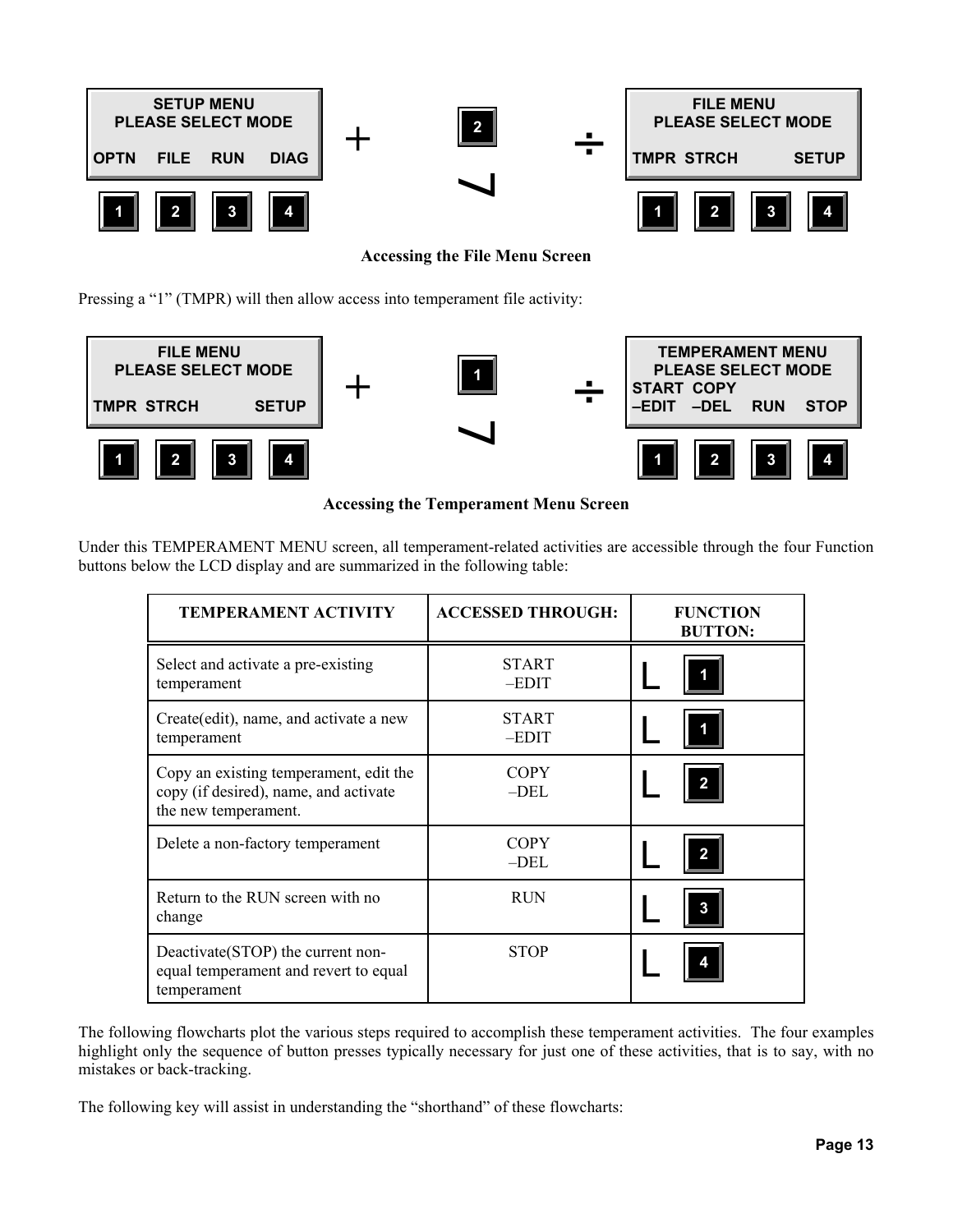SETUP MENU
PLEASE SELECT MODE
OPTN FILE RUN DIAG

1 2 3 4

+ 2 ÷

FILE MENU
PLEASE SELECT MODE
TMPR STRCH SETUP

1 2 3 4

**Accessing the File Menu Screen**

Pressing a "1" (TMPR) will then allow access into temperament file activity:

FILE MENU
PLEASE SELECT MODE
TMPR STRCH SETUP

1 2 3 4

+ 1 ÷

TEMPERAMENT MENU
PLEASE SELECT MODE
START COPY
–EDIT –DEL RUN STOP

1 2 3 4

**Accessing the Temperament Menu Screen**

Under this TEMPERAMENT MENU screen, all temperament-related activities are accessible through the four Function buttons below the LCD display and are summarized in the following table:

| TEMPERAMENT ACTIVITY | ACCESSED THROUGH: | FUNCTION BUTTON: |
|---|---|---|
| Select and activate a pre-existing temperament | START –EDIT | 1 |
| Create(edit), name, and activate a new temperament | START –EDIT | 1 |
| Copy an existing temperament, edit the copy (if desired), name, and activate the new temperament. | COPY –DEL | 2 |
| Delete a non-factory temperament | COPY –DEL | 2 |
| Return to the RUN screen with no change | RUN | 3 |
| Deactivate(STOP) the current non-equal temperament and revert to equal temperament | STOP | 4 |

The following flowcharts plot the various steps required to accomplish these temperament activities. The four examples highlight only the sequence of button presses typically necessary for just one of these activities, that is to say, with no mistakes or back-tracking.

The following key will assist in understanding the "shorthand" of these flowcharts: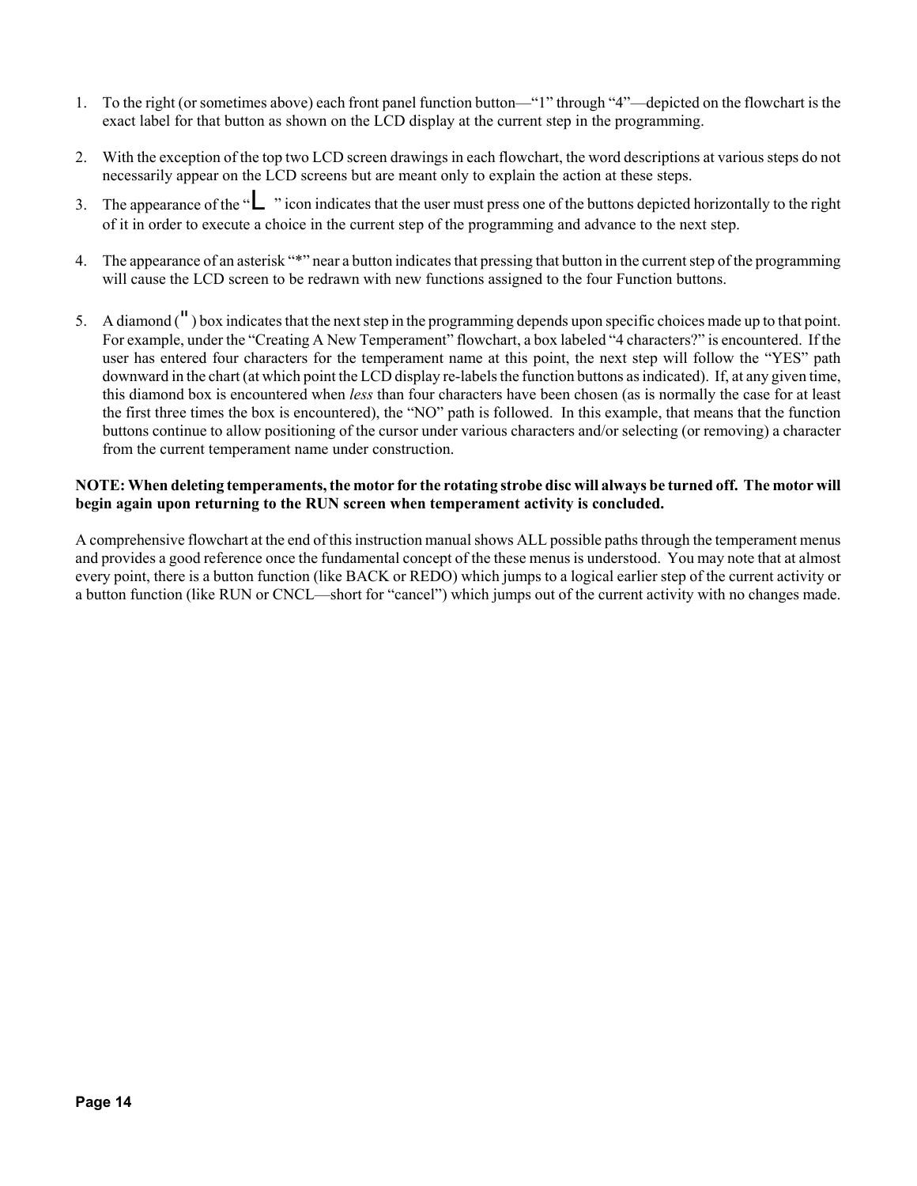1. To the right (or sometimes above) each front panel function button—"1" through "4"—depicted on the flowchart is the exact label for that button as shown on the LCD display at the current step in the programming.

2. With the exception of the top two LCD screen drawings in each flowchart, the word descriptions at various steps do not necessarily appear on the LCD screens but are meant only to explain the action at these steps.

3. The appearance of the "L " icon indicates that the user must press one of the buttons depicted horizontally to the right of it in order to execute a choice in the current step of the programming and advance to the next step.

4. The appearance of an asterisk "*" near a button indicates that pressing that button in the current step of the programming will cause the LCD screen to be redrawn with new functions assigned to the four Function buttons.

5. A diamond (") box indicates that the next step in the programming depends upon specific choices made up to that point. For example, under the "Creating A New Temperament" flowchart, a box labeled "4 characters?" is encountered. If the user has entered four characters for the temperament name at this point, the next step will follow the "YES" path downward in the chart (at which point the LCD display re-labels the function buttons as indicated). If, at any given time, this diamond box is encountered when *less* than four characters have been chosen (as is normally the case for at least the first three times the box is encountered), the "NO" path is followed. In this example, that means that the function buttons continue to allow positioning of the cursor under various characters and/or selecting (or removing) a character from the current temperament name under construction.

**NOTE: When deleting temperaments, the motor for the rotating strobe disc will always be turned off. The motor will begin again upon returning to the RUN screen when temperament activity is concluded.**

A comprehensive flowchart at the end of this instruction manual shows ALL possible paths through the temperament menus and provides a good reference once the fundamental concept of the these menus is understood. You may note that at almost every point, there is a button function (like BACK or REDO) which jumps to a logical earlier step of the current activity or a button function (like RUN or CNCL—short for "cancel") which jumps out of the current activity with no changes made.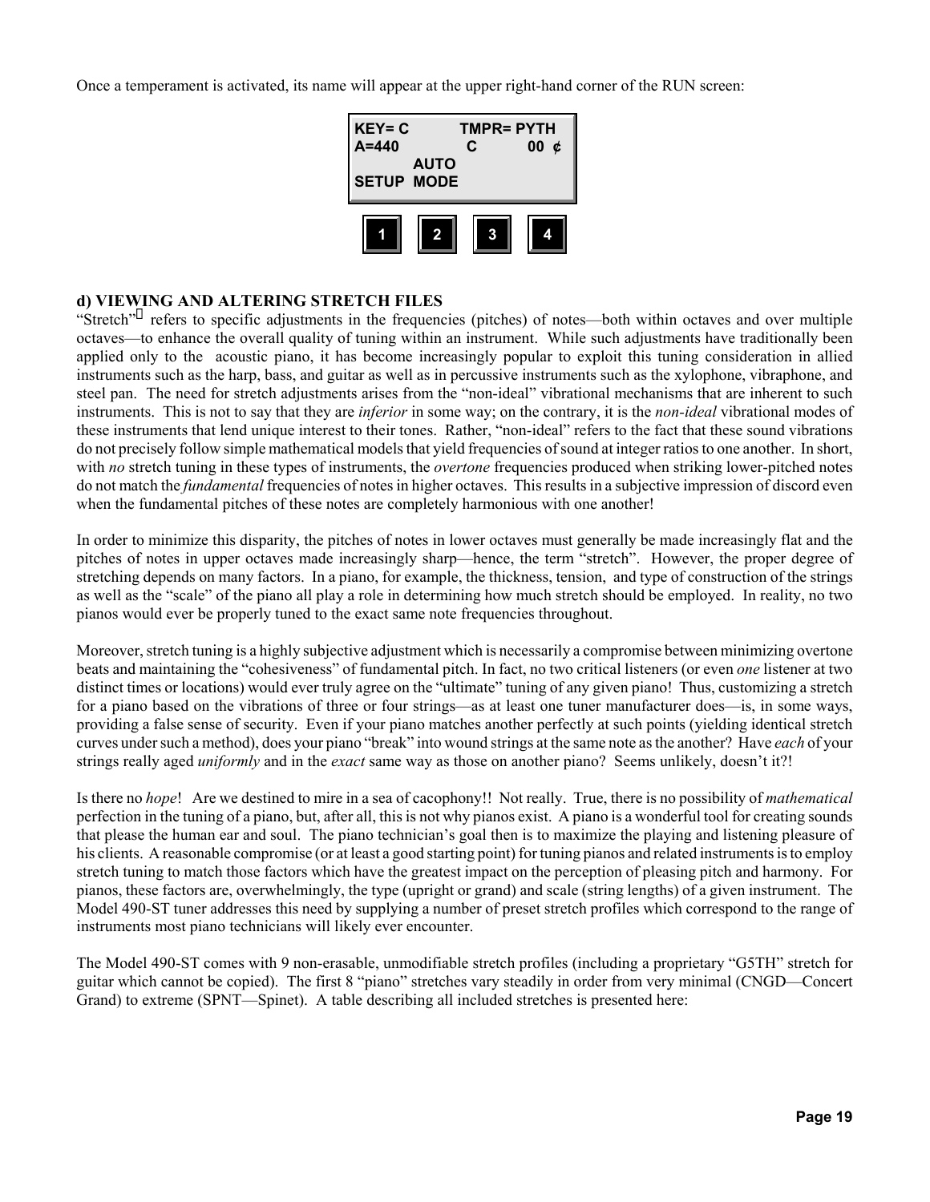Once a temperament is activated, its name will appear at the upper right-hand corner of the RUN screen:

```
KEY= C        TMPR= PYTH
A=440          C      00 ¢
        AUTO
SETUP  MODE
```

1 2 3 4

### d) VIEWING AND ALTERING STRETCH FILES

"Stretch" refers to specific adjustments in the frequencies (pitches) of notes—both within octaves and over multiple octaves—to enhance the overall quality of tuning within an instrument. While such adjustments have traditionally been applied only to the acoustic piano, it has become increasingly popular to exploit this tuning consideration in allied instruments such as the harp, bass, and guitar as well as in percussive instruments such as the xylophone, vibraphone, and steel pan. The need for stretch adjustments arises from the "non-ideal" vibrational mechanisms that are inherent to such instruments. This is not to say that they are *inferior* in some way; on the contrary, it is the *non-ideal* vibrational modes of these instruments that lend unique interest to their tones. Rather, "non-ideal" refers to the fact that these sound vibrations do not precisely follow simple mathematical models that yield frequencies of sound at integer ratios to one another. In short, with *no* stretch tuning in these types of instruments, the *overtone* frequencies produced when striking lower-pitched notes do not match the *fundamental* frequencies of notes in higher octaves. This results in a subjective impression of discord even when the fundamental pitches of these notes are completely harmonious with one another!

In order to minimize this disparity, the pitches of notes in lower octaves must generally be made increasingly flat and the pitches of notes in upper octaves made increasingly sharp—hence, the term "stretch". However, the proper degree of stretching depends on many factors. In a piano, for example, the thickness, tension, and type of construction of the strings as well as the "scale" of the piano all play a role in determining how much stretch should be employed. In reality, no two pianos would ever be properly tuned to the exact same note frequencies throughout.

Moreover, stretch tuning is a highly subjective adjustment which is necessarily a compromise between minimizing overtone beats and maintaining the "cohesiveness" of fundamental pitch. In fact, no two critical listeners (or even *one* listener at two distinct times or locations) would ever truly agree on the "ultimate" tuning of any given piano! Thus, customizing a stretch for a piano based on the vibrations of three or four strings—as at least one tuner manufacturer does—is, in some ways, providing a false sense of security. Even if your piano matches another perfectly at such points (yielding identical stretch curves under such a method), does your piano "break" into wound strings at the same note as the another? Have *each* of your strings really aged *uniformly* and in the *exact* same way as those on another piano? Seems unlikely, doesn't it?!

Is there no *hope*! Are we destined to mire in a sea of cacophony!! Not really. True, there is no possibility of *mathematical* perfection in the tuning of a piano, but, after all, this is not why pianos exist. A piano is a wonderful tool for creating sounds that please the human ear and soul. The piano technician's goal then is to maximize the playing and listening pleasure of his clients. A reasonable compromise (or at least a good starting point) for tuning pianos and related instruments is to employ stretch tuning to match those factors which have the greatest impact on the perception of pleasing pitch and harmony. For pianos, these factors are, overwhelmingly, the type (upright or grand) and scale (string lengths) of a given instrument. The Model 490-ST tuner addresses this need by supplying a number of preset stretch profiles which correspond to the range of instruments most piano technicians will likely ever encounter.

The Model 490-ST comes with 9 non-erasable, unmodifiable stretch profiles (including a proprietary "G5TH" stretch for guitar which cannot be copied). The first 8 "piano" stretches vary steadily in order from very minimal (CNGD—Concert Grand) to extreme (SPNT—Spinet). A table describing all included stretches is presented here: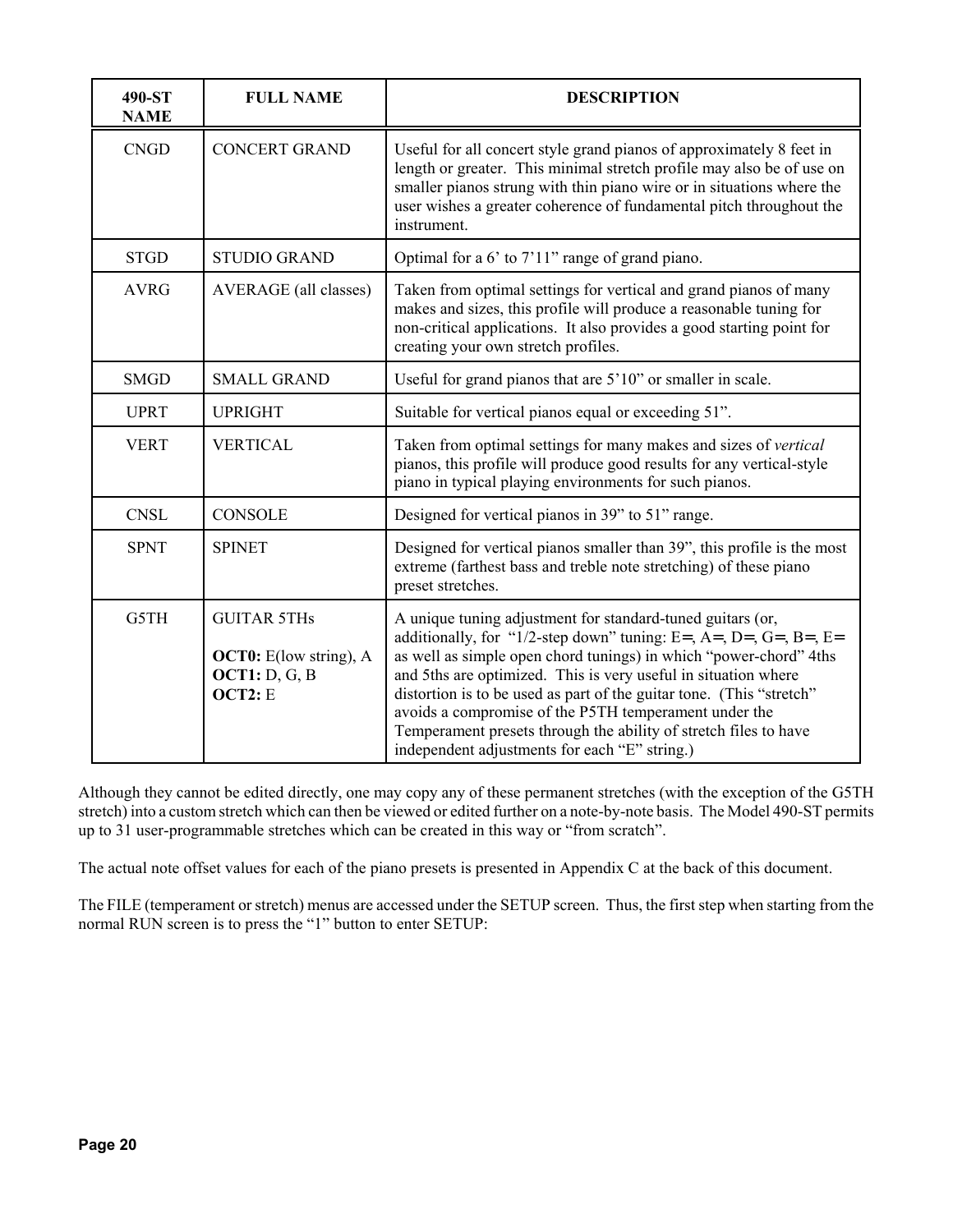| 490-ST NAME | FULL NAME | DESCRIPTION |
|---|---|---|
| CNGD | CONCERT GRAND | Useful for all concert style grand pianos of approximately 8 feet in length or greater. This minimal stretch profile may also be of use on smaller pianos strung with thin piano wire or in situations where the user wishes a greater coherence of fundamental pitch throughout the instrument. |
| STGD | STUDIO GRAND | Optimal for a 6' to 7'11" range of grand piano. |
| AVRG | AVERAGE (all classes) | Taken from optimal settings for vertical and grand pianos of many makes and sizes, this profile will produce a reasonable tuning for non-critical applications. It also provides a good starting point for creating your own stretch profiles. |
| SMGD | SMALL GRAND | Useful for grand pianos that are 5'10" or smaller in scale. |
| UPRT | UPRIGHT | Suitable for vertical pianos equal or exceeding 51". |
| VERT | VERTICAL | Taken from optimal settings for many makes and sizes of *vertical* pianos, this profile will produce good results for any vertical-style piano in typical playing environments for such pianos. |
| CNSL | CONSOLE | Designed for vertical pianos in 39" to 51" range. |
| SPNT | SPINET | Designed for vertical pianos smaller than 39", this profile is the most extreme (farthest bass and treble note stretching) of these piano preset stretches. |
| G5TH | GUITAR 5THs<br><br>**OCT0:** E(low string), A<br>**OCT1:** D, G, B<br>**OCT2:** E | A unique tuning adjustment for standard-tuned guitars (or, additionally, for "1/2-step down" tuning: E♭, A♭, D♭, G♭, B♭, E♭ as well as simple open chord tunings) in which "power-chord" 4ths and 5ths are optimized. This is very useful in situation where distortion is to be used as part of the guitar tone. (This "stretch" avoids a compromise of the P5TH temperament under the Temperament presets through the ability of stretch files to have independent adjustments for each "E" string.) |

Although they cannot be edited directly, one may copy any of these permanent stretches (with the exception of the G5TH stretch) into a custom stretch which can then be viewed or edited further on a note-by-note basis. The Model 490-ST permits up to 31 user-programmable stretches which can be created in this way or "from scratch".

The actual note offset values for each of the piano presets is presented in Appendix C at the back of this document.

The FILE (temperament or stretch) menus are accessed under the SETUP screen. Thus, the first step when starting from the normal RUN screen is to press the "1" button to enter SETUP: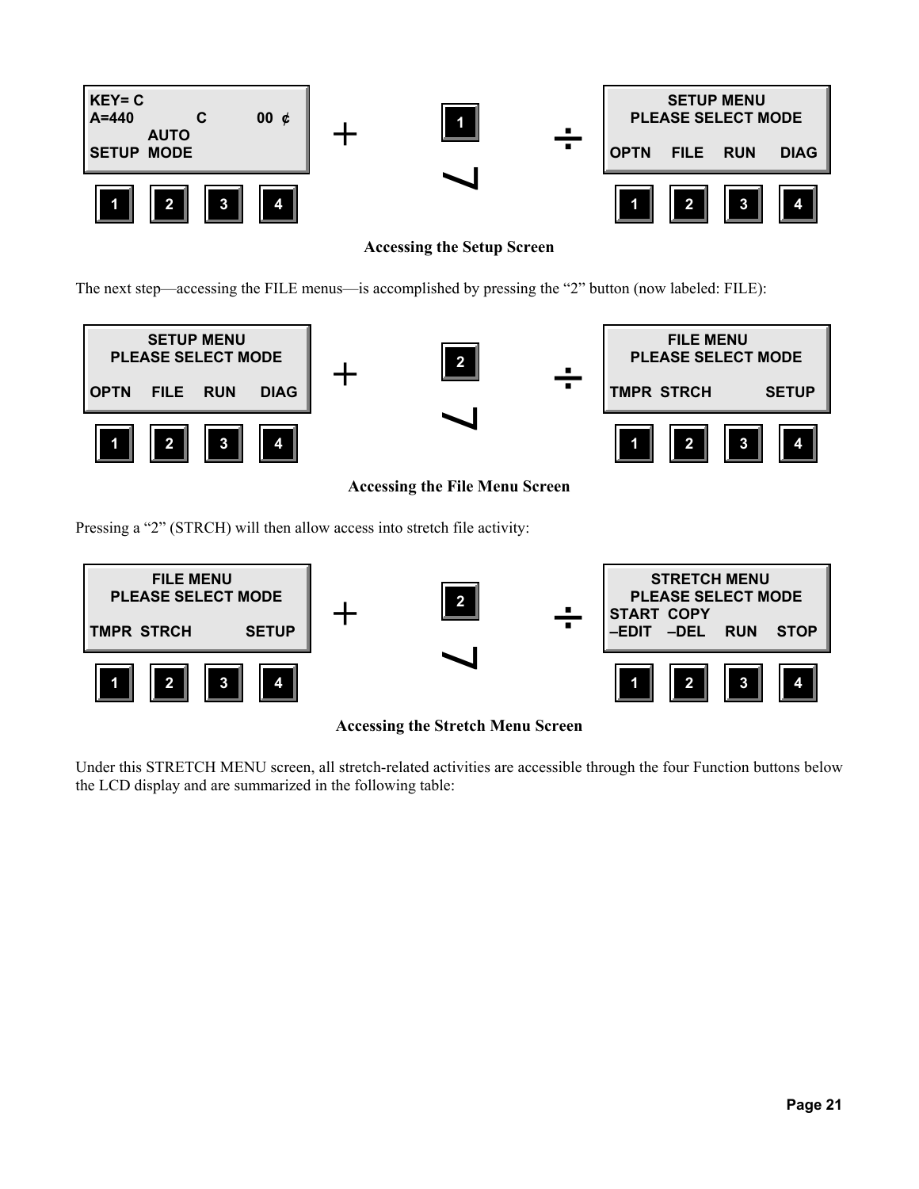| KEY= C | | | |
| --- | --- | --- | --- |
| A=440 | C | 00 ¢ | |
| | AUTO | | |
| SETUP | MODE | | |
| 1 | 2 | 3 | 4 |

+ 1 = 

| SETUP MENU | | | |
| --- | --- | --- | --- |
| PLEASE SELECT MODE | | | |
| OPTN | FILE | RUN | DIAG |
| 1 | 2 | 3 | 4 |

**Accessing the Setup Screen**

The next step—accessing the FILE menus—is accomplished by pressing the “2” button (now labeled: FILE):

| SETUP MENU | | | |
| --- | --- | --- | --- |
| PLEASE SELECT MODE | | | |
| OPTN | FILE | RUN | DIAG |
| 1 | 2 | 3 | 4 |

+ 2 = 

| FILE MENU | | | |
| --- | --- | --- | --- |
| PLEASE SELECT MODE | | | |
| TMPR | STRCH | | SETUP |
| 1 | 2 | 3 | 4 |

**Accessing the File Menu Screen**

Pressing a “2” (STRCH) will then allow access into stretch file activity:

| FILE MENU | | | |
| --- | --- | --- | --- |
| PLEASE SELECT MODE | | | |
| TMPR | STRCH | | SETUP |
| 1 | 2 | 3 | 4 |

+ 2 = 

| STRETCH MENU | | | |
| --- | --- | --- | --- |
| PLEASE SELECT MODE | | | |
| START | COPY | | |
| –EDIT | –DEL | RUN | STOP |
| 1 | 2 | 3 | 4 |

**Accessing the Stretch Menu Screen**

Under this STRETCH MENU screen, all stretch-related activities are accessible through the four Function buttons below the LCD display and are summarized in the following table: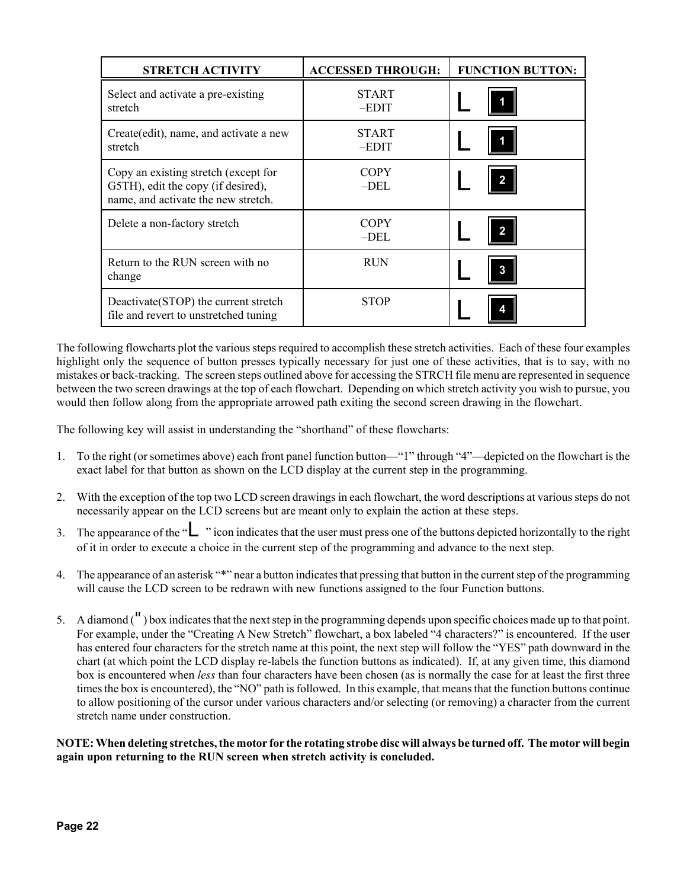| STRETCH ACTIVITY | ACCESSED THROUGH: | FUNCTION BUTTON: |
|---|---|---|
| Select and activate a pre-existing stretch | START –EDIT | L 1 |
| Create(edit), name, and activate a new stretch | START –EDIT | L 1 |
| Copy an existing stretch (except for G5TH), edit the copy (if desired), name, and activate the new stretch. | COPY –DEL | L 2 |
| Delete a non-factory stretch | COPY –DEL | L 2 |
| Return to the RUN screen with no change | RUN | L 3 |
| Deactivate(STOP) the current stretch file and revert to unstretched tuning | STOP | L 4 |

The following flowcharts plot the various steps required to accomplish these stretch activities. Each of these four examples highlight only the sequence of button presses typically necessary for just one of these activities, that is to say, with no mistakes or back-tracking. The screen steps outlined above for accessing the STRCH file menu are represented in sequence between the two screen drawings at the top of each flowchart. Depending on which stretch activity you wish to pursue, you would then follow along from the appropriate arrowed path exiting the second screen drawing in the flowchart.

The following key will assist in understanding the "shorthand" of these flowcharts:

1. To the right (or sometimes above) each front panel function button—"1" through "4"—depicted on the flowchart is the exact label for that button as shown on the LCD display at the current step in the programming.

2. With the exception of the top two LCD screen drawings in each flowchart, the word descriptions at various steps do not necessarily appear on the LCD screens but are meant only to explain the action at these steps.

3. The appearance of the "L" icon indicates that the user must press one of the buttons depicted horizontally to the right of it in order to execute a choice in the current step of the programming and advance to the next step.

4. The appearance of an asterisk "*" near a button indicates that pressing that button in the current step of the programming will cause the LCD screen to be redrawn with new functions assigned to the four Function buttons.

5. A diamond (") box indicates that the next step in the programming depends upon specific choices made up to that point. For example, under the "Creating A New Stretch" flowchart, a box labeled "4 characters?" is encountered. If the user has entered four characters for the stretch name at this point, the next step will follow the "YES" path downward in the chart (at which point the LCD display re-labels the function buttons as indicated). If, at any given time, this diamond box is encountered when *less* than four characters have been chosen (as is normally the case for at least the first three times the box is encountered), the "NO" path is followed. In this example, that means that the function buttons continue to allow positioning of the cursor under various characters and/or selecting (or removing) a character from the current stretch name under construction.

**NOTE: When deleting stretches, the motor for the rotating strobe disc will always be turned off. The motor will begin again upon returning to the RUN screen when stretch activity is concluded.**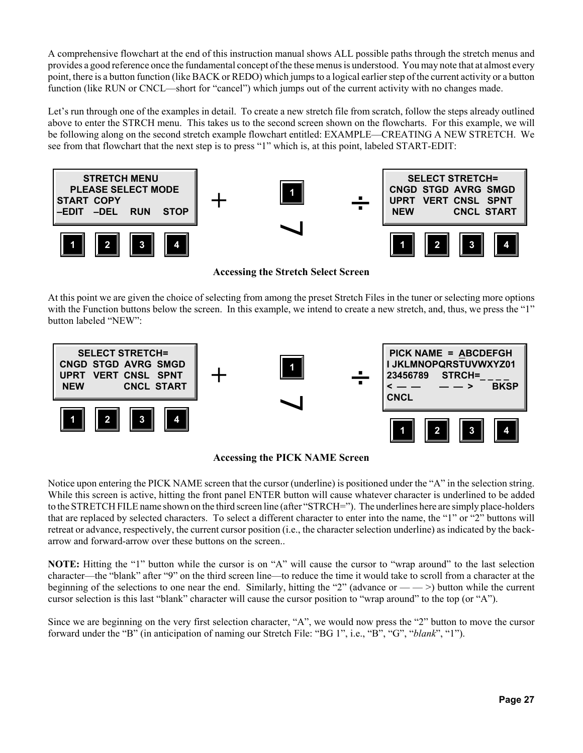A comprehensive flowchart at the end of this instruction manual shows ALL possible paths through the stretch menus and provides a good reference once the fundamental concept of the these menus is understood. You may note that at almost every point, there is a button function (like BACK or REDO) which jumps to a logical earlier step of the current activity or a button function (like RUN or CNCL—short for "cancel") which jumps out of the current activity with no changes made.

Let's run through one of the examples in detail. To create a new stretch file from scratch, follow the steps already outlined above to enter the STRCH menu. This takes us to the second screen shown on the flowcharts. For this example, we will be following along on the second stretch example flowchart entitled: EXAMPLE—CREATING A NEW STRETCH. We see from that flowchart that the next step is to press "1" which is, at this point, labeled START-EDIT:

```
    STRETCH MENU                         SELECT STRETCH=
  PLEASE SELECT MODE                  CNGD  STGD  AVRG  SMGD
START  COPY              +   [1]   ÷  UPRT  VERT  CNSL  SPNT
–EDIT  –DEL  RUN  STOP                 NEW         CNCL  START

 [1]  [2]  [3]  [4]                    [1]  [2]  [3]  [4]
```

**Accessing the Stretch Select Screen**

At this point we are given the choice of selecting from among the preset Stretch Files in the tuner or selecting more options with the Function buttons below the screen. In this example, we intend to create a new stretch, and, thus, we press the "1" button labeled "NEW":

```
    SELECT STRETCH=                    PICK NAME  =  ABCDEFGH
CNGD  STGD  AVRG  SMGD                I JKLMNOPQRSTUVWXYZ01
UPRT  VERT  CNSL  SPNT   +   [1]   ÷  23456789    STRCH=_ _ _ _
 NEW         CNCL  START               < — —      — — >     BKSP
                                       CNCL

 [1]  [2]  [3]  [4]                    [1]  [2]  [3]  [4]
```

**Accessing the PICK NAME Screen**

Notice upon entering the PICK NAME screen that the cursor (underline) is positioned under the "A" in the selection string. While this screen is active, hitting the front panel ENTER button will cause whatever character is underlined to be added to the STRETCH FILE name shown on the third screen line (after "STRCH="). The underlines here are simply place-holders that are replaced by selected characters. To select a different character to enter into the name, the "1" or "2" buttons will retreat or advance, respectively, the current cursor position (i.e., the character selection underline) as indicated by the back-arrow and forward-arrow over these buttons on the screen..

**NOTE:** Hitting the "1" button while the cursor is on "A" will cause the cursor to "wrap around" to the last selection character—the "blank" after "9" on the third screen line—to reduce the time it would take to scroll from a character at the beginning of the selections to one near the end. Similarly, hitting the "2" (advance or — — >) button while the current cursor selection is this last "blank" character will cause the cursor position to "wrap around" to the top (or "A").

Since we are beginning on the very first selection character, "A", we would now press the "2" button to move the cursor forward under the "B" (in anticipation of naming our Stretch File: "BG 1", i.e., "B", "G", "*blank*", "1").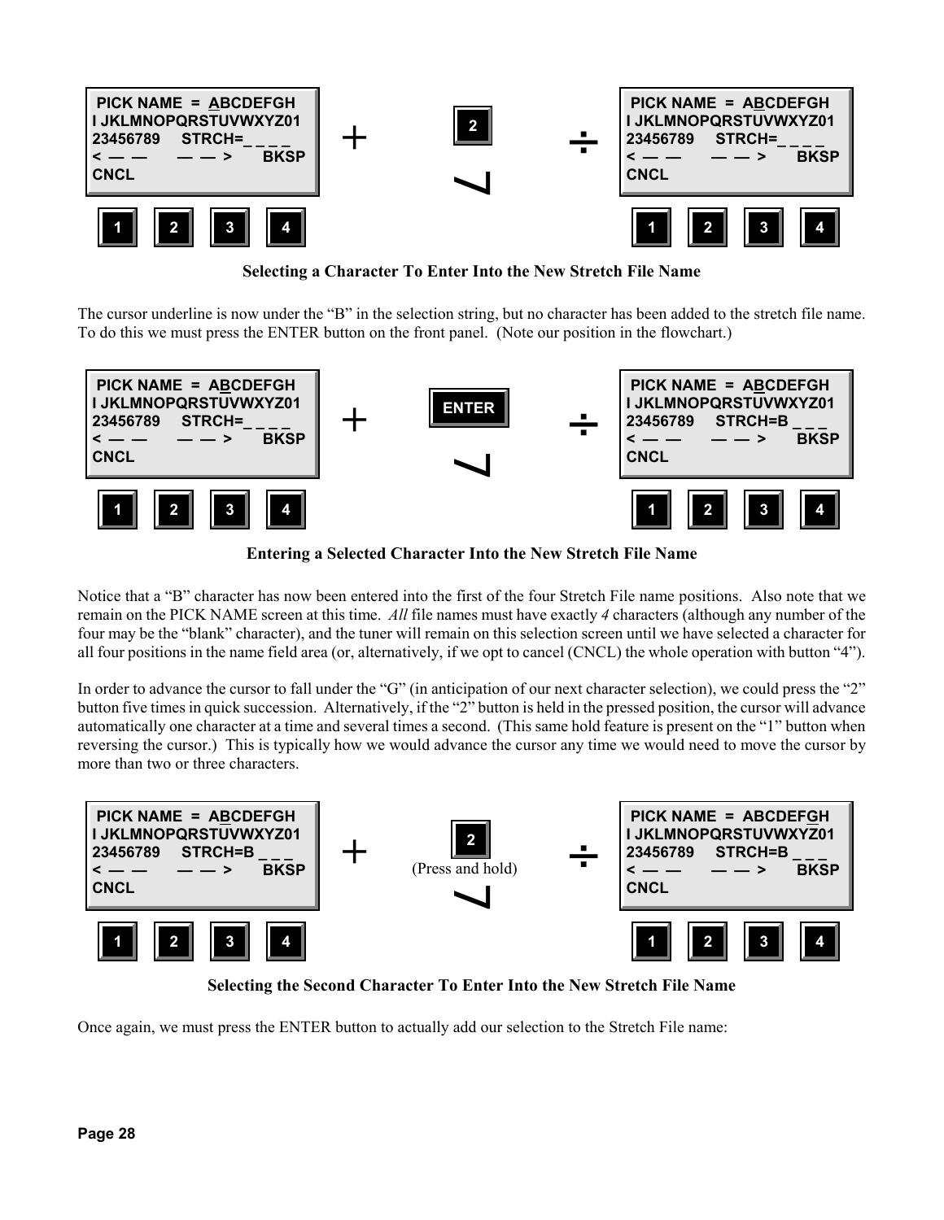```
PICK NAME  =  ABCDEFGH
I JKLMNOPQRSTUVWXYZ01
23456789     STRCH=_ _ _ _
< — —        — — >      BKSP
CNCL
```

[1] [2] [3] [4]  +  [2]  =

```
PICK NAME  =  ABCDEFGH
I JKLMNOPQRSTUVWXYZ01
23456789     STRCH=_ _ _ _
< — —        — — >      BKSP
CNCL
```

[1] [2] [3] [4]

**Selecting a Character To Enter Into the New Stretch File Name**

The cursor underline is now under the "B" in the selection string, but no character has been added to the stretch file name. To do this we must press the ENTER button on the front panel. (Note our position in the flowchart.)

```
PICK NAME  =  ABCDEFGH
I JKLMNOPQRSTUVWXYZ01
23456789     STRCH=_ _ _ _
< — —        — — >      BKSP
CNCL
```

[1] [2] [3] [4]  +  [ENTER]  =

```
PICK NAME  =  ABCDEFGH
I JKLMNOPQRSTUVWXYZ01
23456789     STRCH=B _ _ _
< — —        — — >      BKSP
CNCL
```

[1] [2] [3] [4]

**Entering a Selected Character Into the New Stretch File Name**

Notice that a "B" character has now been entered into the first of the four Stretch File name positions. Also note that we remain on the PICK NAME screen at this time. *All* file names must have exactly *4* characters (although any number of the four may be the "blank" character), and the tuner will remain on this selection screen until we have selected a character for all four positions in the name field area (or, alternatively, if we opt to cancel (CNCL) the whole operation with button "4").

In order to advance the cursor to fall under the "G" (in anticipation of our next character selection), we could press the "2" button five times in quick succession. Alternatively, if the "2" button is held in the pressed position, the cursor will advance automatically one character at a time and several times a second. (This same hold feature is present on the "1" button when reversing the cursor.) This is typically how we would advance the cursor any time we would need to move the cursor by more than two or three characters.

```
PICK NAME  =  ABCDEFGH
I JKLMNOPQRSTUVWXYZ01
23456789     STRCH=B _ _ _
< — —        — — >      BKSP
CNCL
```

[1] [2] [3] [4]  +  [2] (Press and hold)  =

```
PICK NAME  =  ABCDEFGH
I JKLMNOPQRSTUVWXYZ01
23456789     STRCH=B _ _ _
< — —        — — >      BKSP
CNCL
```

[1] [2] [3] [4]

**Selecting the Second Character To Enter Into the New Stretch File Name**

Once again, we must press the ENTER button to actually add our selection to the Stretch File name: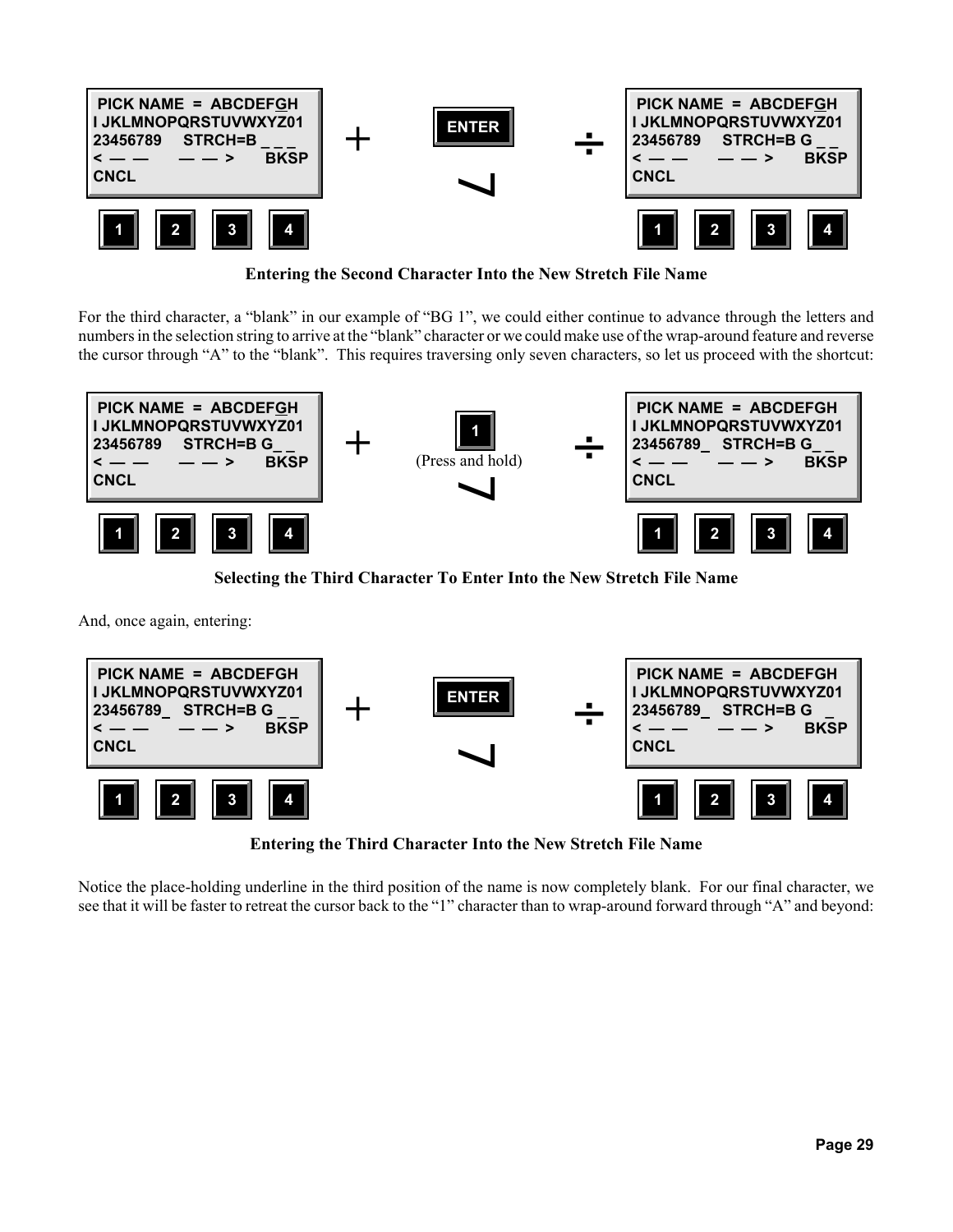```
PICK NAME = ABCDEFGH
I JKLMNOPQRSTUVWXYZ01
23456789    STRCH=B _ _ _
< — —    — — >    BKSP
CNCL
```

1 2 3 4

+ ENTER ÷

```
PICK NAME = ABCDEFGH
I JKLMNOPQRSTUVWXYZ01
23456789    STRCH=B G _ _
< — —    — — >    BKSP
CNCL
```

1 2 3 4

**Entering the Second Character Into the New Stretch File Name**

For the third character, a "blank" in our example of "BG 1", we could either continue to advance through the letters and numbers in the selection string to arrive at the "blank" character or we could make use of the wrap-around feature and reverse the cursor through "A" to the "blank". This requires traversing only seven characters, so let us proceed with the shortcut:

```
PICK NAME = ABCDEFGH
I JKLMNOPQRSTUVWXYZ01
23456789    STRCH=B G_ _
< — —    — — >    BKSP
CNCL
```

1 2 3 4

+ 1 (Press and hold) ÷

```
PICK NAME = ABCDEFGH
I JKLMNOPQRSTUVWXYZ01
23456789_   STRCH=B G_ _
< — —    — — >    BKSP
CNCL
```

1 2 3 4

**Selecting the Third Character To Enter Into the New Stretch File Name**

And, once again, entering:

```
PICK NAME = ABCDEFGH
I JKLMNOPQRSTUVWXYZ01
23456789_   STRCH=B G _ _
< — —    — — >    BKSP
CNCL
```

1 2 3 4

+ ENTER ÷

```
PICK NAME = ABCDEFGH
I JKLMNOPQRSTUVWXYZ01
23456789_   STRCH=B G   _
< — —    — — >    BKSP
CNCL
```

1 2 3 4

**Entering the Third Character Into the New Stretch File Name**

Notice the place-holding underline in the third position of the name is now completely blank. For our final character, we see that it will be faster to retreat the cursor back to the "1" character than to wrap-around forward through "A" and beyond: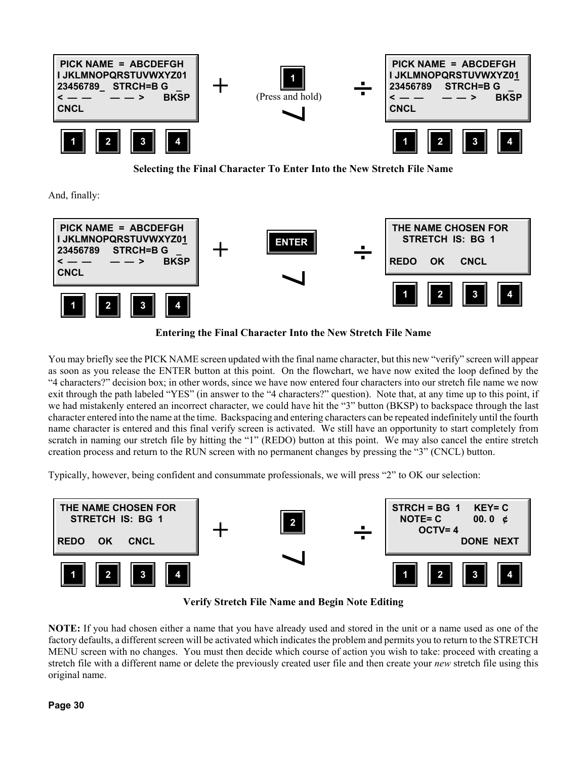| PICK NAME = ABCDEFGH<br>I JKLMNOPQRSTUVWXYZ01<br>23456789_ STRCH=B G _<br>< — — — — > BKSP<br>CNCL | + | 1 (Press and hold) | ÷ | PICK NAME = ABCDEFGH<br>I JKLMNOPQRSTUVWXYZ01<br>23456789 STRCH=B G _<br>< — — — — > BKSP<br>CNCL |
|---|---|---|---|---|
| 1 2 3 4 | | | | 1 2 3 4 |

**Selecting the Final Character To Enter Into the New Stretch File Name**

And, finally:

| PICK NAME = ABCDEFGH<br>I JKLMNOPQRSTUVWXYZ01<br>23456789 STRCH=B G _<br>< — — — — > BKSP<br>CNCL | + | ENTER | ÷ | THE NAME CHOSEN FOR<br>STRETCH IS: BG 1<br><br>REDO OK CNCL |
|---|---|---|---|---|
| 1 2 3 4 | | | | 1 2 3 4 |

**Entering the Final Character Into the New Stretch File Name**

You may briefly see the PICK NAME screen updated with the final name character, but this new "verify" screen will appear as soon as you release the ENTER button at this point. On the flowchart, we have now exited the loop defined by the "4 characters?" decision box; in other words, since we have now entered four characters into our stretch file name we now exit through the path labeled "YES" (in answer to the "4 characters?" question). Note that, at any time up to this point, if we had mistakenly entered an incorrect character, we could have hit the "3" button (BKSP) to backspace through the last character entered into the name at the time. Backspacing and entering characters can be repeated indefinitely until the fourth name character is entered and this final verify screen is activated. We still have an opportunity to start completely from scratch in naming our stretch file by hitting the "1" (REDO) button at this point. We may also cancel the entire stretch creation process and return to the RUN screen with no permanent changes by pressing the "3" (CNCL) button.

Typically, however, being confident and consummate professionals, we will press "2" to OK our selection:

| THE NAME CHOSEN FOR<br>STRETCH IS: BG 1<br><br>REDO OK CNCL | + | 2 | ÷ | STRCH = BG 1 KEY= C<br>NOTE= C 00. 0 ¢<br>OCTV= 4<br>DONE NEXT |
|---|---|---|---|---|
| 1 2 3 4 | | | | 1 2 3 4 |

**Verify Stretch File Name and Begin Note Editing**

**NOTE:** If you had chosen either a name that you have already used and stored in the unit or a name used as one of the factory defaults, a different screen will be activated which indicates the problem and permits you to return to the STRETCH MENU screen with no changes. You must then decide which course of action you wish to take: proceed with creating a stretch file with a different name or delete the previously created user file and then create your *new* stretch file using this original name.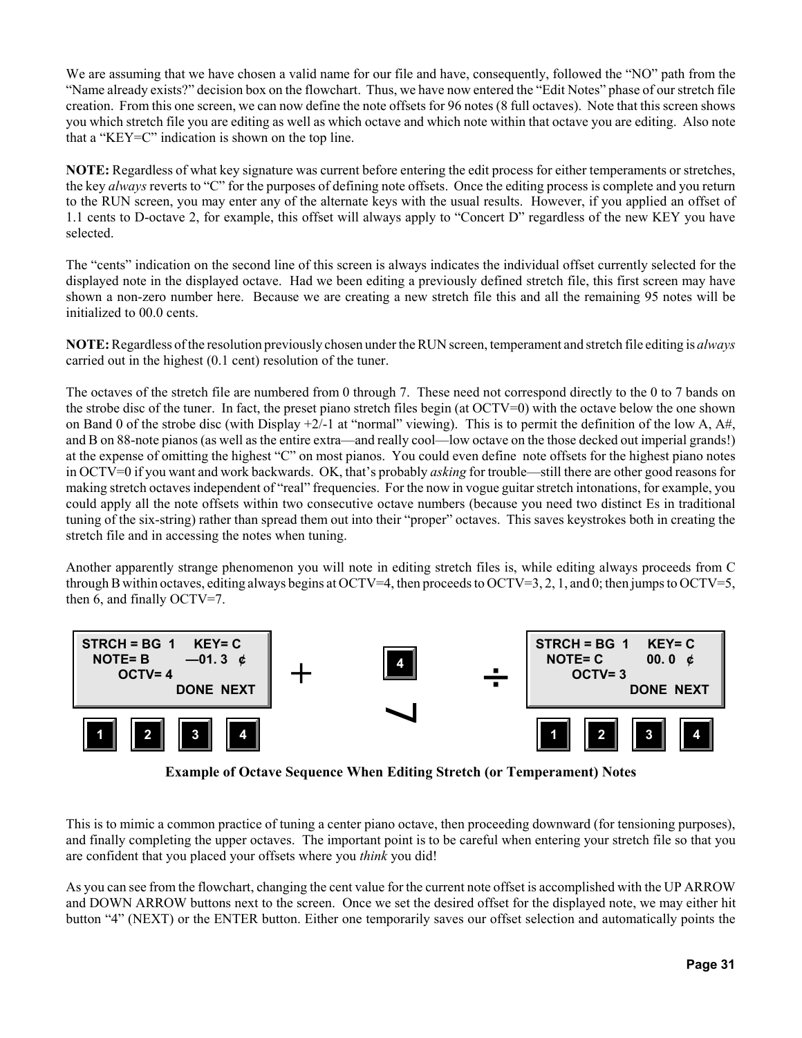We are assuming that we have chosen a valid name for our file and have, consequently, followed the "NO" path from the "Name already exists?" decision box on the flowchart. Thus, we have now entered the "Edit Notes" phase of our stretch file creation. From this one screen, we can now define the note offsets for 96 notes (8 full octaves). Note that this screen shows you which stretch file you are editing as well as which octave and which note within that octave you are editing. Also note that a "KEY=C" indication is shown on the top line.

**NOTE:** Regardless of what key signature was current before entering the edit process for either temperaments or stretches, the key *always* reverts to "C" for the purposes of defining note offsets. Once the editing process is complete and you return to the RUN screen, you may enter any of the alternate keys with the usual results. However, if you applied an offset of 1.1 cents to D-octave 2, for example, this offset will always apply to "Concert D" regardless of the new KEY you have selected.

The "cents" indication on the second line of this screen is always indicates the individual offset currently selected for the displayed note in the displayed octave. Had we been editing a previously defined stretch file, this first screen may have shown a non-zero number here. Because we are creating a new stretch file this and all the remaining 95 notes will be initialized to 00.0 cents.

**NOTE:** Regardless of the resolution previously chosen under the RUN screen, temperament and stretch file editing is *always* carried out in the highest (0.1 cent) resolution of the tuner.

The octaves of the stretch file are numbered from 0 through 7. These need not correspond directly to the 0 to 7 bands on the strobe disc of the tuner. In fact, the preset piano stretch files begin (at OCTV=0) with the octave below the one shown on Band 0 of the strobe disc (with Display +2/-1 at "normal" viewing). This is to permit the definition of the low A, A#, and B on 88-note pianos (as well as the entire extra—and really cool—low octave on the those decked out imperial grands!) at the expense of omitting the highest "C" on most pianos. You could even define note offsets for the highest piano notes in OCTV=0 if you want and work backwards. OK, that's probably *asking* for trouble—still there are other good reasons for making stretch octaves independent of "real" frequencies. For the now in vogue guitar stretch intonations, for example, you could apply all the note offsets within two consecutive octave numbers (because you need two distinct Es in traditional tuning of the six-string) rather than spread them out into their "proper" octaves. This saves keystrokes both in creating the stretch file and in accessing the notes when tuning.

Another apparently strange phenomenon you will note in editing stretch files is, while editing always proceeds from C through B within octaves, editing always begins at OCTV=4, then proceeds to OCTV=3, 2, 1, and 0; then jumps to OCTV=5, then 6, and finally OCTV=7.

```
STRCH = BG 1    KEY= C                          STRCH = BG 1    KEY= C
  NOTE= B       —01. 3  ¢     +    [4]    ÷       NOTE= C        00. 0  ¢
     OCTV= 4                                         OCTV= 3
               DONE  NEXT                                       DONE  NEXT
 [1]  [2]  [3]  [4]                              [1]  [2]  [3]  [4]
```

**Example of Octave Sequence When Editing Stretch (or Temperament) Notes**

This is to mimic a common practice of tuning a center piano octave, then proceeding downward (for tensioning purposes), and finally completing the upper octaves. The important point is to be careful when entering your stretch file so that you are confident that you placed your offsets where you *think* you did!

As you can see from the flowchart, changing the cent value for the current note offset is accomplished with the UP ARROW and DOWN ARROW buttons next to the screen. Once we set the desired offset for the displayed note, we may either hit button "4" (NEXT) or the ENTER button. Either one temporarily saves our offset selection and automatically points the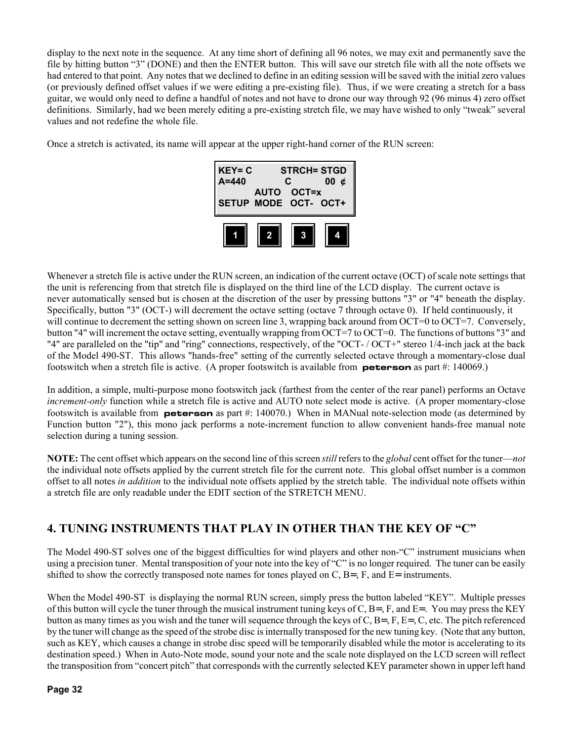display to the next note in the sequence. At any time short of defining all 96 notes, we may exit and permanently save the file by hitting button "3" (DONE) and then the ENTER button. This will save our stretch file with all the note offsets we had entered to that point. Any notes that we declined to define in an editing session will be saved with the initial zero values (or previously defined offset values if we were editing a pre-existing file). Thus, if we were creating a stretch for a bass guitar, we would only need to define a handful of notes and not have to drone our way through 92 (96 minus 4) zero offset definitions. Similarly, had we been merely editing a pre-existing stretch file, we may have wished to only "tweak" several values and not redefine the whole file.

Once a stretch is activated, its name will appear at the upper right-hand corner of the RUN screen:

```
KEY= C          STRCH= STGD
A=440           C        00 ¢
          AUTO    OCT=x
SETUP  MODE   OCT-   OCT+

  [1]    [2]    [3]    [4]
```

Whenever a stretch file is active under the RUN screen, an indication of the current octave (OCT) of scale note settings that the unit is referencing from that stretch file is displayed on the third line of the LCD display. The current octave is never automatically sensed but is chosen at the discretion of the user by pressing buttons "3" or "4" beneath the display. Specifically, button "3" (OCT-) will decrement the octave setting (octave 7 through octave 0). If held continuously, it will continue to decrement the setting shown on screen line 3, wrapping back around from OCT=0 to OCT=7. Conversely, button "4" will increment the octave setting, eventually wrapping from OCT=7 to OCT=0. The functions of buttons "3" and "4" are paralleled on the "tip" and "ring" connections, respectively, of the "OCT- / OCT+" stereo 1/4-inch jack at the back of the Model 490-ST. This allows "hands-free" setting of the currently selected octave through a momentary-close dual footswitch when a stretch file is active. (A proper footswitch is available from **peterson** as part #: 140069.)

In addition, a simple, multi-purpose mono footswitch jack (farthest from the center of the rear panel) performs an Octave *increment-only* function while a stretch file is active and AUTO note select mode is active. (A proper momentary-close footswitch is available from **peterson** as part #: 140070.) When in MANual note-selection mode (as determined by Function button "2"), this mono jack performs a note-increment function to allow convenient hands-free manual note selection during a tuning session.

**NOTE:** The cent offset which appears on the second line of this screen *still* refers to the *global* cent offset for the tuner—*not* the individual note offsets applied by the current stretch file for the current note. This global offset number is a common offset to all notes *in addition* to the individual note offsets applied by the stretch table. The individual note offsets within a stretch file are only readable under the EDIT section of the STRETCH MENU.

## 4. TUNING INSTRUMENTS THAT PLAY IN OTHER THAN THE KEY OF "C"

The Model 490-ST solves one of the biggest difficulties for wind players and other non-"C" instrument musicians when using a precision tuner. Mental transposition of your note into the key of "C" is no longer required. The tuner can be easily shifted to show the correctly transposed note names for tones played on C, B♭, F, and E♭ instruments.

When the Model 490-ST is displaying the normal RUN screen, simply press the button labeled "KEY". Multiple presses of this button will cycle the tuner through the musical instrument tuning keys of C, B♭, F, and E♭. You may press the KEY button as many times as you wish and the tuner will sequence through the keys of C, B♭, F, E♭, C, etc. The pitch referenced by the tuner will change as the speed of the strobe disc is internally transposed for the new tuning key. (Note that any button, such as KEY, which causes a change in strobe disc speed will be temporarily disabled while the motor is accelerating to its destination speed.) When in Auto-Note mode, sound your note and the scale note displayed on the LCD screen will reflect the transposition from "concert pitch" that corresponds with the currently selected KEY parameter shown in upper left hand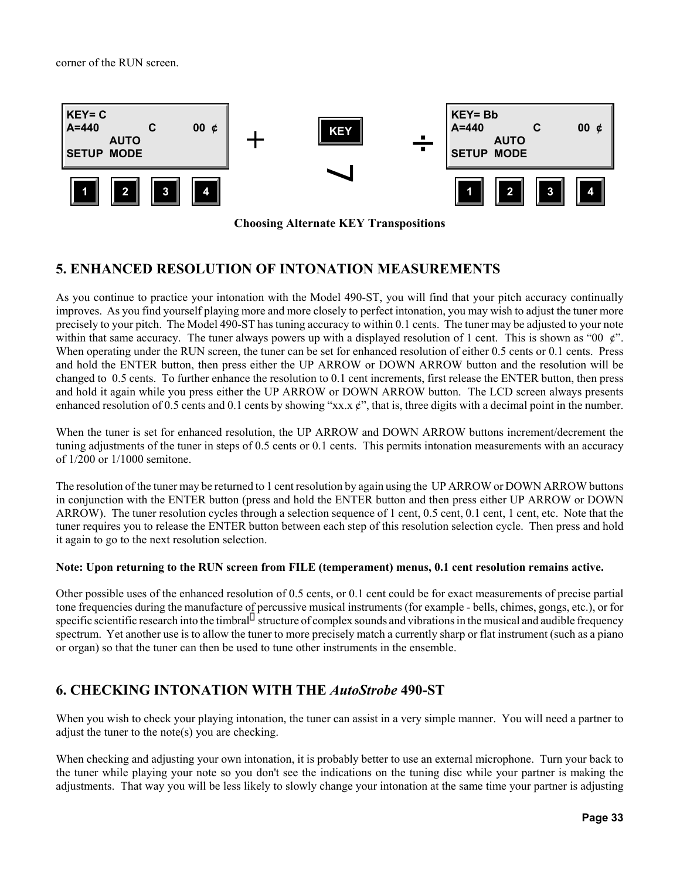corner of the RUN screen.

**Choosing Alternate KEY Transpositions**

## 5. ENHANCED RESOLUTION OF INTONATION MEASUREMENTS

As you continue to practice your intonation with the Model 490-ST, you will find that your pitch accuracy continually improves. As you find yourself playing more and more closely to perfect intonation, you may wish to adjust the tuner more precisely to your pitch. The Model 490-ST has tuning accuracy to within 0.1 cents. The tuner may be adjusted to your note within that same accuracy. The tuner always powers up with a displayed resolution of 1 cent. This is shown as "00 ¢". When operating under the RUN screen, the tuner can be set for enhanced resolution of either 0.5 cents or 0.1 cents. Press and hold the ENTER button, then press either the UP ARROW or DOWN ARROW button and the resolution will be changed to 0.5 cents. To further enhance the resolution to 0.1 cent increments, first release the ENTER button, then press and hold it again while you press either the UP ARROW or DOWN ARROW button. The LCD screen always presents enhanced resolution of 0.5 cents and 0.1 cents by showing "xx.x ¢", that is, three digits with a decimal point in the number.

When the tuner is set for enhanced resolution, the UP ARROW and DOWN ARROW buttons increment/decrement the tuning adjustments of the tuner in steps of 0.5 cents or 0.1 cents. This permits intonation measurements with an accuracy of 1/200 or 1/1000 semitone.

The resolution of the tuner may be returned to 1 cent resolution by again using the UP ARROW or DOWN ARROW buttons in conjunction with the ENTER button (press and hold the ENTER button and then press either UP ARROW or DOWN ARROW). The tuner resolution cycles through a selection sequence of 1 cent, 0.5 cent, 0.1 cent, 1 cent, etc. Note that the tuner requires you to release the ENTER button between each step of this resolution selection cycle. Then press and hold it again to go to the next resolution selection.

**Note: Upon returning to the RUN screen from FILE (temperament) menus, 0.1 cent resolution remains active.**

Other possible uses of the enhanced resolution of 0.5 cents, or 0.1 cent could be for exact measurements of precise partial tone frequencies during the manufacture of percussive musical instruments (for example - bells, chimes, gongs, etc.), or for specific scientific research into the timbral structure of complex sounds and vibrations in the musical and audible frequency spectrum. Yet another use is to allow the tuner to more precisely match a currently sharp or flat instrument (such as a piano or organ) so that the tuner can then be used to tune other instruments in the ensemble.

## 6. CHECKING INTONATION WITH THE *AutoStrobe* 490-ST

When you wish to check your playing intonation, the tuner can assist in a very simple manner. You will need a partner to adjust the tuner to the note(s) you are checking.

When checking and adjusting your own intonation, it is probably better to use an external microphone. Turn your back to the tuner while playing your note so you don't see the indications on the tuning disc while your partner is making the adjustments. That way you will be less likely to slowly change your intonation at the same time your partner is adjusting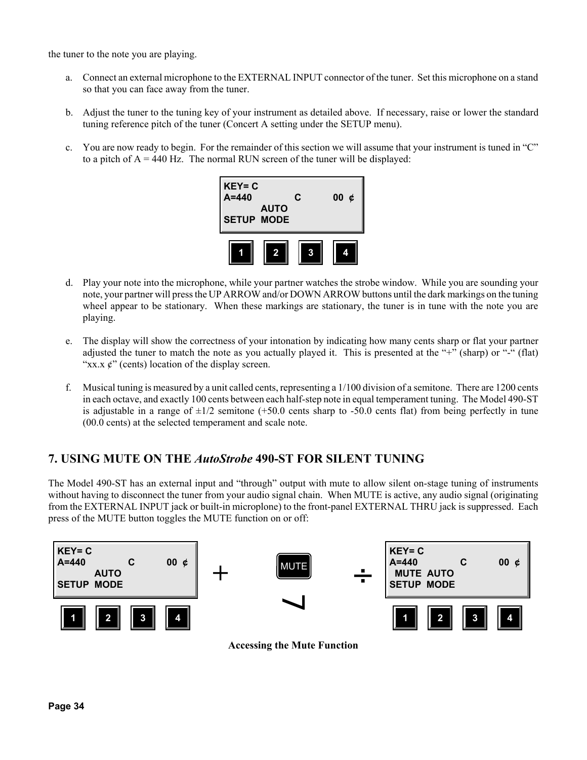the tuner to the note you are playing.

a. Connect an external microphone to the EXTERNAL INPUT connector of the tuner. Set this microphone on a stand so that you can face away from the tuner.

b. Adjust the tuner to the tuning key of your instrument as detailed above. If necessary, raise or lower the standard tuning reference pitch of the tuner (Concert A setting under the SETUP menu).

c. You are now ready to begin. For the remainder of this section we will assume that your instrument is tuned in "C" to a pitch of A = 440 Hz. The normal RUN screen of the tuner will be displayed:

```
KEY= C
A=440          C        00 ¢
         AUTO
SETUP  MODE
```

1 2 3 4

d. Play your note into the microphone, while your partner watches the strobe window. While you are sounding your note, your partner will press the UP ARROW and/or DOWN ARROW buttons until the dark markings on the tuning wheel appear to be stationary. When these markings are stationary, the tuner is in tune with the note you are playing.

e. The display will show the correctness of your intonation by indicating how many cents sharp or flat your partner adjusted the tuner to match the note as you actually played it. This is presented at the "+" (sharp) or "-" (flat) "xx.x ¢" (cents) location of the display screen.

f. Musical tuning is measured by a unit called cents, representing a 1/100 division of a semitone. There are 1200 cents in each octave, and exactly 100 cents between each half-step note in equal temperament tuning. The Model 490-ST is adjustable in a range of ±1/2 semitone (+50.0 cents sharp to -50.0 cents flat) from being perfectly in tune (00.0 cents) at the selected temperament and scale note.

## 7. USING MUTE ON THE *AutoStrobe* 490-ST FOR SILENT TUNING

The Model 490-ST has an external input and "through" output with mute to allow silent on-stage tuning of instruments without having to disconnect the tuner from your audio signal chain. When MUTE is active, any audio signal (originating from the EXTERNAL INPUT jack or built-in microplone) to the front-panel EXTERNAL THRU jack is suppressed. Each press of the MUTE button toggles the MUTE function on or off:

```
KEY= C                                     KEY= C
A=440          C        00 ¢     MUTE     A=440          C        00 ¢
         AUTO                               MUTE  AUTO
SETUP  MODE                                SETUP  MODE
```

1 2 3 4 &nbsp;&nbsp;&nbsp;&nbsp; 1 2 3 4

**Accessing the Mute Function**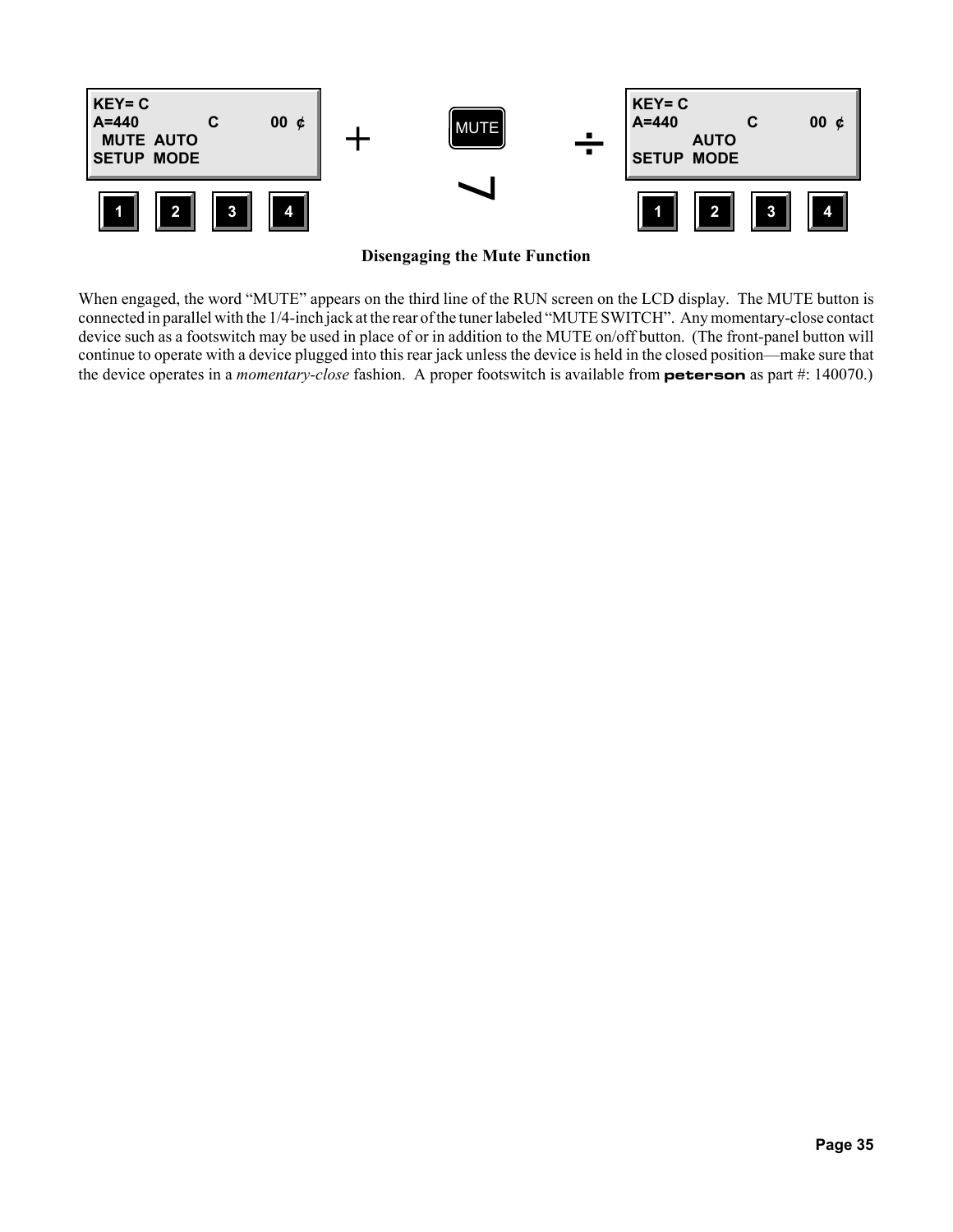KEY= C
A=440 C 00 ¢
MUTE AUTO
SETUP MODE

\+ MUTE ÷

KEY= C
A=440 C 00 ¢
AUTO
SETUP MODE

1 2 3 4 1 2 3 4

**Disengaging the Mute Function**

When engaged, the word "MUTE" appears on the third line of the RUN screen on the LCD display. The MUTE button is connected in parallel with the 1/4-inch jack at the rear of the tuner labeled "MUTE SWITCH". Any momentary-close contact device such as a footswitch may be used in place of or in addition to the MUTE on/off button. (The front-panel button will continue to operate with a device plugged into this rear jack unless the device is held in the closed position—make sure that the device operates in a *momentary-close* fashion. A proper footswitch is available from **peterson** as part #: 140070.)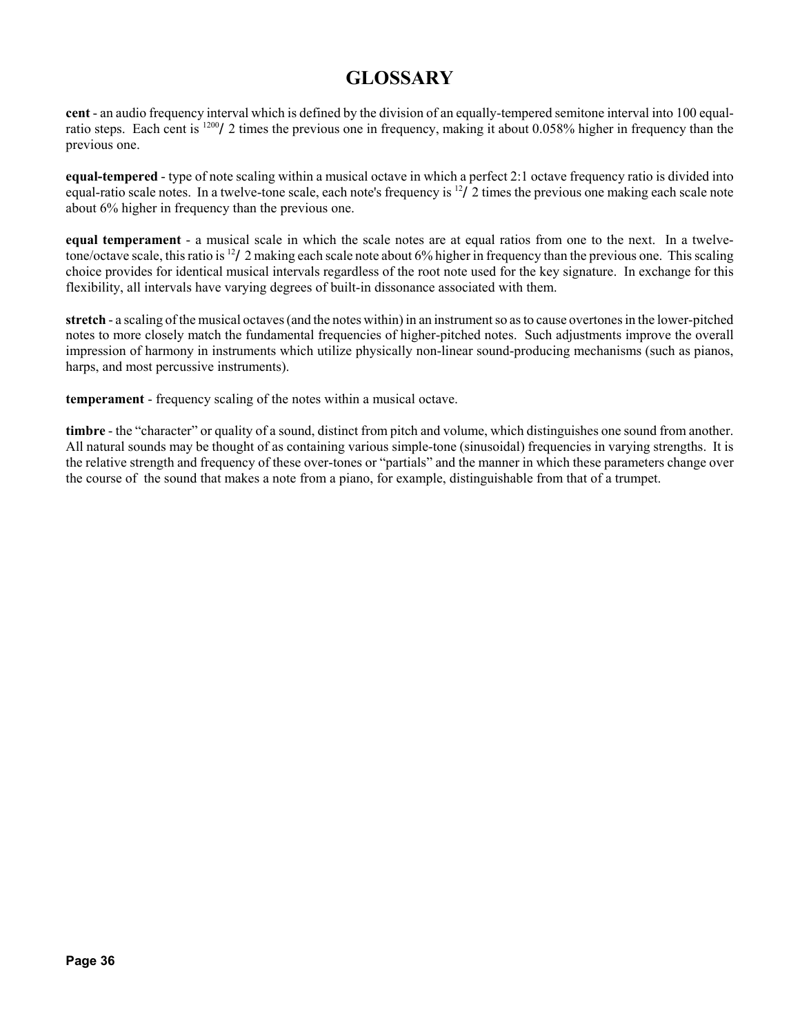# GLOSSARY

**cent** - an audio frequency interval which is defined by the division of an equally-tempered semitone interval into 100 equal-ratio steps. Each cent is $\sqrt[1200]{2}$ times the previous one in frequency, making it about 0.058% higher in frequency than the previous one.

**equal-tempered** - type of note scaling within a musical octave in which a perfect 2:1 octave frequency ratio is divided into equal-ratio scale notes. In a twelve-tone scale, each note's frequency is $\sqrt[12]{2}$ times the previous one making each scale note about 6% higher in frequency than the previous one.

**equal temperament** - a musical scale in which the scale notes are at equal ratios from one to the next. In a twelve-tone/octave scale, this ratio is $\sqrt[12]{2}$ making each scale note about 6% higher in frequency than the previous one. This scaling choice provides for identical musical intervals regardless of the root note used for the key signature. In exchange for this flexibility, all intervals have varying degrees of built-in dissonance associated with them.

**stretch** - a scaling of the musical octaves (and the notes within) in an instrument so as to cause overtones in the lower-pitched notes to more closely match the fundamental frequencies of higher-pitched notes. Such adjustments improve the overall impression of harmony in instruments which utilize physically non-linear sound-producing mechanisms (such as pianos, harps, and most percussive instruments).

**temperament** - frequency scaling of the notes within a musical octave.

**timbre** - the "character" or quality of a sound, distinct from pitch and volume, which distinguishes one sound from another. All natural sounds may be thought of as containing various simple-tone (sinusoidal) frequencies in varying strengths. It is the relative strength and frequency of these over-tones or "partials" and the manner in which these parameters change over the course of the sound that makes a note from a piano, for example, distinguishable from that of a trumpet.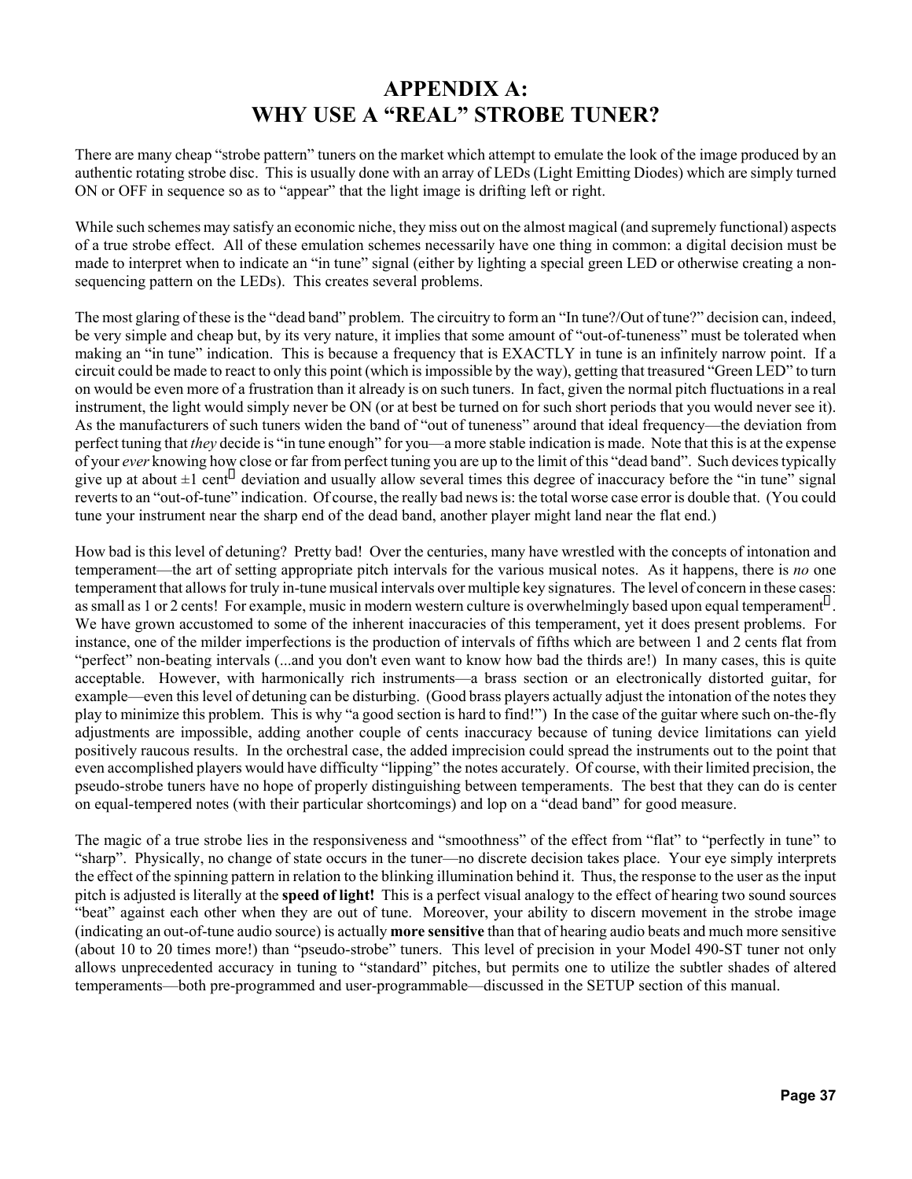# APPENDIX A:
# WHY USE A "REAL" STROBE TUNER?

There are many cheap "strobe pattern" tuners on the market which attempt to emulate the look of the image produced by an authentic rotating strobe disc. This is usually done with an array of LEDs (Light Emitting Diodes) which are simply turned ON or OFF in sequence so as to "appear" that the light image is drifting left or right.

While such schemes may satisfy an economic niche, they miss out on the almost magical (and supremely functional) aspects of a true strobe effect. All of these emulation schemes necessarily have one thing in common: a digital decision must be made to interpret when to indicate an "in tune" signal (either by lighting a special green LED or otherwise creating a non-sequencing pattern on the LEDs). This creates several problems.

The most glaring of these is the "dead band" problem. The circuitry to form an "In tune?/Out of tune?" decision can, indeed, be very simple and cheap but, by its very nature, it implies that some amount of "out-of-tuneness" must be tolerated when making an "in tune" indication. This is because a frequency that is EXACTLY in tune is an infinitely narrow point. If a circuit could be made to react to only this point (which is impossible by the way), getting that treasured "Green LED" to turn on would be even more of a frustration than it already is on such tuners. In fact, given the normal pitch fluctuations in a real instrument, the light would simply never be ON (or at best be turned on for such short periods that you would never see it). As the manufacturers of such tuners widen the band of "out of tuneness" around that ideal frequency—the deviation from perfect tuning that *they* decide is "in tune enough" for you—a more stable indication is made. Note that this is at the expense of your *ever* knowing how close or far from perfect tuning you are up to the limit of this "dead band". Such devices typically give up at about ±1 cent deviation and usually allow several times this degree of inaccuracy before the "in tune" signal reverts to an "out-of-tune" indication. Of course, the really bad news is: the total worse case error is double that. (You could tune your instrument near the sharp end of the dead band, another player might land near the flat end.)

How bad is this level of detuning? Pretty bad! Over the centuries, many have wrestled with the concepts of intonation and temperament—the art of setting appropriate pitch intervals for the various musical notes. As it happens, there is *no* one temperament that allows for truly in-tune musical intervals over multiple key signatures. The level of concern in these cases: as small as 1 or 2 cents! For example, music in modern western culture is overwhelmingly based upon equal temperament. We have grown accustomed to some of the inherent inaccuracies of this temperament, yet it does present problems. For instance, one of the milder imperfections is the production of intervals of fifths which are between 1 and 2 cents flat from "perfect" non-beating intervals (...and you don't even want to know how bad the thirds are!) In many cases, this is quite acceptable. However, with harmonically rich instruments—a brass section or an electronically distorted guitar, for example—even this level of detuning can be disturbing. (Good brass players actually adjust the intonation of the notes they play to minimize this problem. This is why "a good section is hard to find!") In the case of the guitar where such on-the-fly adjustments are impossible, adding another couple of cents inaccuracy because of tuning device limitations can yield positively raucous results. In the orchestral case, the added imprecision could spread the instruments out to the point that even accomplished players would have difficulty "lipping" the notes accurately. Of course, with their limited precision, the pseudo-strobe tuners have no hope of properly distinguishing between temperaments. The best that they can do is center on equal-tempered notes (with their particular shortcomings) and lop on a "dead band" for good measure.

The magic of a true strobe lies in the responsiveness and "smoothness" of the effect from "flat" to "perfectly in tune" to "sharp". Physically, no change of state occurs in the tuner—no discrete decision takes place. Your eye simply interprets the effect of the spinning pattern in relation to the blinking illumination behind it. Thus, the response to the user as the input pitch is adjusted is literally at the **speed of light!** This is a perfect visual analogy to the effect of hearing two sound sources "beat" against each other when they are out of tune. Moreover, your ability to discern movement in the strobe image (indicating an out-of-tune audio source) is actually **more sensitive** than that of hearing audio beats and much more sensitive (about 10 to 20 times more!) than "pseudo-strobe" tuners. This level of precision in your Model 490-ST tuner not only allows unprecedented accuracy in tuning to "standard" pitches, but permits one to utilize the subtler shades of altered temperaments—both pre-programmed and user-programmable—discussed in the SETUP section of this manual.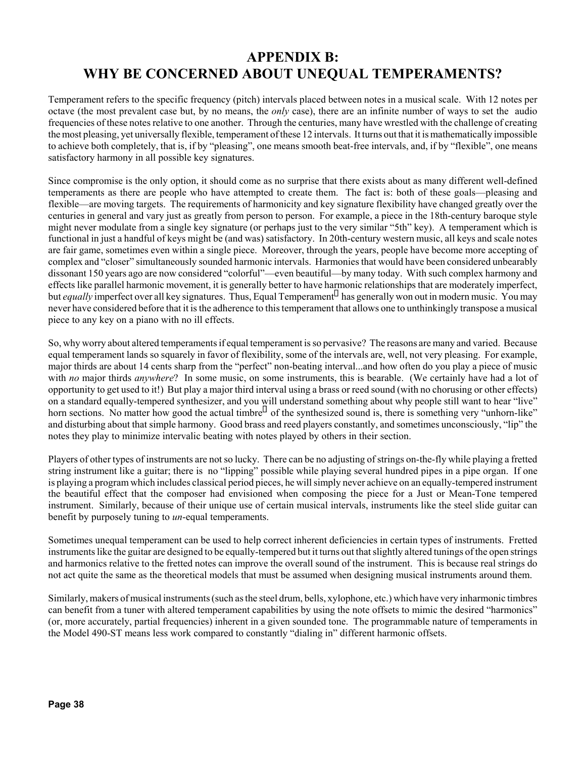# APPENDIX B:
# WHY BE CONCERNED ABOUT UNEQUAL TEMPERAMENTS?

Temperament refers to the specific frequency (pitch) intervals placed between notes in a musical scale. With 12 notes per octave (the most prevalent case but, by no means, the *only* case), there are an infinite number of ways to set the audio frequencies of these notes relative to one another. Through the centuries, many have wrestled with the challenge of creating the most pleasing, yet universally flexible, temperament of these 12 intervals. It turns out that it is mathematically impossible to achieve both completely, that is, if by "pleasing", one means smooth beat-free intervals, and, if by "flexible", one means satisfactory harmony in all possible key signatures.

Since compromise is the only option, it should come as no surprise that there exists about as many different well-defined temperaments as there are people who have attempted to create them. The fact is: both of these goals—pleasing and flexible—are moving targets. The requirements of harmonicity and key signature flexibility have changed greatly over the centuries in general and vary just as greatly from person to person. For example, a piece in the 18th-century baroque style might never modulate from a single key signature (or perhaps just to the very similar "5th" key). A temperament which is functional in just a handful of keys might be (and was) satisfactory. In 20th-century western music, all keys and scale notes are fair game, sometimes even within a single piece. Moreover, through the years, people have become more accepting of complex and "closer" simultaneously sounded harmonic intervals. Harmonies that would have been considered unbearably dissonant 150 years ago are now considered "colorful"—even beautiful—by many today. With such complex harmony and effects like parallel harmonic movement, it is generally better to have harmonic relationships that are moderately imperfect, but *equally* imperfect over all key signatures. Thus, Equal Temperament has generally won out in modern music. You may never have considered before that it is the adherence to this temperament that allows one to unthinkingly transpose a musical piece to any key on a piano with no ill effects.

So, why worry about altered temperaments if equal temperament is so pervasive? The reasons are many and varied. Because equal temperament lands so squarely in favor of flexibility, some of the intervals are, well, not very pleasing. For example, major thirds are about 14 cents sharp from the "perfect" non-beating interval...and how often do you play a piece of music with *no* major thirds *anywhere*? In some music, on some instruments, this is bearable. (We certainly have had a lot of opportunity to get used to it!) But play a major third interval using a brass or reed sound (with no chorusing or other effects) on a standard equally-tempered synthesizer, and you will understand something about why people still want to hear "live" horn sections. No matter how good the actual timbre of the synthesized sound is, there is something very "unhorn-like" and disturbing about that simple harmony. Good brass and reed players constantly, and sometimes unconsciously, "lip" the notes they play to minimize intervalic beating with notes played by others in their section.

Players of other types of instruments are not so lucky. There can be no adjusting of strings on-the-fly while playing a fretted string instrument like a guitar; there is no "lipping" possible while playing several hundred pipes in a pipe organ. If one is playing a program which includes classical period pieces, he will simply never achieve on an equally-tempered instrument the beautiful effect that the composer had envisioned when composing the piece for a Just or Mean-Tone tempered instrument. Similarly, because of their unique use of certain musical intervals, instruments like the steel slide guitar can benefit by purposely tuning to *un*-equal temperaments.

Sometimes unequal temperament can be used to help correct inherent deficiencies in certain types of instruments. Fretted instruments like the guitar are designed to be equally-tempered but it turns out that slightly altered tunings of the open strings and harmonics relative to the fretted notes can improve the overall sound of the instrument. This is because real strings do not act quite the same as the theoretical models that must be assumed when designing musical instruments around them.

Similarly, makers of musical instruments (such as the steel drum, bells, xylophone, etc.) which have very inharmonic timbres can benefit from a tuner with altered temperament capabilities by using the note offsets to mimic the desired "harmonics" (or, more accurately, partial frequencies) inherent in a given sounded tone. The programmable nature of temperaments in the Model 490-ST means less work compared to constantly "dialing in" different harmonic offsets.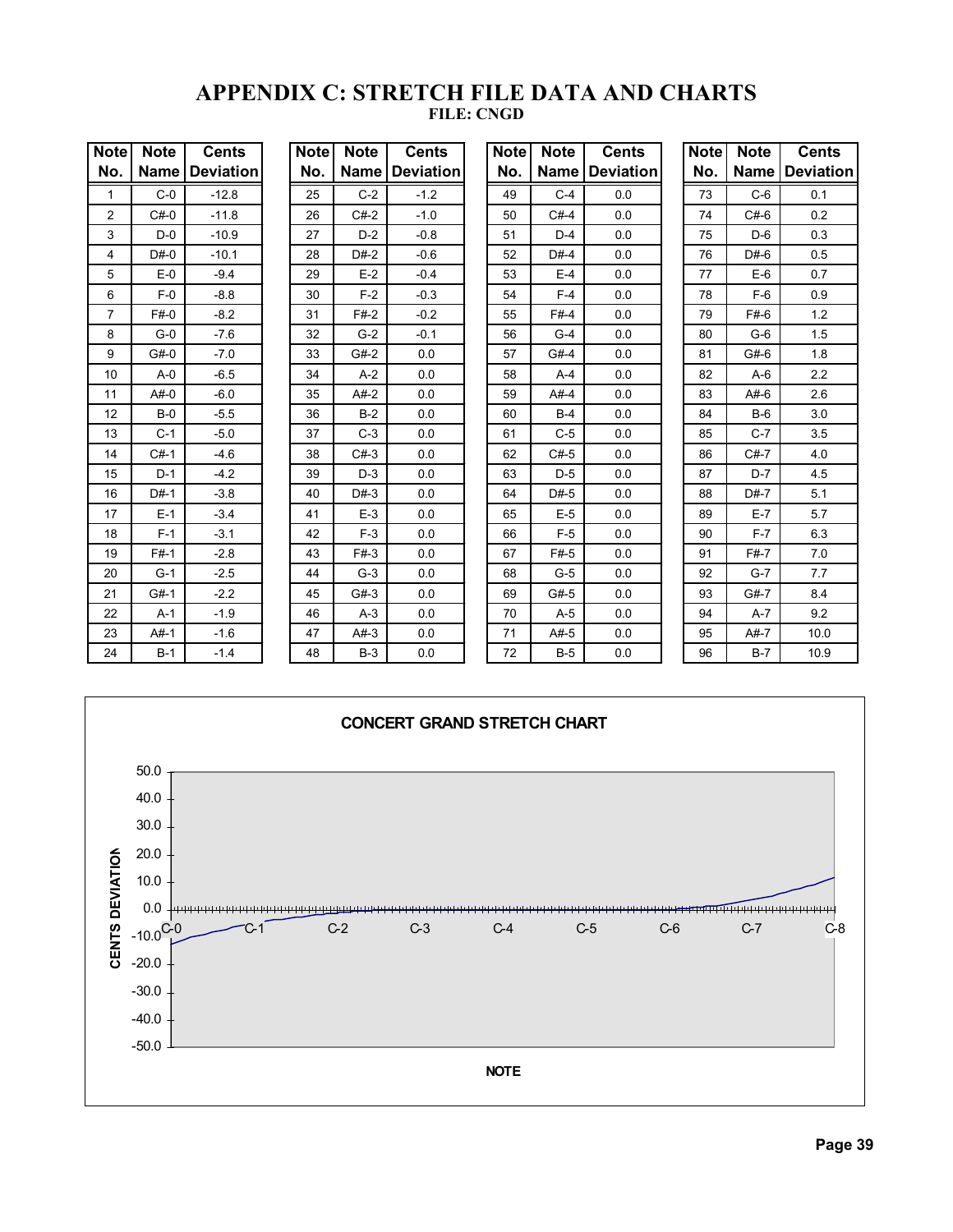# APPENDIX C: STRETCH FILE DATA AND CHARTS

**FILE: CNGD**

| Note No. | Note Name | Cents Deviation | Note No. | Note Name | Cents Deviation | Note No. | Note Name | Cents Deviation | Note No. | Note Name | Cents Deviation |
|---|---|---|---|---|---|---|---|---|---|---|---|
| 1 | C-0 | -12.8 | 25 | C-2 | -1.2 | 49 | C-4 | 0.0 | 73 | C-6 | 0.1 |
| 2 | C#-0 | -11.8 | 26 | C#-2 | -1.0 | 50 | C#-4 | 0.0 | 74 | C#-6 | 0.2 |
| 3 | D-0 | -10.9 | 27 | D-2 | -0.8 | 51 | D-4 | 0.0 | 75 | D-6 | 0.3 |
| 4 | D#-0 | -10.1 | 28 | D#-2 | -0.6 | 52 | D#-4 | 0.0 | 76 | D#-6 | 0.5 |
| 5 | E-0 | -9.4 | 29 | E-2 | -0.4 | 53 | E-4 | 0.0 | 77 | E-6 | 0.7 |
| 6 | F-0 | -8.8 | 30 | F-2 | -0.3 | 54 | F-4 | 0.0 | 78 | F-6 | 0.9 |
| 7 | F#-0 | -8.2 | 31 | F#-2 | -0.2 | 55 | F#-4 | 0.0 | 79 | F#-6 | 1.2 |
| 8 | G-0 | -7.6 | 32 | G-2 | -0.1 | 56 | G-4 | 0.0 | 80 | G-6 | 1.5 |
| 9 | G#-0 | -7.0 | 33 | G#-2 | 0.0 | 57 | G#-4 | 0.0 | 81 | G#-6 | 1.8 |
| 10 | A-0 | -6.5 | 34 | A-2 | 0.0 | 58 | A-4 | 0.0 | 82 | A-6 | 2.2 |
| 11 | A#-0 | -6.0 | 35 | A#-2 | 0.0 | 59 | A#-4 | 0.0 | 83 | A#-6 | 2.6 |
| 12 | B-0 | -5.5 | 36 | B-2 | 0.0 | 60 | B-4 | 0.0 | 84 | B-6 | 3.0 |
| 13 | C-1 | -5.0 | 37 | C-3 | 0.0 | 61 | C-5 | 0.0 | 85 | C-7 | 3.5 |
| 14 | C#-1 | -4.6 | 38 | C#-3 | 0.0 | 62 | C#-5 | 0.0 | 86 | C#-7 | 4.0 |
| 15 | D-1 | -4.2 | 39 | D-3 | 0.0 | 63 | D-5 | 0.0 | 87 | D-7 | 4.5 |
| 16 | D#-1 | -3.8 | 40 | D#-3 | 0.0 | 64 | D#-5 | 0.0 | 88 | D#-7 | 5.1 |
| 17 | E-1 | -3.4 | 41 | E-3 | 0.0 | 65 | E-5 | 0.0 | 89 | E-7 | 5.7 |
| 18 | F-1 | -3.1 | 42 | F-3 | 0.0 | 66 | F-5 | 0.0 | 90 | F-7 | 6.3 |
| 19 | F#-1 | -2.8 | 43 | F#-3 | 0.0 | 67 | F#-5 | 0.0 | 91 | F#-7 | 7.0 |
| 20 | G-1 | -2.5 | 44 | G-3 | 0.0 | 68 | G-5 | 0.0 | 92 | G-7 | 7.7 |
| 21 | G#-1 | -2.2 | 45 | G#-3 | 0.0 | 69 | G#-5 | 0.0 | 93 | G#-7 | 8.4 |
| 22 | A-1 | -1.9 | 46 | A-3 | 0.0 | 70 | A-5 | 0.0 | 94 | A-7 | 9.2 |
| 23 | A#-1 | -1.6 | 47 | A#-3 | 0.0 | 71 | A#-5 | 0.0 | 95 | A#-7 | 10.0 |
| 24 | B-1 | -1.4 | 48 | B-3 | 0.0 | 72 | B-5 | 0.0 | 96 | B-7 | 10.9 |

**CONCERT GRAND STRETCH CHART**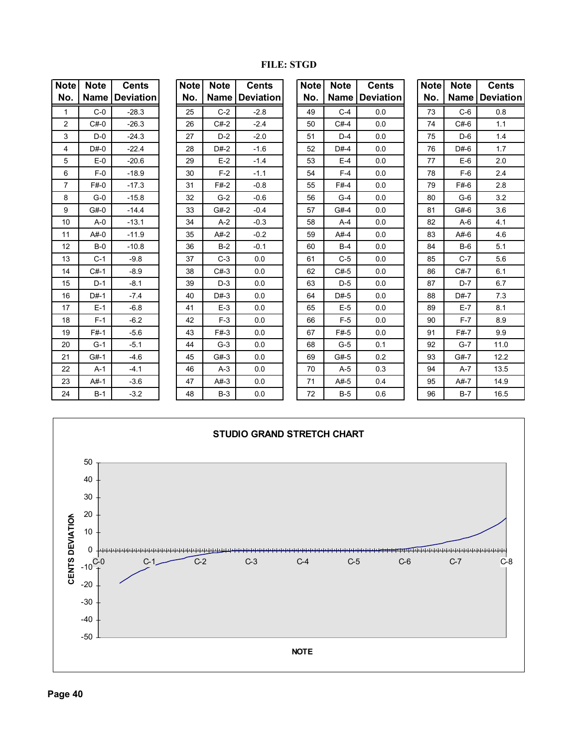# FILE: STGD

| Note No. | Note Name | Cents Deviation |
|---|---|---|
| 1 | C-0 | -28.3 |
| 2 | C#-0 | -26.3 |
| 3 | D-0 | -24.3 |
| 4 | D#-0 | -22.4 |
| 5 | E-0 | -20.6 |
| 6 | F-0 | -18.9 |
| 7 | F#-0 | -17.3 |
| 8 | G-0 | -15.8 |
| 9 | G#-0 | -14.4 |
| 10 | A-0 | -13.1 |
| 11 | A#-0 | -11.9 |
| 12 | B-0 | -10.8 |
| 13 | C-1 | -9.8 |
| 14 | C#-1 | -8.9 |
| 15 | D-1 | -8.1 |
| 16 | D#-1 | -7.4 |
| 17 | E-1 | -6.8 |
| 18 | F-1 | -6.2 |
| 19 | F#-1 | -5.6 |
| 20 | G-1 | -5.1 |
| 21 | G#-1 | -4.6 |
| 22 | A-1 | -4.1 |
| 23 | A#-1 | -3.6 |
| 24 | B-1 | -3.2 |

| Note No. | Note Name | Cents Deviation |
|---|---|---|
| 25 | C-2 | -2.8 |
| 26 | C#-2 | -2.4 |
| 27 | D-2 | -2.0 |
| 28 | D#-2 | -1.6 |
| 29 | E-2 | -1.4 |
| 30 | F-2 | -1.1 |
| 31 | F#-2 | -0.8 |
| 32 | G-2 | -0.6 |
| 33 | G#-2 | -0.4 |
| 34 | A-2 | -0.3 |
| 35 | A#-2 | -0.2 |
| 36 | B-2 | -0.1 |
| 37 | C-3 | 0.0 |
| 38 | C#-3 | 0.0 |
| 39 | D-3 | 0.0 |
| 40 | D#-3 | 0.0 |
| 41 | E-3 | 0.0 |
| 42 | F-3 | 0.0 |
| 43 | F#-3 | 0.0 |
| 44 | G-3 | 0.0 |
| 45 | G#-3 | 0.0 |
| 46 | A-3 | 0.0 |
| 47 | A#-3 | 0.0 |
| 48 | B-3 | 0.0 |

| Note No. | Note Name | Cents Deviation |
|---|---|---|
| 49 | C-4 | 0.0 |
| 50 | C#-4 | 0.0 |
| 51 | D-4 | 0.0 |
| 52 | D#-4 | 0.0 |
| 53 | E-4 | 0.0 |
| 54 | F-4 | 0.0 |
| 55 | F#-4 | 0.0 |
| 56 | G-4 | 0.0 |
| 57 | G#-4 | 0.0 |
| 58 | A-4 | 0.0 |
| 59 | A#-4 | 0.0 |
| 60 | B-4 | 0.0 |
| 61 | C-5 | 0.0 |
| 62 | C#-5 | 0.0 |
| 63 | D-5 | 0.0 |
| 64 | D#-5 | 0.0 |
| 65 | E-5 | 0.0 |
| 66 | F-5 | 0.0 |
| 67 | F#-5 | 0.0 |
| 68 | G-5 | 0.1 |
| 69 | G#-5 | 0.2 |
| 70 | A-5 | 0.3 |
| 71 | A#-5 | 0.4 |
| 72 | B-5 | 0.6 |

| Note No. | Note Name | Cents Deviation |
|---|---|---|
| 73 | C-6 | 0.8 |
| 74 | C#-6 | 1.1 |
| 75 | D-6 | 1.4 |
| 76 | D#-6 | 1.7 |
| 77 | E-6 | 2.0 |
| 78 | F-6 | 2.4 |
| 79 | F#-6 | 2.8 |
| 80 | G-6 | 3.2 |
| 81 | G#-6 | 3.6 |
| 82 | A-6 | 4.1 |
| 83 | A#-6 | 4.6 |
| 84 | B-6 | 5.1 |
| 85 | C-7 | 5.6 |
| 86 | C#-7 | 6.1 |
| 87 | D-7 | 6.7 |
| 88 | D#-7 | 7.3 |
| 89 | E-7 | 8.1 |
| 90 | F-7 | 8.9 |
| 91 | F#-7 | 9.9 |
| 92 | G-7 | 11.0 |
| 93 | G#-7 | 12.2 |
| 94 | A-7 | 13.5 |
| 95 | A#-7 | 14.9 |
| 96 | B-7 | 16.5 |

**STUDIO GRAND STRETCH CHART**

CENTS DEVIATION (y-axis, -50 to 50) vs. NOTE (x-axis, C-0 to C-8)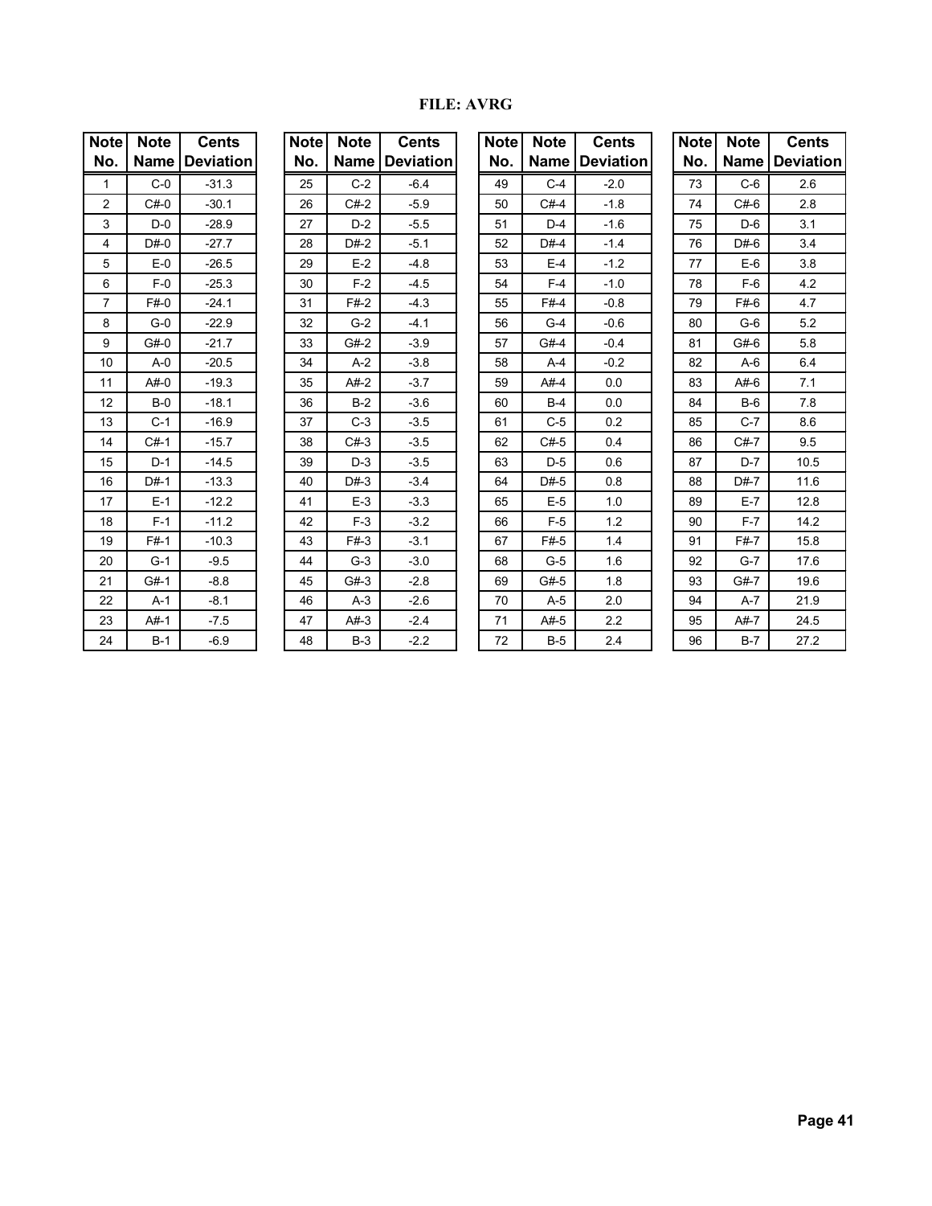## FILE: AVRG

| Note No. | Note Name | Cents Deviation |
|---|---|---|
| 1 | C-0 | -31.3 |
| 2 | C#-0 | -30.1 |
| 3 | D-0 | -28.9 |
| 4 | D#-0 | -27.7 |
| 5 | E-0 | -26.5 |
| 6 | F-0 | -25.3 |
| 7 | F#-0 | -24.1 |
| 8 | G-0 | -22.9 |
| 9 | G#-0 | -21.7 |
| 10 | A-0 | -20.5 |
| 11 | A#-0 | -19.3 |
| 12 | B-0 | -18.1 |
| 13 | C-1 | -16.9 |
| 14 | C#-1 | -15.7 |
| 15 | D-1 | -14.5 |
| 16 | D#-1 | -13.3 |
| 17 | E-1 | -12.2 |
| 18 | F-1 | -11.2 |
| 19 | F#-1 | -10.3 |
| 20 | G-1 | -9.5 |
| 21 | G#-1 | -8.8 |
| 22 | A-1 | -8.1 |
| 23 | A#-1 | -7.5 |
| 24 | B-1 | -6.9 |

| Note No. | Note Name | Cents Deviation |
|---|---|---|
| 25 | C-2 | -6.4 |
| 26 | C#-2 | -5.9 |
| 27 | D-2 | -5.5 |
| 28 | D#-2 | -5.1 |
| 29 | E-2 | -4.8 |
| 30 | F-2 | -4.5 |
| 31 | F#-2 | -4.3 |
| 32 | G-2 | -4.1 |
| 33 | G#-2 | -3.9 |
| 34 | A-2 | -3.8 |
| 35 | A#-2 | -3.7 |
| 36 | B-2 | -3.6 |
| 37 | C-3 | -3.5 |
| 38 | C#-3 | -3.5 |
| 39 | D-3 | -3.5 |
| 40 | D#-3 | -3.4 |
| 41 | E-3 | -3.3 |
| 42 | F-3 | -3.2 |
| 43 | F#-3 | -3.1 |
| 44 | G-3 | -3.0 |
| 45 | G#-3 | -2.8 |
| 46 | A-3 | -2.6 |
| 47 | A#-3 | -2.4 |
| 48 | B-3 | -2.2 |

| Note No. | Note Name | Cents Deviation |
|---|---|---|
| 49 | C-4 | -2.0 |
| 50 | C#-4 | -1.8 |
| 51 | D-4 | -1.6 |
| 52 | D#-4 | -1.4 |
| 53 | E-4 | -1.2 |
| 54 | F-4 | -1.0 |
| 55 | F#-4 | -0.8 |
| 56 | G-4 | -0.6 |
| 57 | G#-4 | -0.4 |
| 58 | A-4 | -0.2 |
| 59 | A#-4 | 0.0 |
| 60 | B-4 | 0.0 |
| 61 | C-5 | 0.2 |
| 62 | C#-5 | 0.4 |
| 63 | D-5 | 0.6 |
| 64 | D#-5 | 0.8 |
| 65 | E-5 | 1.0 |
| 66 | F-5 | 1.2 |
| 67 | F#-5 | 1.4 |
| 68 | G-5 | 1.6 |
| 69 | G#-5 | 1.8 |
| 70 | A-5 | 2.0 |
| 71 | A#-5 | 2.2 |
| 72 | B-5 | 2.4 |

| Note No. | Note Name | Cents Deviation |
|---|---|---|
| 73 | C-6 | 2.6 |
| 74 | C#-6 | 2.8 |
| 75 | D-6 | 3.1 |
| 76 | D#-6 | 3.4 |
| 77 | E-6 | 3.8 |
| 78 | F-6 | 4.2 |
| 79 | F#-6 | 4.7 |
| 80 | G-6 | 5.2 |
| 81 | G#-6 | 5.8 |
| 82 | A-6 | 6.4 |
| 83 | A#-6 | 7.1 |
| 84 | B-6 | 7.8 |
| 85 | C-7 | 8.6 |
| 86 | C#-7 | 9.5 |
| 87 | D-7 | 10.5 |
| 88 | D#-7 | 11.6 |
| 89 | E-7 | 12.8 |
| 90 | F-7 | 14.2 |
| 91 | F#-7 | 15.8 |
| 92 | G-7 | 17.6 |
| 93 | G#-7 | 19.6 |
| 94 | A-7 | 21.9 |
| 95 | A#-7 | 24.5 |
| 96 | B-7 | 27.2 |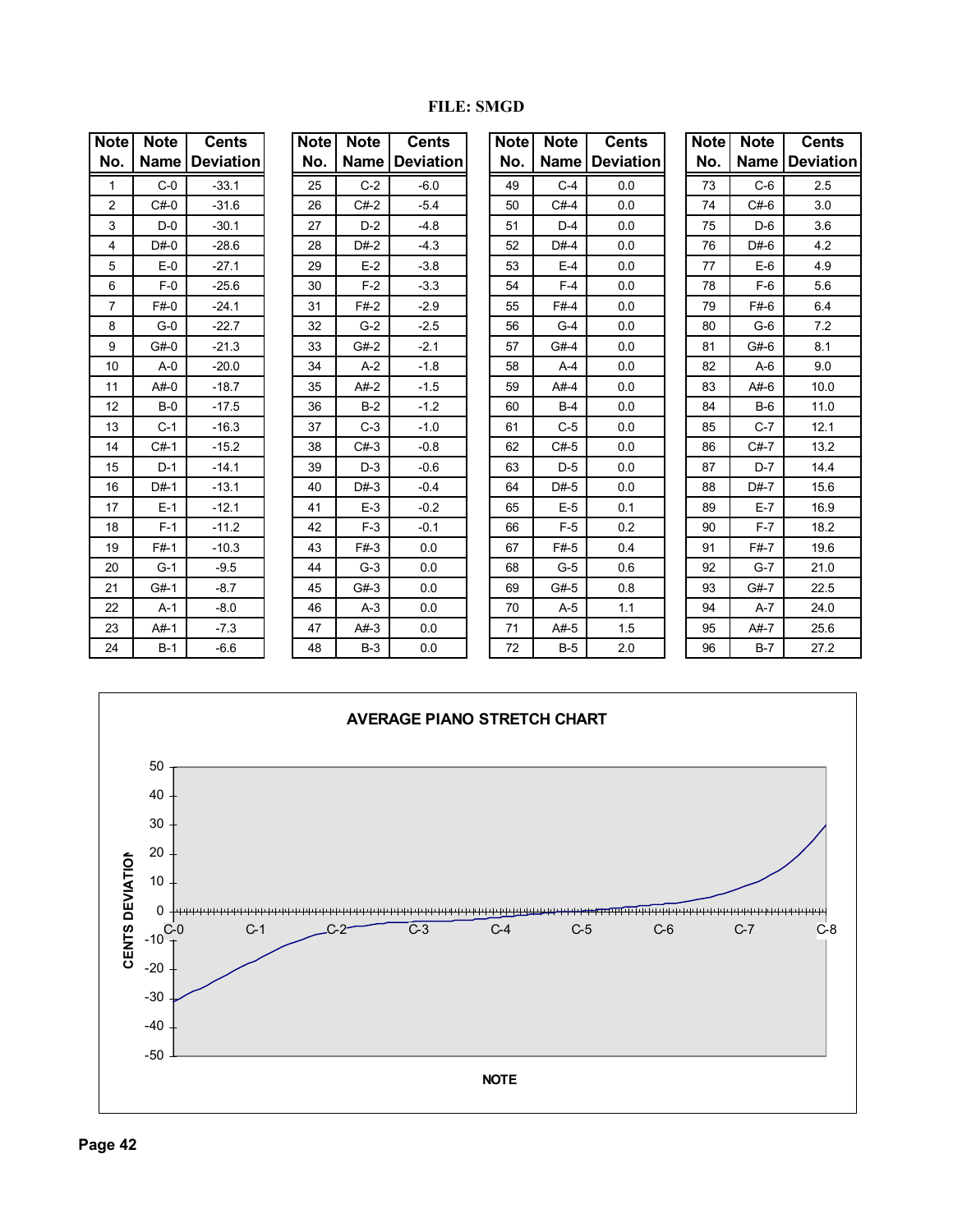**FILE: SMGD**

| Note No. | Note Name | Cents Deviation |
|---|---|---|
| 1 | C-0 | -33.1 |
| 2 | C#-0 | -31.6 |
| 3 | D-0 | -30.1 |
| 4 | D#-0 | -28.6 |
| 5 | E-0 | -27.1 |
| 6 | F-0 | -25.6 |
| 7 | F#-0 | -24.1 |
| 8 | G-0 | -22.7 |
| 9 | G#-0 | -21.3 |
| 10 | A-0 | -20.0 |
| 11 | A#-0 | -18.7 |
| 12 | B-0 | -17.5 |
| 13 | C-1 | -16.3 |
| 14 | C#-1 | -15.2 |
| 15 | D-1 | -14.1 |
| 16 | D#-1 | -13.1 |
| 17 | E-1 | -12.1 |
| 18 | F-1 | -11.2 |
| 19 | F#-1 | -10.3 |
| 20 | G-1 | -9.5 |
| 21 | G#-1 | -8.7 |
| 22 | A-1 | -8.0 |
| 23 | A#-1 | -7.3 |
| 24 | B-1 | -6.6 |
| 25 | C-2 | -6.0 |
| 26 | C#-2 | -5.4 |
| 27 | D-2 | -4.8 |
| 28 | D#-2 | -4.3 |
| 29 | E-2 | -3.8 |
| 30 | F-2 | -3.3 |
| 31 | F#-2 | -2.9 |
| 32 | G-2 | -2.5 |
| 33 | G#-2 | -2.1 |
| 34 | A-2 | -1.8 |
| 35 | A#-2 | -1.5 |
| 36 | B-2 | -1.2 |
| 37 | C-3 | -1.0 |
| 38 | C#-3 | -0.8 |
| 39 | D-3 | -0.6 |
| 40 | D#-3 | -0.4 |
| 41 | E-3 | -0.2 |
| 42 | F-3 | -0.1 |
| 43 | F#-3 | 0.0 |
| 44 | G-3 | 0.0 |
| 45 | G#-3 | 0.0 |
| 46 | A-3 | 0.0 |
| 47 | A#-3 | 0.0 |
| 48 | B-3 | 0.0 |
| 49 | C-4 | 0.0 |
| 50 | C#-4 | 0.0 |
| 51 | D-4 | 0.0 |
| 52 | D#-4 | 0.0 |
| 53 | E-4 | 0.0 |
| 54 | F-4 | 0.0 |
| 55 | F#-4 | 0.0 |
| 56 | G-4 | 0.0 |
| 57 | G#-4 | 0.0 |
| 58 | A-4 | 0.0 |
| 59 | A#-4 | 0.0 |
| 60 | B-4 | 0.0 |
| 61 | C-5 | 0.0 |
| 62 | C#-5 | 0.0 |
| 63 | D-5 | 0.0 |
| 64 | D#-5 | 0.0 |
| 65 | E-5 | 0.1 |
| 66 | F-5 | 0.2 |
| 67 | F#-5 | 0.4 |
| 68 | G-5 | 0.6 |
| 69 | G#-5 | 0.8 |
| 70 | A-5 | 1.1 |
| 71 | A#-5 | 1.5 |
| 72 | B-5 | 2.0 |
| 73 | C-6 | 2.5 |
| 74 | C#-6 | 3.0 |
| 75 | D-6 | 3.6 |
| 76 | D#-6 | 4.2 |
| 77 | E-6 | 4.9 |
| 78 | F-6 | 5.6 |
| 79 | F#-6 | 6.4 |
| 80 | G-6 | 7.2 |
| 81 | G#-6 | 8.1 |
| 82 | A-6 | 9.0 |
| 83 | A#-6 | 10.0 |
| 84 | B-6 | 11.0 |
| 85 | C-7 | 12.1 |
| 86 | C#-7 | 13.2 |
| 87 | D-7 | 14.4 |
| 88 | D#-7 | 15.6 |
| 89 | E-7 | 16.9 |
| 90 | F-7 | 18.2 |
| 91 | F#-7 | 19.6 |
| 92 | G-7 | 21.0 |
| 93 | G#-7 | 22.5 |
| 94 | A-7 | 24.0 |
| 95 | A#-7 | 25.6 |
| 96 | B-7 | 27.2 |

**AVERAGE PIANO STRETCH CHART**

CENTS DEVIATION (y-axis: -50 to 50) vs. NOTE (x-axis: C-0, C-1, C-2, C-3, C-4, C-5, C-6, C-7, C-8)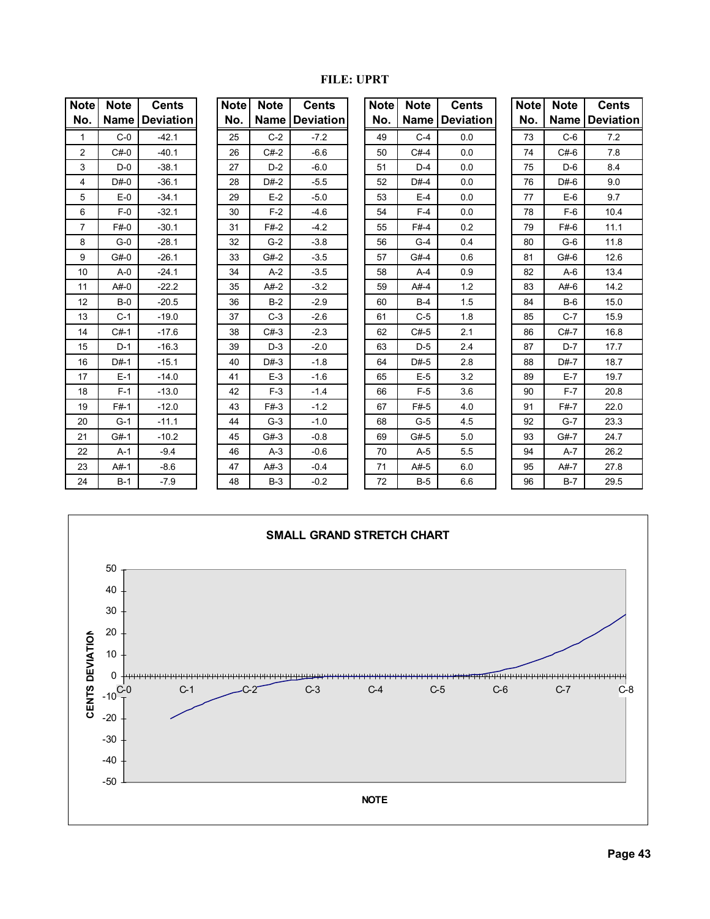**FILE: UPRT**

| Note No. | Note Name | Cents Deviation |
|---|---|---|
| 1 | C-0 | -42.1 |
| 2 | C#-0 | -40.1 |
| 3 | D-0 | -38.1 |
| 4 | D#-0 | -36.1 |
| 5 | E-0 | -34.1 |
| 6 | F-0 | -32.1 |
| 7 | F#-0 | -30.1 |
| 8 | G-0 | -28.1 |
| 9 | G#-0 | -26.1 |
| 10 | A-0 | -24.1 |
| 11 | A#-0 | -22.2 |
| 12 | B-0 | -20.5 |
| 13 | C-1 | -19.0 |
| 14 | C#-1 | -17.6 |
| 15 | D-1 | -16.3 |
| 16 | D#-1 | -15.1 |
| 17 | E-1 | -14.0 |
| 18 | F-1 | -13.0 |
| 19 | F#-1 | -12.0 |
| 20 | G-1 | -11.1 |
| 21 | G#-1 | -10.2 |
| 22 | A-1 | -9.4 |
| 23 | A#-1 | -8.6 |
| 24 | B-1 | -7.9 |

| Note No. | Note Name | Cents Deviation |
|---|---|---|
| 25 | C-2 | -7.2 |
| 26 | C#-2 | -6.6 |
| 27 | D-2 | -6.0 |
| 28 | D#-2 | -5.5 |
| 29 | E-2 | -5.0 |
| 30 | F-2 | -4.6 |
| 31 | F#-2 | -4.2 |
| 32 | G-2 | -3.8 |
| 33 | G#-2 | -3.5 |
| 34 | A-2 | -3.5 |
| 35 | A#-2 | -3.2 |
| 36 | B-2 | -2.9 |
| 37 | C-3 | -2.6 |
| 38 | C#-3 | -2.3 |
| 39 | D-3 | -2.0 |
| 40 | D#-3 | -1.8 |
| 41 | E-3 | -1.6 |
| 42 | F-3 | -1.4 |
| 43 | F#-3 | -1.2 |
| 44 | G-3 | -1.0 |
| 45 | G#-3 | -0.8 |
| 46 | A-3 | -0.6 |
| 47 | A#-3 | -0.4 |
| 48 | B-3 | -0.2 |

| Note No. | Note Name | Cents Deviation |
|---|---|---|
| 49 | C-4 | 0.0 |
| 50 | C#-4 | 0.0 |
| 51 | D-4 | 0.0 |
| 52 | D#-4 | 0.0 |
| 53 | E-4 | 0.0 |
| 54 | F-4 | 0.0 |
| 55 | F#-4 | 0.2 |
| 56 | G-4 | 0.4 |
| 57 | G#-4 | 0.6 |
| 58 | A-4 | 0.9 |
| 59 | A#-4 | 1.2 |
| 60 | B-4 | 1.5 |
| 61 | C-5 | 1.8 |
| 62 | C#-5 | 2.1 |
| 63 | D-5 | 2.4 |
| 64 | D#-5 | 2.8 |
| 65 | E-5 | 3.2 |
| 66 | F-5 | 3.6 |
| 67 | F#-5 | 4.0 |
| 68 | G-5 | 4.5 |
| 69 | G#-5 | 5.0 |
| 70 | A-5 | 5.5 |
| 71 | A#-5 | 6.0 |
| 72 | B-5 | 6.6 |

| Note No. | Note Name | Cents Deviation |
|---|---|---|
| 73 | C-6 | 7.2 |
| 74 | C#-6 | 7.8 |
| 75 | D-6 | 8.4 |
| 76 | D#-6 | 9.0 |
| 77 | E-6 | 9.7 |
| 78 | F-6 | 10.4 |
| 79 | F#-6 | 11.1 |
| 80 | G-6 | 11.8 |
| 81 | G#-6 | 12.6 |
| 82 | A-6 | 13.4 |
| 83 | A#-6 | 14.2 |
| 84 | B-6 | 15.0 |
| 85 | C-7 | 15.9 |
| 86 | C#-7 | 16.8 |
| 87 | D-7 | 17.7 |
| 88 | D#-7 | 18.7 |
| 89 | E-7 | 19.7 |
| 90 | F-7 | 20.8 |
| 91 | F#-7 | 22.0 |
| 92 | G-7 | 23.3 |
| 93 | G#-7 | 24.7 |
| 94 | A-7 | 26.2 |
| 95 | A#-7 | 27.8 |
| 96 | B-7 | 29.5 |

**SMALL GRAND STRETCH CHART**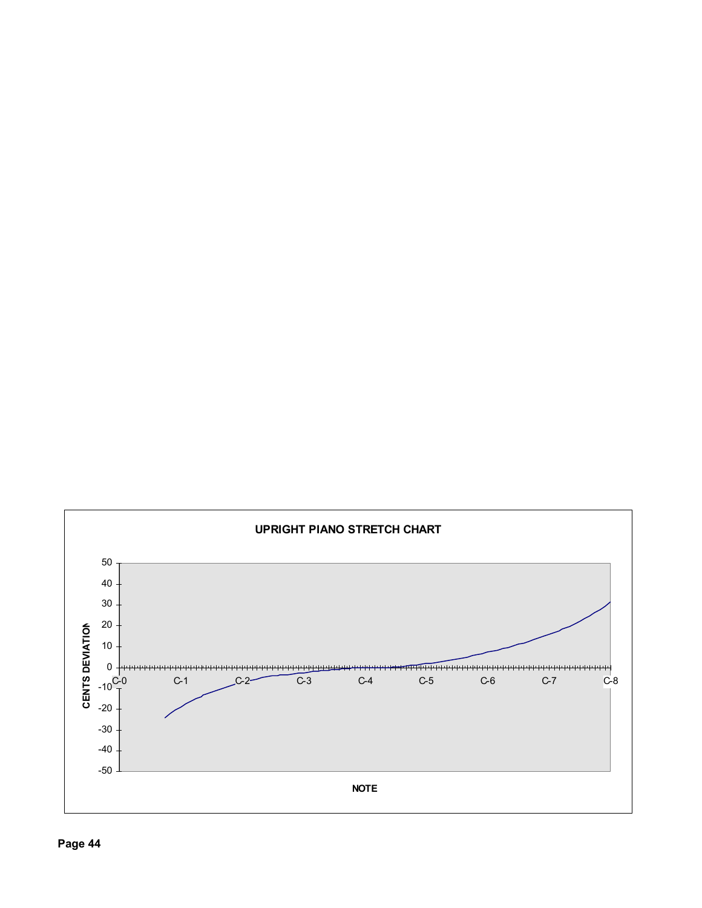**UPRIGHT PIANO STRETCH CHART**

CENTS DEVIATION

50
40
30
20
10
0
-10
-20
-30
-40
-50

C-0 C-1 C-2 C-3 C-4 C-5 C-6 C-7 C-8

**NOTE**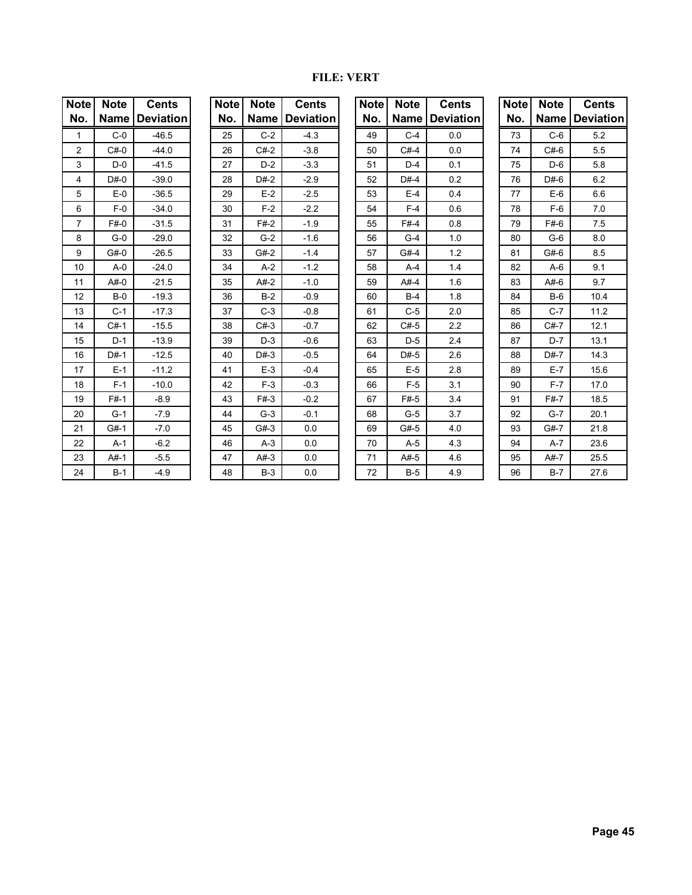**FILE: VERT**

| Note No. | Note Name | Cents Deviation |
|---|---|---|
| 1 | C-0 | -46.5 |
| 2 | C#-0 | -44.0 |
| 3 | D-0 | -41.5 |
| 4 | D#-0 | -39.0 |
| 5 | E-0 | -36.5 |
| 6 | F-0 | -34.0 |
| 7 | F#-0 | -31.5 |
| 8 | G-0 | -29.0 |
| 9 | G#-0 | -26.5 |
| 10 | A-0 | -24.0 |
| 11 | A#-0 | -21.5 |
| 12 | B-0 | -19.3 |
| 13 | C-1 | -17.3 |
| 14 | C#-1 | -15.5 |
| 15 | D-1 | -13.9 |
| 16 | D#-1 | -12.5 |
| 17 | E-1 | -11.2 |
| 18 | F-1 | -10.0 |
| 19 | F#-1 | -8.9 |
| 20 | G-1 | -7.9 |
| 21 | G#-1 | -7.0 |
| 22 | A-1 | -6.2 |
| 23 | A#-1 | -5.5 |
| 24 | B-1 | -4.9 |

| Note No. | Note Name | Cents Deviation |
|---|---|---|
| 25 | C-2 | -4.3 |
| 26 | C#-2 | -3.8 |
| 27 | D-2 | -3.3 |
| 28 | D#-2 | -2.9 |
| 29 | E-2 | -2.5 |
| 30 | F-2 | -2.2 |
| 31 | F#-2 | -1.9 |
| 32 | G-2 | -1.6 |
| 33 | G#-2 | -1.4 |
| 34 | A-2 | -1.2 |
| 35 | A#-2 | -1.0 |
| 36 | B-2 | -0.9 |
| 37 | C-3 | -0.8 |
| 38 | C#-3 | -0.7 |
| 39 | D-3 | -0.6 |
| 40 | D#-3 | -0.5 |
| 41 | E-3 | -0.4 |
| 42 | F-3 | -0.3 |
| 43 | F#-3 | -0.2 |
| 44 | G-3 | -0.1 |
| 45 | G#-3 | 0.0 |
| 46 | A-3 | 0.0 |
| 47 | A#-3 | 0.0 |
| 48 | B-3 | 0.0 |

| Note No. | Note Name | Cents Deviation |
|---|---|---|
| 49 | C-4 | 0.0 |
| 50 | C#-4 | 0.0 |
| 51 | D-4 | 0.1 |
| 52 | D#-4 | 0.2 |
| 53 | E-4 | 0.4 |
| 54 | F-4 | 0.6 |
| 55 | F#-4 | 0.8 |
| 56 | G-4 | 1.0 |
| 57 | G#-4 | 1.2 |
| 58 | A-4 | 1.4 |
| 59 | A#-4 | 1.6 |
| 60 | B-4 | 1.8 |
| 61 | C-5 | 2.0 |
| 62 | C#-5 | 2.2 |
| 63 | D-5 | 2.4 |
| 64 | D#-5 | 2.6 |
| 65 | E-5 | 2.8 |
| 66 | F-5 | 3.1 |
| 67 | F#-5 | 3.4 |
| 68 | G-5 | 3.7 |
| 69 | G#-5 | 4.0 |
| 70 | A-5 | 4.3 |
| 71 | A#-5 | 4.6 |
| 72 | B-5 | 4.9 |

| Note No. | Note Name | Cents Deviation |
|---|---|---|
| 73 | C-6 | 5.2 |
| 74 | C#-6 | 5.5 |
| 75 | D-6 | 5.8 |
| 76 | D#-6 | 6.2 |
| 77 | E-6 | 6.6 |
| 78 | F-6 | 7.0 |
| 79 | F#-6 | 7.5 |
| 80 | G-6 | 8.0 |
| 81 | G#-6 | 8.5 |
| 82 | A-6 | 9.1 |
| 83 | A#-6 | 9.7 |
| 84 | B-6 | 10.4 |
| 85 | C-7 | 11.2 |
| 86 | C#-7 | 12.1 |
| 87 | D-7 | 13.1 |
| 88 | D#-7 | 14.3 |
| 89 | E-7 | 15.6 |
| 90 | F-7 | 17.0 |
| 91 | F#-7 | 18.5 |
| 92 | G-7 | 20.1 |
| 93 | G#-7 | 21.8 |
| 94 | A-7 | 23.6 |
| 95 | A#-7 | 25.5 |
| 96 | B-7 | 27.6 |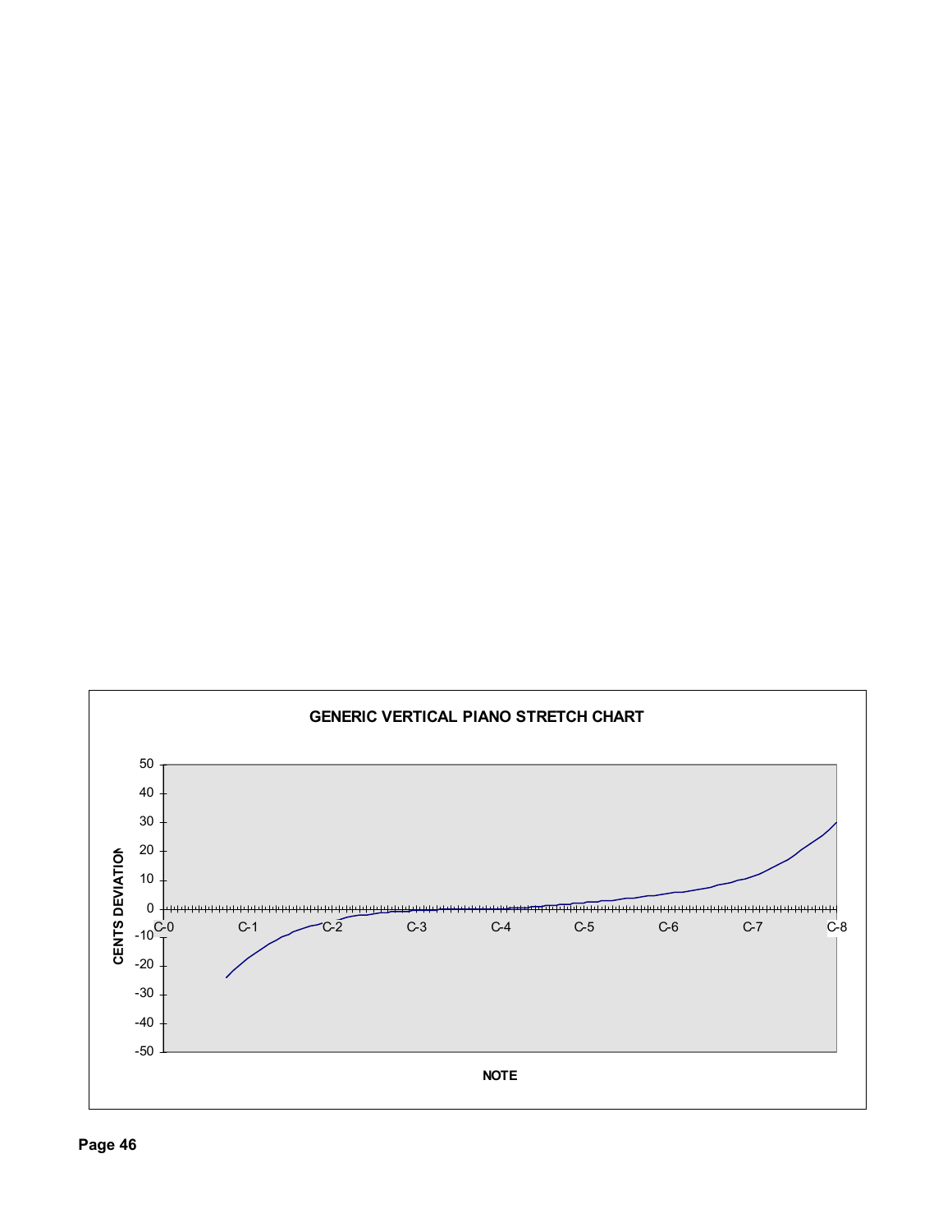**GENERIC VERTICAL PIANO STRETCH CHART**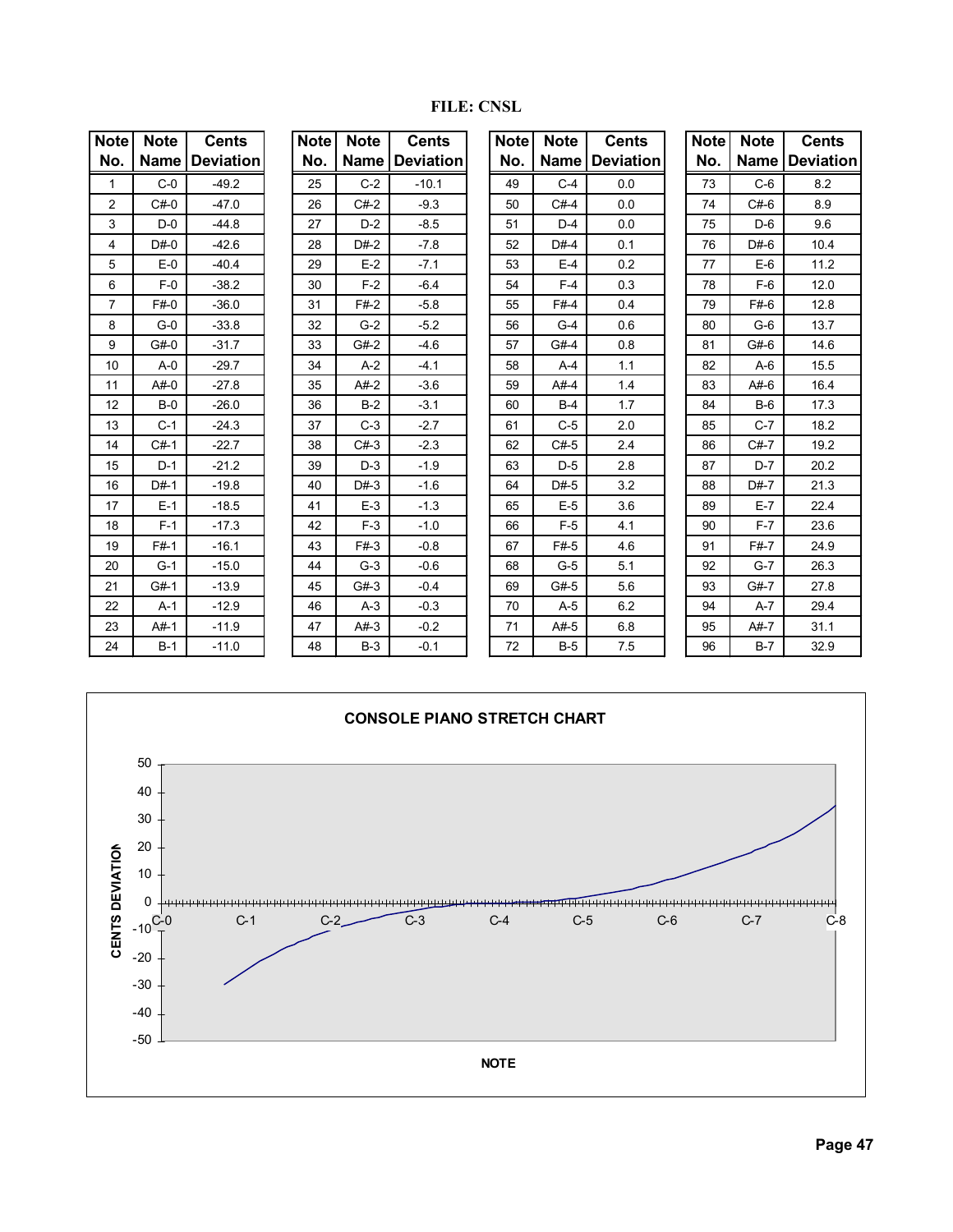**FILE: CNSL**

| Note No. | Note Name | Cents Deviation |
|---|---|---|
| 1 | C-0 | -49.2 |
| 2 | C#-0 | -47.0 |
| 3 | D-0 | -44.8 |
| 4 | D#-0 | -42.6 |
| 5 | E-0 | -40.4 |
| 6 | F-0 | -38.2 |
| 7 | F#-0 | -36.0 |
| 8 | G-0 | -33.8 |
| 9 | G#-0 | -31.7 |
| 10 | A-0 | -29.7 |
| 11 | A#-0 | -27.8 |
| 12 | B-0 | -26.0 |
| 13 | C-1 | -24.3 |
| 14 | C#-1 | -22.7 |
| 15 | D-1 | -21.2 |
| 16 | D#-1 | -19.8 |
| 17 | E-1 | -18.5 |
| 18 | F-1 | -17.3 |
| 19 | F#-1 | -16.1 |
| 20 | G-1 | -15.0 |
| 21 | G#-1 | -13.9 |
| 22 | A-1 | -12.9 |
| 23 | A#-1 | -11.9 |
| 24 | B-1 | -11.0 |
| 25 | C-2 | -10.1 |
| 26 | C#-2 | -9.3 |
| 27 | D-2 | -8.5 |
| 28 | D#-2 | -7.8 |
| 29 | E-2 | -7.1 |
| 30 | F-2 | -6.4 |
| 31 | F#-2 | -5.8 |
| 32 | G-2 | -5.2 |
| 33 | G#-2 | -4.6 |
| 34 | A-2 | -4.1 |
| 35 | A#-2 | -3.6 |
| 36 | B-2 | -3.1 |
| 37 | C-3 | -2.7 |
| 38 | C#-3 | -2.3 |
| 39 | D-3 | -1.9 |
| 40 | D#-3 | -1.6 |
| 41 | E-3 | -1.3 |
| 42 | F-3 | -1.0 |
| 43 | F#-3 | -0.8 |
| 44 | G-3 | -0.6 |
| 45 | G#-3 | -0.4 |
| 46 | A-3 | -0.3 |
| 47 | A#-3 | -0.2 |
| 48 | B-3 | -0.1 |
| 49 | C-4 | 0.0 |
| 50 | C#-4 | 0.0 |
| 51 | D-4 | 0.0 |
| 52 | D#-4 | 0.1 |
| 53 | E-4 | 0.2 |
| 54 | F-4 | 0.3 |
| 55 | F#-4 | 0.4 |
| 56 | G-4 | 0.6 |
| 57 | G#-4 | 0.8 |
| 58 | A-4 | 1.1 |
| 59 | A#-4 | 1.4 |
| 60 | B-4 | 1.7 |
| 61 | C-5 | 2.0 |
| 62 | C#-5 | 2.4 |
| 63 | D-5 | 2.8 |
| 64 | D#-5 | 3.2 |
| 65 | E-5 | 3.6 |
| 66 | F-5 | 4.1 |
| 67 | F#-5 | 4.6 |
| 68 | G-5 | 5.1 |
| 69 | G#-5 | 5.6 |
| 70 | A-5 | 6.2 |
| 71 | A#-5 | 6.8 |
| 72 | B-5 | 7.5 |
| 73 | C-6 | 8.2 |
| 74 | C#-6 | 8.9 |
| 75 | D-6 | 9.6 |
| 76 | D#-6 | 10.4 |
| 77 | E-6 | 11.2 |
| 78 | F-6 | 12.0 |
| 79 | F#-6 | 12.8 |
| 80 | G-6 | 13.7 |
| 81 | G#-6 | 14.6 |
| 82 | A-6 | 15.5 |
| 83 | A#-6 | 16.4 |
| 84 | B-6 | 17.3 |
| 85 | C-7 | 18.2 |
| 86 | C#-7 | 19.2 |
| 87 | D-7 | 20.2 |
| 88 | D#-7 | 21.3 |
| 89 | E-7 | 22.4 |
| 90 | F-7 | 23.6 |
| 91 | F#-7 | 24.9 |
| 92 | G-7 | 26.3 |
| 93 | G#-7 | 27.8 |
| 94 | A-7 | 29.4 |
| 95 | A#-7 | 31.1 |
| 96 | B-7 | 32.9 |

**CONSOLE PIANO STRETCH CHART**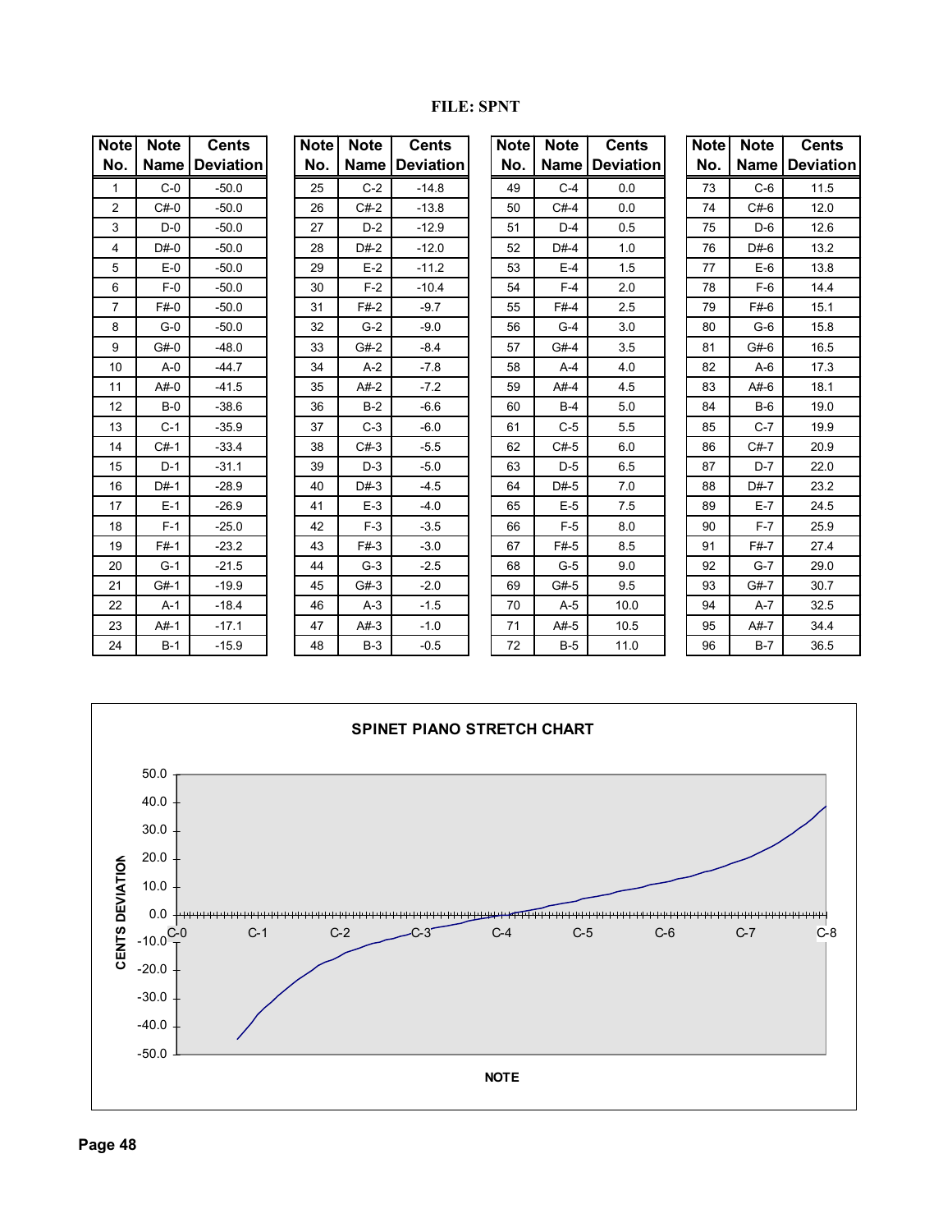**FILE: SPNT**

| Note No. | Note Name | Cents Deviation |
|---|---|---|
| 1 | C-0 | -50.0 |
| 2 | C#-0 | -50.0 |
| 3 | D-0 | -50.0 |
| 4 | D#-0 | -50.0 |
| 5 | E-0 | -50.0 |
| 6 | F-0 | -50.0 |
| 7 | F#-0 | -50.0 |
| 8 | G-0 | -50.0 |
| 9 | G#-0 | -48.0 |
| 10 | A-0 | -44.7 |
| 11 | A#-0 | -41.5 |
| 12 | B-0 | -38.6 |
| 13 | C-1 | -35.9 |
| 14 | C#-1 | -33.4 |
| 15 | D-1 | -31.1 |
| 16 | D#-1 | -28.9 |
| 17 | E-1 | -26.9 |
| 18 | F-1 | -25.0 |
| 19 | F#-1 | -23.2 |
| 20 | G-1 | -21.5 |
| 21 | G#-1 | -19.9 |
| 22 | A-1 | -18.4 |
| 23 | A#-1 | -17.1 |
| 24 | B-1 | -15.9 |

| Note No. | Note Name | Cents Deviation |
|---|---|---|
| 25 | C-2 | -14.8 |
| 26 | C#-2 | -13.8 |
| 27 | D-2 | -12.9 |
| 28 | D#-2 | -12.0 |
| 29 | E-2 | -11.2 |
| 30 | F-2 | -10.4 |
| 31 | F#-2 | -9.7 |
| 32 | G-2 | -9.0 |
| 33 | G#-2 | -8.4 |
| 34 | A-2 | -7.8 |
| 35 | A#-2 | -7.2 |
| 36 | B-2 | -6.6 |
| 37 | C-3 | -6.0 |
| 38 | C#-3 | -5.5 |
| 39 | D-3 | -5.0 |
| 40 | D#-3 | -4.5 |
| 41 | E-3 | -4.0 |
| 42 | F-3 | -3.5 |
| 43 | F#-3 | -3.0 |
| 44 | G-3 | -2.5 |
| 45 | G#-3 | -2.0 |
| 46 | A-3 | -1.5 |
| 47 | A#-3 | -1.0 |
| 48 | B-3 | -0.5 |

| Note No. | Note Name | Cents Deviation |
|---|---|---|
| 49 | C-4 | 0.0 |
| 50 | C#-4 | 0.0 |
| 51 | D-4 | 0.5 |
| 52 | D#-4 | 1.0 |
| 53 | E-4 | 1.5 |
| 54 | F-4 | 2.0 |
| 55 | F#-4 | 2.5 |
| 56 | G-4 | 3.0 |
| 57 | G#-4 | 3.5 |
| 58 | A-4 | 4.0 |
| 59 | A#-4 | 4.5 |
| 60 | B-4 | 5.0 |
| 61 | C-5 | 5.5 |
| 62 | C#-5 | 6.0 |
| 63 | D-5 | 6.5 |
| 64 | D#-5 | 7.0 |
| 65 | E-5 | 7.5 |
| 66 | F-5 | 8.0 |
| 67 | F#-5 | 8.5 |
| 68 | G-5 | 9.0 |
| 69 | G#-5 | 9.5 |
| 70 | A-5 | 10.0 |
| 71 | A#-5 | 10.5 |
| 72 | B-5 | 11.0 |

| Note No. | Note Name | Cents Deviation |
|---|---|---|
| 73 | C-6 | 11.5 |
| 74 | C#-6 | 12.0 |
| 75 | D-6 | 12.6 |
| 76 | D#-6 | 13.2 |
| 77 | E-6 | 13.8 |
| 78 | F-6 | 14.4 |
| 79 | F#-6 | 15.1 |
| 80 | G-6 | 15.8 |
| 81 | G#-6 | 16.5 |
| 82 | A-6 | 17.3 |
| 83 | A#-6 | 18.1 |
| 84 | B-6 | 19.0 |
| 85 | C-7 | 19.9 |
| 86 | C#-7 | 20.9 |
| 87 | D-7 | 22.0 |
| 88 | D#-7 | 23.2 |
| 89 | E-7 | 24.5 |
| 90 | F-7 | 25.9 |
| 91 | F#-7 | 27.4 |
| 92 | G-7 | 29.0 |
| 93 | G#-7 | 30.7 |
| 94 | A-7 | 32.5 |
| 95 | A#-7 | 34.4 |
| 96 | B-7 | 36.5 |

**SPINET PIANO STRETCH CHART**

CENTS DEVIATION: 50.0, 40.0, 30.0, 20.0, 10.0, 0.0, -10.0, -20.0, -30.0, -40.0, -50.0

NOTE: C-0, C-1, C-2, C-3, C-4, C-5, C-6, C-7, C-8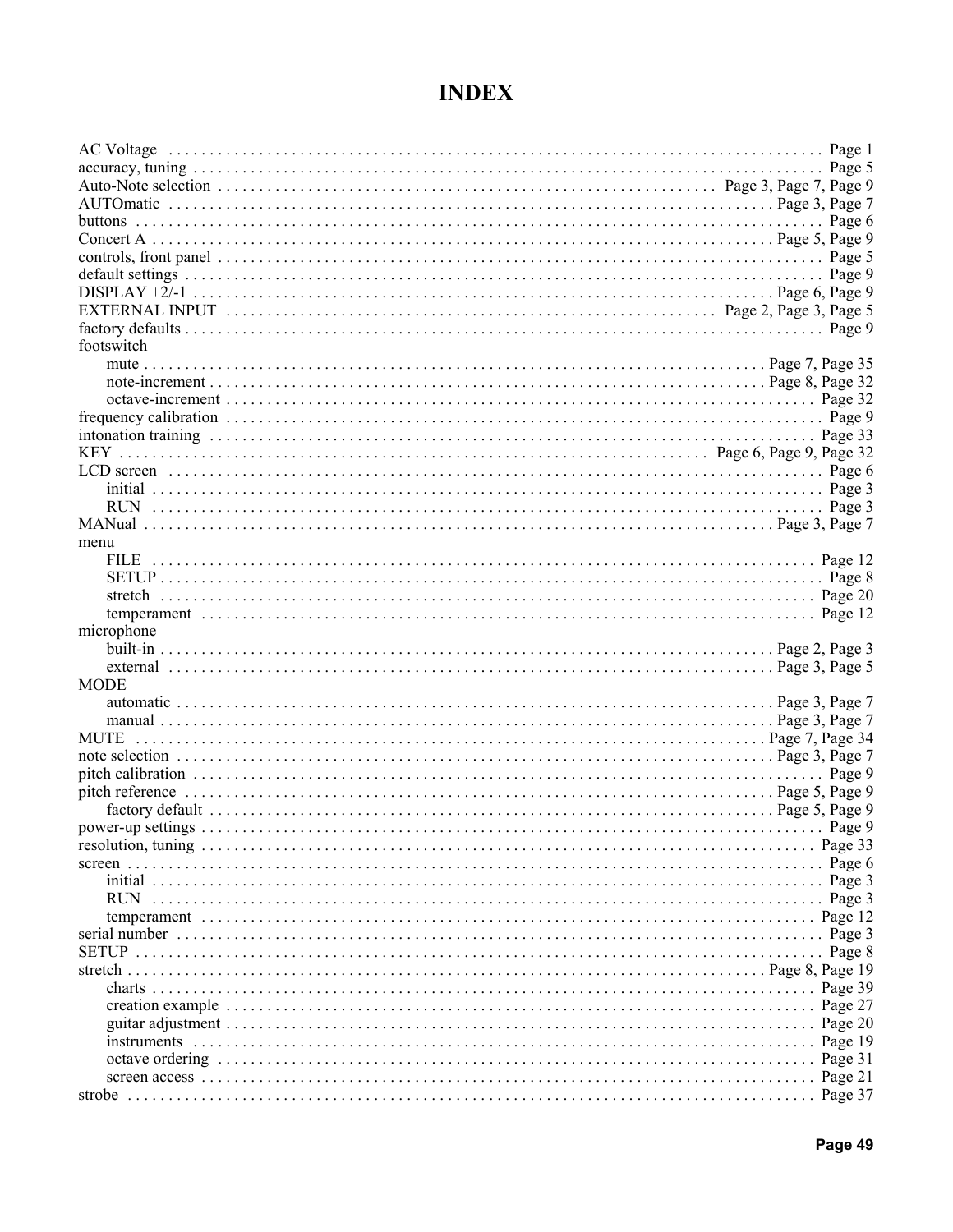# INDEX

AC Voltage . . . . . . . . . . . . . . . . . . . . . . . . . . . . . . . . . . . . . . . . . . . . . . . . . . . . . . . . . . . . . . . . . . . . . . . . . . . Page 1
accuracy, tuning . . . . . . . . . . . . . . . . . . . . . . . . . . . . . . . . . . . . . . . . . . . . . . . . . . . . . . . . . . . . . . . . . . . . . . . Page 5
Auto-Note selection . . . . . . . . . . . . . . . . . . . . . . . . . . . . . . . . . . . . . . . . . . . . . . . . . . . . . . . Page 3, Page 7, Page 9
AUTOmatic . . . . . . . . . . . . . . . . . . . . . . . . . . . . . . . . . . . . . . . . . . . . . . . . . . . . . . . . . . . . . . . . . . Page 3, Page 7
buttons . . . . . . . . . . . . . . . . . . . . . . . . . . . . . . . . . . . . . . . . . . . . . . . . . . . . . . . . . . . . . . . . . . . . . . . . . . . . . Page 6
Concert A . . . . . . . . . . . . . . . . . . . . . . . . . . . . . . . . . . . . . . . . . . . . . . . . . . . . . . . . . . . . . . . . . . . . Page 5, Page 9
controls, front panel . . . . . . . . . . . . . . . . . . . . . . . . . . . . . . . . . . . . . . . . . . . . . . . . . . . . . . . . . . . . . . . . . . . Page 5
default settings . . . . . . . . . . . . . . . . . . . . . . . . . . . . . . . . . . . . . . . . . . . . . . . . . . . . . . . . . . . . . . . . . . . . . . . Page 9
DISPLAY +2/-1 . . . . . . . . . . . . . . . . . . . . . . . . . . . . . . . . . . . . . . . . . . . . . . . . . . . . . . . . . . . . . . . . Page 6, Page 9
EXTERNAL INPUT . . . . . . . . . . . . . . . . . . . . . . . . . . . . . . . . . . . . . . . . . . . . . . . . . . . . . . . Page 2, Page 3, Page 5
factory defaults . . . . . . . . . . . . . . . . . . . . . . . . . . . . . . . . . . . . . . . . . . . . . . . . . . . . . . . . . . . . . . . . . . . . . . . Page 9
footswitch
- mute . . . . . . . . . . . . . . . . . . . . . . . . . . . . . . . . . . . . . . . . . . . . . . . . . . . . . . . . . . . . . . . . . . . . Page 7, Page 35
- note-increment . . . . . . . . . . . . . . . . . . . . . . . . . . . . . . . . . . . . . . . . . . . . . . . . . . . . . . . . . . . . Page 8, Page 32
- octave-increment . . . . . . . . . . . . . . . . . . . . . . . . . . . . . . . . . . . . . . . . . . . . . . . . . . . . . . . . . . . . . . . . Page 32

frequency calibration . . . . . . . . . . . . . . . . . . . . . . . . . . . . . . . . . . . . . . . . . . . . . . . . . . . . . . . . . . . . . . . . . . Page 9
intonation training . . . . . . . . . . . . . . . . . . . . . . . . . . . . . . . . . . . . . . . . . . . . . . . . . . . . . . . . . . . . . . . . . . . Page 33
KEY . . . . . . . . . . . . . . . . . . . . . . . . . . . . . . . . . . . . . . . . . . . . . . . . . . . . . . . . . . . . . . . . . . . Page 6, Page 9, Page 32
LCD screen . . . . . . . . . . . . . . . . . . . . . . . . . . . . . . . . . . . . . . . . . . . . . . . . . . . . . . . . . . . . . . . . . . . . . . . . . Page 6
- initial . . . . . . . . . . . . . . . . . . . . . . . . . . . . . . . . . . . . . . . . . . . . . . . . . . . . . . . . . . . . . . . . . . . . . . . . Page 3
- RUN . . . . . . . . . . . . . . . . . . . . . . . . . . . . . . . . . . . . . . . . . . . . . . . . . . . . . . . . . . . . . . . . . . . . . . . . . Page 3

MANual . . . . . . . . . . . . . . . . . . . . . . . . . . . . . . . . . . . . . . . . . . . . . . . . . . . . . . . . . . . . . . . . . . . . . Page 3, Page 7
menu
- FILE . . . . . . . . . . . . . . . . . . . . . . . . . . . . . . . . . . . . . . . . . . . . . . . . . . . . . . . . . . . . . . . . . . . . . . . . . Page 12
- SETUP . . . . . . . . . . . . . . . . . . . . . . . . . . . . . . . . . . . . . . . . . . . . . . . . . . . . . . . . . . . . . . . . . . . . . . . . Page 8
- stretch . . . . . . . . . . . . . . . . . . . . . . . . . . . . . . . . . . . . . . . . . . . . . . . . . . . . . . . . . . . . . . . . . . . . . . . Page 20
- temperament . . . . . . . . . . . . . . . . . . . . . . . . . . . . . . . . . . . . . . . . . . . . . . . . . . . . . . . . . . . . . . . . . . Page 12

microphone
- built-in . . . . . . . . . . . . . . . . . . . . . . . . . . . . . . . . . . . . . . . . . . . . . . . . . . . . . . . . . . . . . . . . . Page 2, Page 3
- external . . . . . . . . . . . . . . . . . . . . . . . . . . . . . . . . . . . . . . . . . . . . . . . . . . . . . . . . . . . . . . . . . Page 3, Page 5

MODE
- automatic . . . . . . . . . . . . . . . . . . . . . . . . . . . . . . . . . . . . . . . . . . . . . . . . . . . . . . . . . . . . . . . . Page 3, Page 7
- manual . . . . . . . . . . . . . . . . . . . . . . . . . . . . . . . . . . . . . . . . . . . . . . . . . . . . . . . . . . . . . . . . . . Page 3, Page 7

MUTE . . . . . . . . . . . . . . . . . . . . . . . . . . . . . . . . . . . . . . . . . . . . . . . . . . . . . . . . . . . . . . . . . . . . . . Page 7, Page 34
note selection . . . . . . . . . . . . . . . . . . . . . . . . . . . . . . . . . . . . . . . . . . . . . . . . . . . . . . . . . . . . . . . . . . Page 3, Page 7
pitch calibration . . . . . . . . . . . . . . . . . . . . . . . . . . . . . . . . . . . . . . . . . . . . . . . . . . . . . . . . . . . . . . . . . . . . . . Page 9
pitch reference . . . . . . . . . . . . . . . . . . . . . . . . . . . . . . . . . . . . . . . . . . . . . . . . . . . . . . . . . . . . . . . . . Page 5, Page 9
- factory default . . . . . . . . . . . . . . . . . . . . . . . . . . . . . . . . . . . . . . . . . . . . . . . . . . . . . . . . . . . . . Page 5, Page 9

power-up settings . . . . . . . . . . . . . . . . . . . . . . . . . . . . . . . . . . . . . . . . . . . . . . . . . . . . . . . . . . . . . . . . . . . . . Page 9
resolution, tuning . . . . . . . . . . . . . . . . . . . . . . . . . . . . . . . . . . . . . . . . . . . . . . . . . . . . . . . . . . . . . . . . . . . . Page 33
screen . . . . . . . . . . . . . . . . . . . . . . . . . . . . . . . . . . . . . . . . . . . . . . . . . . . . . . . . . . . . . . . . . . . . . . . . . . . . . . Page 6
- initial . . . . . . . . . . . . . . . . . . . . . . . . . . . . . . . . . . . . . . . . . . . . . . . . . . . . . . . . . . . . . . . . . . . . . . . . Page 3
- RUN . . . . . . . . . . . . . . . . . . . . . . . . . . . . . . . . . . . . . . . . . . . . . . . . . . . . . . . . . . . . . . . . . . . . . . . . . Page 3
- temperament . . . . . . . . . . . . . . . . . . . . . . . . . . . . . . . . . . . . . . . . . . . . . . . . . . . . . . . . . . . . . . . . . . Page 12

serial number . . . . . . . . . . . . . . . . . . . . . . . . . . . . . . . . . . . . . . . . . . . . . . . . . . . . . . . . . . . . . . . . . . . . . . . . Page 3
SETUP . . . . . . . . . . . . . . . . . . . . . . . . . . . . . . . . . . . . . . . . . . . . . . . . . . . . . . . . . . . . . . . . . . . . . . . . . . . . . . Page 8
stretch . . . . . . . . . . . . . . . . . . . . . . . . . . . . . . . . . . . . . . . . . . . . . . . . . . . . . . . . . . . . . . . . . . . . . . Page 8, Page 19
- charts . . . . . . . . . . . . . . . . . . . . . . . . . . . . . . . . . . . . . . . . . . . . . . . . . . . . . . . . . . . . . . . . . . . . . . . . Page 39
- creation example . . . . . . . . . . . . . . . . . . . . . . . . . . . . . . . . . . . . . . . . . . . . . . . . . . . . . . . . . . . . . . . Page 27
- guitar adjustment . . . . . . . . . . . . . . . . . . . . . . . . . . . . . . . . . . . . . . . . . . . . . . . . . . . . . . . . . . . . . . . Page 20
- instruments . . . . . . . . . . . . . . . . . . . . . . . . . . . . . . . . . . . . . . . . . . . . . . . . . . . . . . . . . . . . . . . . . . . Page 19
- octave ordering . . . . . . . . . . . . . . . . . . . . . . . . . . . . . . . . . . . . . . . . . . . . . . . . . . . . . . . . . . . . . . . . Page 31
- screen access . . . . . . . . . . . . . . . . . . . . . . . . . . . . . . . . . . . . . . . . . . . . . . . . . . . . . . . . . . . . . . . . . Page 21

strobe . . . . . . . . . . . . . . . . . . . . . . . . . . . . . . . . . . . . . . . . . . . . . . . . . . . . . . . . . . . . . . . . . . . . . . . . . . . . . Page 37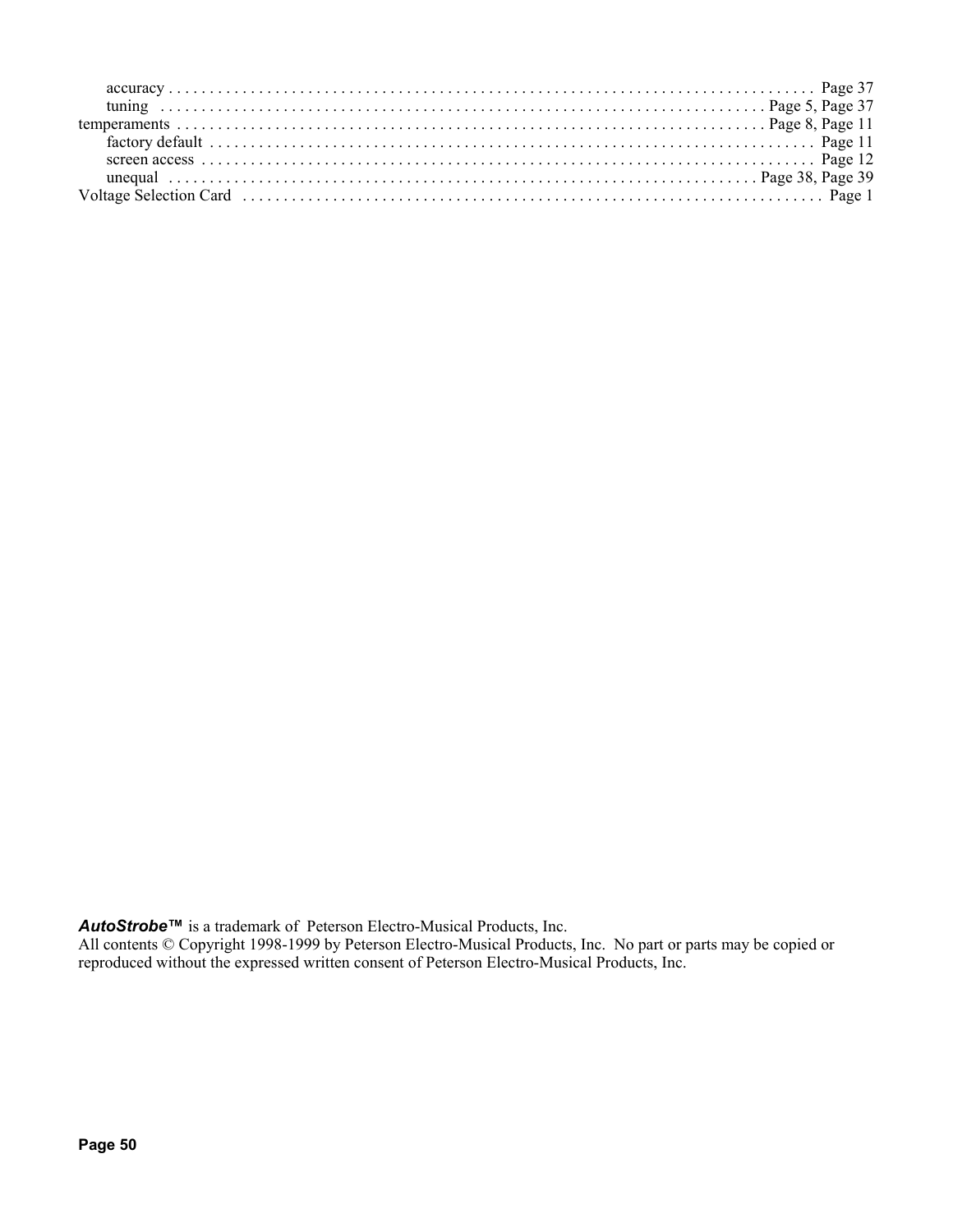accuracy . . . . . . . . . . . . . . . . . . . . . . . . . . . . . . . . . . . . . . . . . . . . . . . . . . . . . . . . . . . . . . . . . . . . . . . . . . . . Page 37
tuning . . . . . . . . . . . . . . . . . . . . . . . . . . . . . . . . . . . . . . . . . . . . . . . . . . . . . . . . . . . . . . . . . . . . . . . . . . . Page 5, Page 37
temperaments . . . . . . . . . . . . . . . . . . . . . . . . . . . . . . . . . . . . . . . . . . . . . . . . . . . . . . . . . . . . . . . . . . . . . . . . . . . Page 8, Page 11
factory default . . . . . . . . . . . . . . . . . . . . . . . . . . . . . . . . . . . . . . . . . . . . . . . . . . . . . . . . . . . . . . . . . . . . . . . . . Page 11
screen access . . . . . . . . . . . . . . . . . . . . . . . . . . . . . . . . . . . . . . . . . . . . . . . . . . . . . . . . . . . . . . . . . . . . . . . . . Page 12
unequal . . . . . . . . . . . . . . . . . . . . . . . . . . . . . . . . . . . . . . . . . . . . . . . . . . . . . . . . . . . . . . . . . . . . . . . . . Page 38, Page 39
Voltage Selection Card . . . . . . . . . . . . . . . . . . . . . . . . . . . . . . . . . . . . . . . . . . . . . . . . . . . . . . . . . . . . . . . . . . . . . . . Page 1

***AutoStrobe™*** is a trademark of Peterson Electro-Musical Products, Inc.
All contents © Copyright 1998-1999 by Peterson Electro-Musical Products, Inc. No part or parts may be copied or reproduced without the expressed written consent of Peterson Electro-Musical Products, Inc.